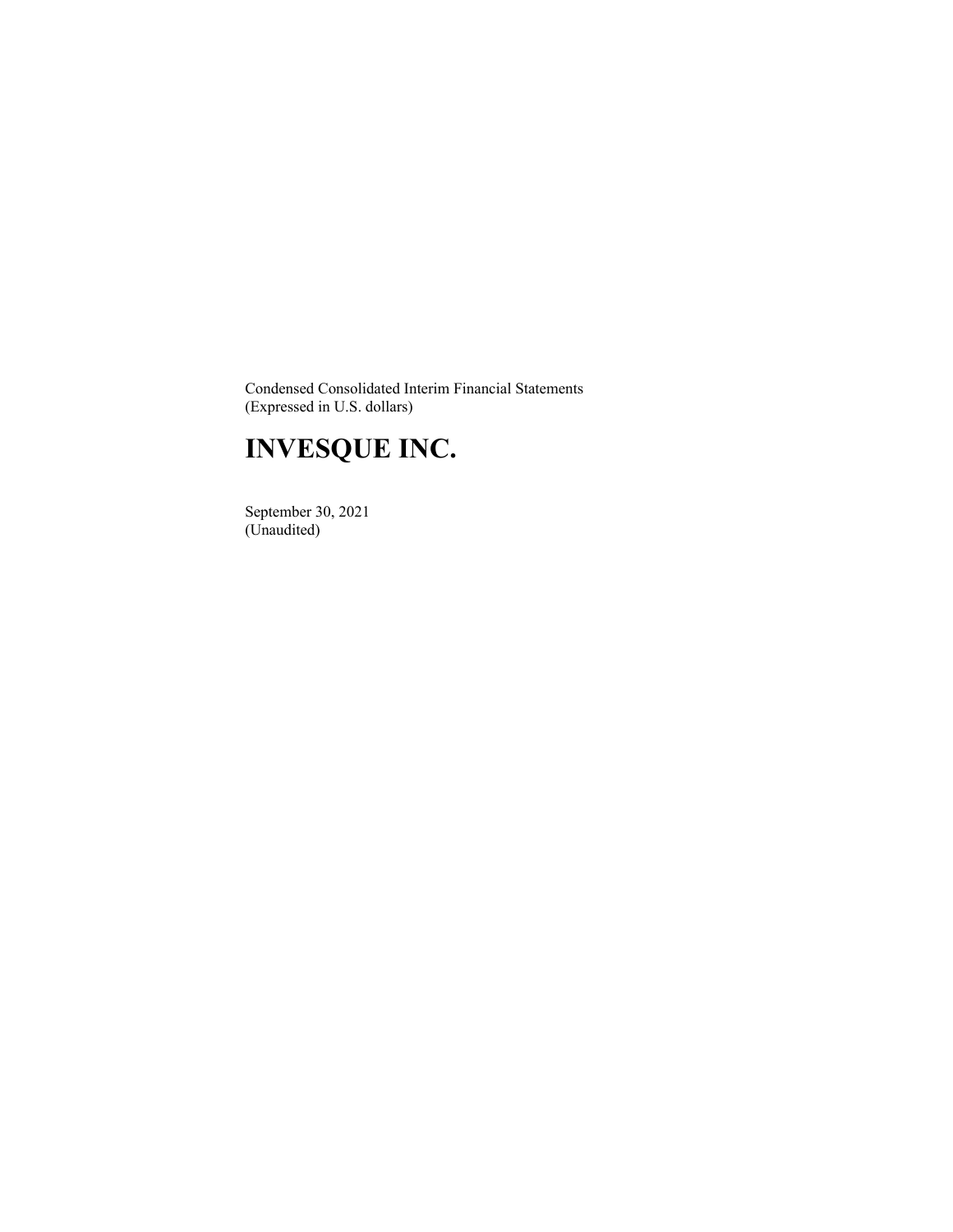Condensed Consolidated Interim Financial Statements
(Expressed in U.S. dollars)

# INVESQUE INC.

September 30, 2021
(Unaudited)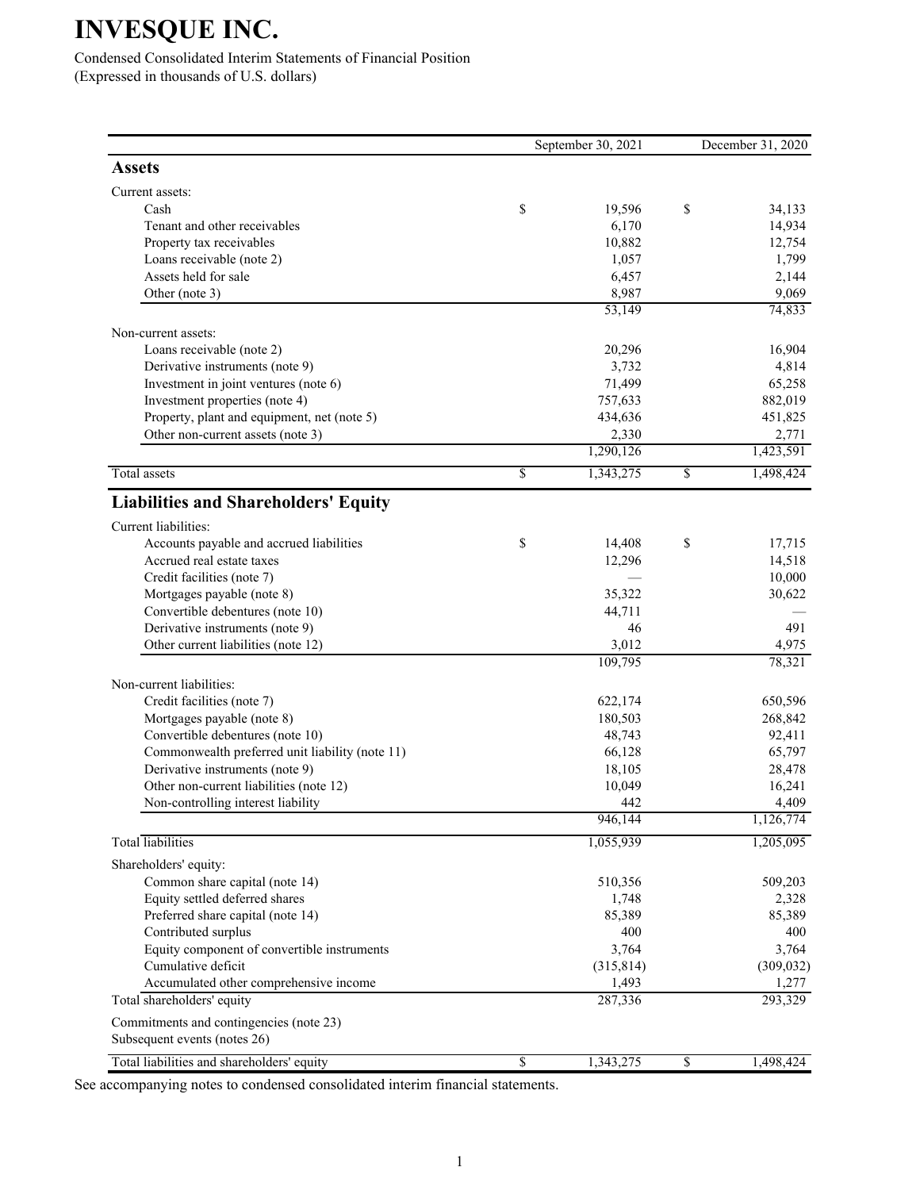# INVESQUE INC.

Condensed Consolidated Interim Statements of Financial Position
(Expressed in thousands of U.S. dollars)

| | September 30, 2021 | December 31, 2020 |
|---|---|---|
| **Assets** | | |
| Current assets: | | |
| Cash | $ 19,596 | $ 34,133 |
| Tenant and other receivables | 6,170 | 14,934 |
| Property tax receivables | 10,882 | 12,754 |
| Loans receivable (note 2) | 1,057 | 1,799 |
| Assets held for sale | 6,457 | 2,144 |
| Other (note 3) | 8,987 | 9,069 |
| | 53,149 | 74,833 |
| Non-current assets: | | |
| Loans receivable (note 2) | 20,296 | 16,904 |
| Derivative instruments (note 9) | 3,732 | 4,814 |
| Investment in joint ventures (note 6) | 71,499 | 65,258 |
| Investment properties (note 4) | 757,633 | 882,019 |
| Property, plant and equipment, net (note 5) | 434,636 | 451,825 |
| Other non-current assets (note 3) | 2,330 | 2,771 |
| | 1,290,126 | 1,423,591 |
| Total assets | $ 1,343,275 | $ 1,498,424 |
| **Liabilities and Shareholders' Equity** | | |
| Current liabilities: | | |
| Accounts payable and accrued liabilities | $ 14,408 | $ 17,715 |
| Accrued real estate taxes | 12,296 | 14,518 |
| Credit facilities (note 7) | — | 10,000 |
| Mortgages payable (note 8) | 35,322 | 30,622 |
| Convertible debentures (note 10) | 44,711 | — |
| Derivative instruments (note 9) | 46 | 491 |
| Other current liabilities (note 12) | 3,012 | 4,975 |
| | 109,795 | 78,321 |
| Non-current liabilities: | | |
| Credit facilities (note 7) | 622,174 | 650,596 |
| Mortgages payable (note 8) | 180,503 | 268,842 |
| Convertible debentures (note 10) | 48,743 | 92,411 |
| Commonwealth preferred unit liability (note 11) | 66,128 | 65,797 |
| Derivative instruments (note 9) | 18,105 | 28,478 |
| Other non-current liabilities (note 12) | 10,049 | 16,241 |
| Non-controlling interest liability | 442 | 4,409 |
| | 946,144 | 1,126,774 |
| Total liabilities | 1,055,939 | 1,205,095 |
| Shareholders' equity: | | |
| Common share capital (note 14) | 510,356 | 509,203 |
| Equity settled deferred shares | 1,748 | 2,328 |
| Preferred share capital (note 14) | 85,389 | 85,389 |
| Contributed surplus | 400 | 400 |
| Equity component of convertible instruments | 3,764 | 3,764 |
| Cumulative deficit | (315,814) | (309,032) |
| Accumulated other comprehensive income | 1,493 | 1,277 |
| Total shareholders' equity | 287,336 | 293,329 |
| Commitments and contingencies (note 23) | | |
| Subsequent events (notes 26) | | |
| Total liabilities and shareholders' equity | $ 1,343,275 | $ 1,498,424 |

See accompanying notes to condensed consolidated interim financial statements.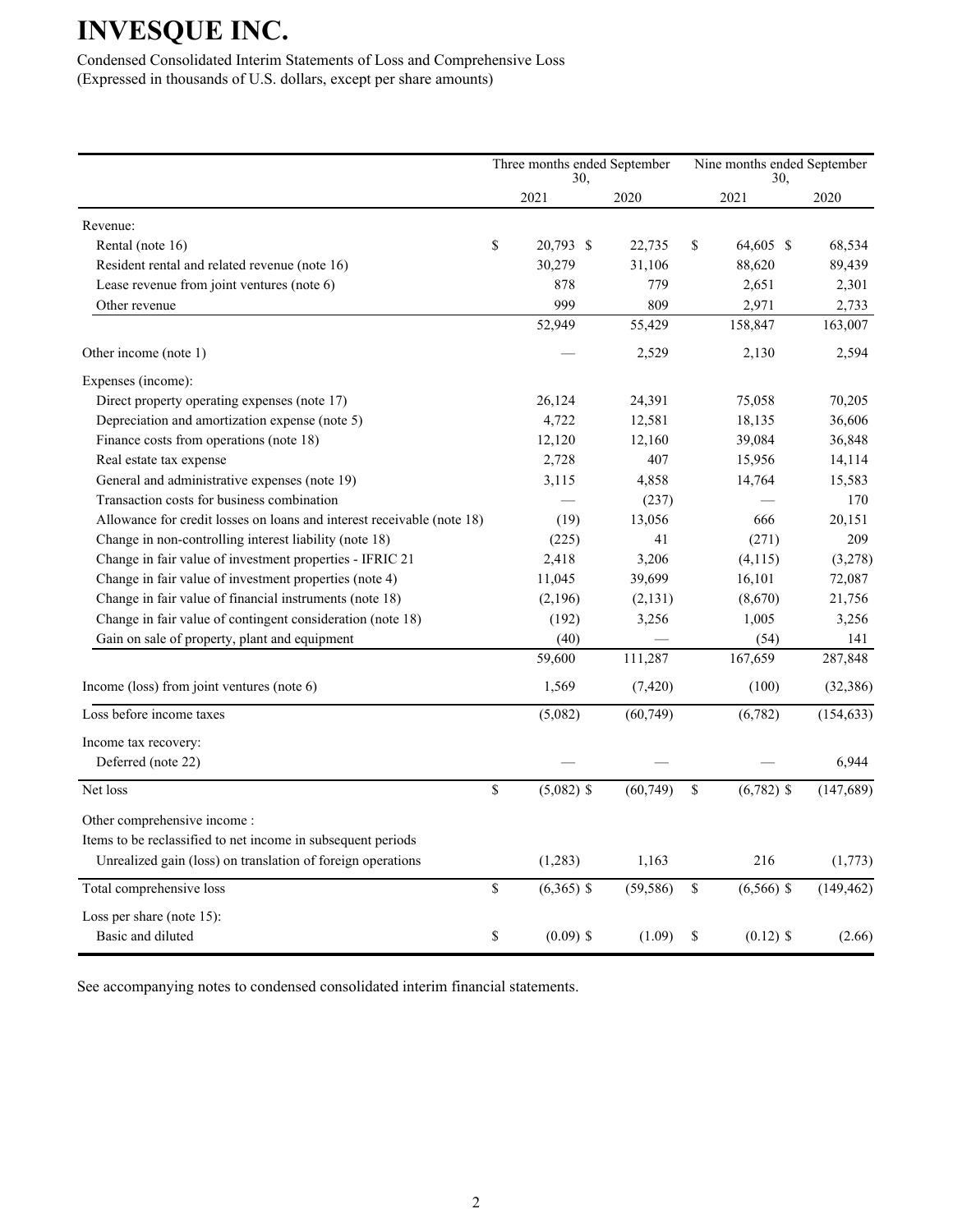# INVESQUE INC.

Condensed Consolidated Interim Statements of Loss and Comprehensive Loss
(Expressed in thousands of U.S. dollars, except per share amounts)

| | Three months ended September 30, | | Nine months ended September 30, | |
|---|---|---|---|---|
| | 2021 | 2020 | 2021 | 2020 |
| Revenue: | | | | |
| Rental (note 16) | $ 20,793 | $ 22,735 | $ 64,605 | $ 68,534 |
| Resident rental and related revenue (note 16) | 30,279 | 31,106 | 88,620 | 89,439 |
| Lease revenue from joint ventures (note 6) | 878 | 779 | 2,651 | 2,301 |
| Other revenue | 999 | 809 | 2,971 | 2,733 |
| | 52,949 | 55,429 | 158,847 | 163,007 |
| Other income (note 1) | — | 2,529 | 2,130 | 2,594 |
| Expenses (income): | | | | |
| Direct property operating expenses (note 17) | 26,124 | 24,391 | 75,058 | 70,205 |
| Depreciation and amortization expense (note 5) | 4,722 | 12,581 | 18,135 | 36,606 |
| Finance costs from operations (note 18) | 12,120 | 12,160 | 39,084 | 36,848 |
| Real estate tax expense | 2,728 | 407 | 15,956 | 14,114 |
| General and administrative expenses (note 19) | 3,115 | 4,858 | 14,764 | 15,583 |
| Transaction costs for business combination | — | (237) | — | 170 |
| Allowance for credit losses on loans and interest receivable (note 18) | (19) | 13,056 | 666 | 20,151 |
| Change in non-controlling interest liability (note 18) | (225) | 41 | (271) | 209 |
| Change in fair value of investment properties - IFRIC 21 | 2,418 | 3,206 | (4,115) | (3,278) |
| Change in fair value of investment properties (note 4) | 11,045 | 39,699 | 16,101 | 72,087 |
| Change in fair value of financial instruments (note 18) | (2,196) | (2,131) | (8,670) | 21,756 |
| Change in fair value of contingent consideration (note 18) | (192) | 3,256 | 1,005 | 3,256 |
| Gain on sale of property, plant and equipment | (40) | — | (54) | 141 |
| | 59,600 | 111,287 | 167,659 | 287,848 |
| Income (loss) from joint ventures (note 6) | 1,569 | (7,420) | (100) | (32,386) |
| Loss before income taxes | (5,082) | (60,749) | (6,782) | (154,633) |
| Income tax recovery: | | | | |
| Deferred (note 22) | — | — | — | 6,944 |
| Net loss | $ (5,082) | $ (60,749) | $ (6,782) | $ (147,689) |
| Other comprehensive income : | | | | |
| Items to be reclassified to net income in subsequent periods | | | | |
| Unrealized gain (loss) on translation of foreign operations | (1,283) | 1,163 | 216 | (1,773) |
| Total comprehensive loss | $ (6,365) | $ (59,586) | $ (6,566) | $ (149,462) |
| Loss per share (note 15): | | | | |
| Basic and diluted | $ (0.09) | $ (1.09) | $ (0.12) | $ (2.66) |

See accompanying notes to condensed consolidated interim financial statements.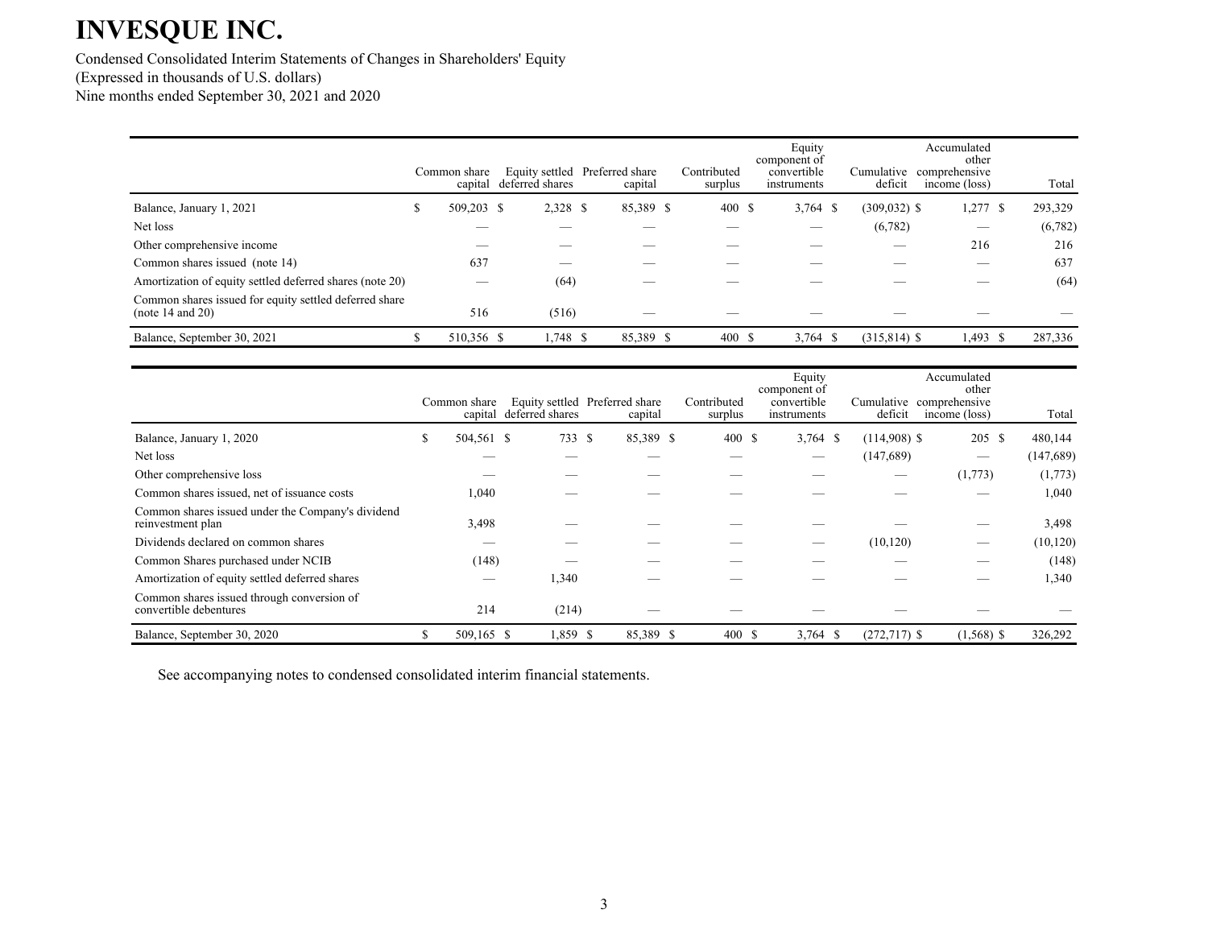# INVESQUE INC.

Condensed Consolidated Interim Statements of Changes in Shareholders' Equity
(Expressed in thousands of U.S. dollars)
Nine months ended September 30, 2021 and 2020

| | Common share capital | Equity settled deferred shares | Preferred share capital | Contributed surplus | Equity component of convertible instruments | Cumulative deficit | Accumulated other comprehensive income (loss) | Total |
|---|---|---|---|---|---|---|---|---|
| Balance, January 1, 2021 | $ 509,203 | $ 2,328 | $ 85,389 | $ 400 | $ 3,764 | $ (309,032) | $ 1,277 | $ 293,329 |
| Net loss | — | — | — | — | — | (6,782) | — | (6,782) |
| Other comprehensive income | — | — | — | — | — | — | 216 | 216 |
| Common shares issued (note 14) | 637 | — | — | — | — | — | — | 637 |
| Amortization of equity settled deferred shares (note 20) | — | (64) | — | — | — | — | — | (64) |
| Common shares issued for equity settled deferred share (note 14 and 20) | 516 | (516) | — | — | — | — | — | — |
| Balance, September 30, 2021 | $ 510,356 | $ 1,748 | $ 85,389 | $ 400 | $ 3,764 | $ (315,814) | $ 1,493 | $ 287,336 |

| | Common share capital | Equity settled deferred shares | Preferred share capital | Contributed surplus | Equity component of convertible instruments | Cumulative deficit | Accumulated other comprehensive income (loss) | Total |
|---|---|---|---|---|---|---|---|---|
| Balance, January 1, 2020 | $ 504,561 | $ 733 | $ 85,389 | $ 400 | $ 3,764 | $ (114,908) | $ 205 | $ 480,144 |
| Net loss | — | — | — | — | — | (147,689) | — | (147,689) |
| Other comprehensive loss | — | — | — | — | — | — | (1,773) | (1,773) |
| Common shares issued, net of issuance costs | 1,040 | — | — | — | — | — | — | 1,040 |
| Common shares issued under the Company's dividend reinvestment plan | 3,498 | — | — | — | — | — | — | 3,498 |
| Dividends declared on common shares | — | — | — | — | — | (10,120) | — | (10,120) |
| Common Shares purchased under NCIB | (148) | — | — | — | — | — | — | (148) |
| Amortization of equity settled deferred shares | — | 1,340 | — | — | — | — | — | 1,340 |
| Common shares issued through conversion of convertible debentures | 214 | (214) | — | — | — | — | — | — |
| Balance, September 30, 2020 | $ 509,165 | $ 1,859 | $ 85,389 | $ 400 | $ 3,764 | $ (272,717) | $ (1,568) | $ 326,292 |

See accompanying notes to condensed consolidated interim financial statements.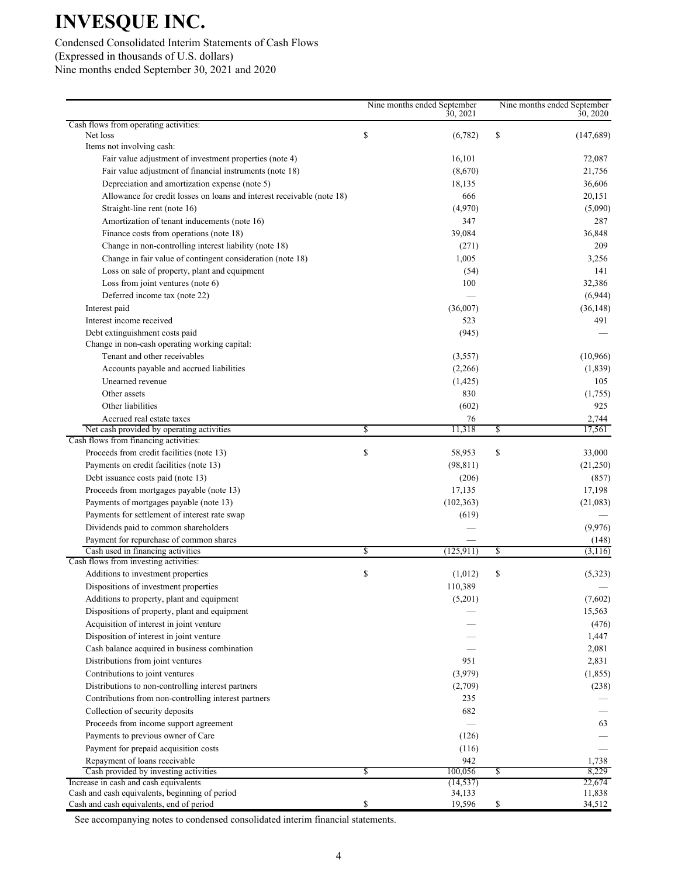# INVESQUE INC.

Condensed Consolidated Interim Statements of Cash Flows
(Expressed in thousands of U.S. dollars)
Nine months ended September 30, 2021 and 2020

| | Nine months ended September 30, 2021 | Nine months ended September 30, 2020 |
|---|---|---|
| Cash flows from operating activities: | | |
| Net loss | $ (6,782) | $ (147,689) |
| Items not involving cash: | | |
| Fair value adjustment of investment properties (note 4) | 16,101 | 72,087 |
| Fair value adjustment of financial instruments (note 18) | (8,670) | 21,756 |
| Depreciation and amortization expense (note 5) | 18,135 | 36,606 |
| Allowance for credit losses on loans and interest receivable (note 18) | 666 | 20,151 |
| Straight-line rent (note 16) | (4,970) | (5,090) |
| Amortization of tenant inducements (note 16) | 347 | 287 |
| Finance costs from operations (note 18) | 39,084 | 36,848 |
| Change in non-controlling interest liability (note 18) | (271) | 209 |
| Change in fair value of contingent consideration (note 18) | 1,005 | 3,256 |
| Loss on sale of property, plant and equipment | (54) | 141 |
| Loss from joint ventures (note 6) | 100 | 32,386 |
| Deferred income tax (note 22) | — | (6,944) |
| Interest paid | (36,007) | (36,148) |
| Interest income received | 523 | 491 |
| Debt extinguishment costs paid | (945) | — |
| Change in non-cash operating working capital: | | |
| Tenant and other receivables | (3,557) | (10,966) |
| Accounts payable and accrued liabilities | (2,266) | (1,839) |
| Unearned revenue | (1,425) | 105 |
| Other assets | 830 | (1,755) |
| Other liabilities | (602) | 925 |
| Accrued real estate taxes | 76 | 2,744 |
| Net cash provided by operating activities | $ 11,318 | $ 17,561 |
| Cash flows from financing activities: | | |
| Proceeds from credit facilities (note 13) | $ 58,953 | $ 33,000 |
| Payments on credit facilities (note 13) | (98,811) | (21,250) |
| Debt issuance costs paid (note 13) | (206) | (857) |
| Proceeds from mortgages payable (note 13) | 17,135 | 17,198 |
| Payments of mortgages payable (note 13) | (102,363) | (21,083) |
| Payments for settlement of interest rate swap | (619) | — |
| Dividends paid to common shareholders | — | (9,976) |
| Payment for repurchase of common shares | — | (148) |
| Cash used in financing activities | $ (125,911) | $ (3,116) |
| Cash flows from investing activities: | | |
| Additions to investment properties | $ (1,012) | $ (5,323) |
| Dispositions of investment properties | 110,389 | — |
| Additions to property, plant and equipment | (5,201) | (7,602) |
| Dispositions of property, plant and equipment | — | 15,563 |
| Acquisition of interest in joint venture | — | (476) |
| Disposition of interest in joint venture | — | 1,447 |
| Cash balance acquired in business combination | — | 2,081 |
| Distributions from joint ventures | 951 | 2,831 |
| Contributions to joint ventures | (3,979) | (1,855) |
| Distributions to non-controlling interest partners | (2,709) | (238) |
| Contributions from non-controlling interest partners | 235 | — |
| Collection of security deposits | 682 | — |
| Proceeds from income support agreement | — | 63 |
| Payments to previous owner of Care | (126) | — |
| Payment for prepaid acquisition costs | (116) | — |
| Repayment of loans receivable | 942 | 1,738 |
| Cash provided by investing activities | $ 100,056 | $ 8,229 |
| Increase in cash and cash equivalents | (14,537) | 22,674 |
| Cash and cash equivalents, beginning of period | 34,133 | 11,838 |
| Cash and cash equivalents, end of period | $ 19,596 | $ 34,512 |

See accompanying notes to condensed consolidated interim financial statements.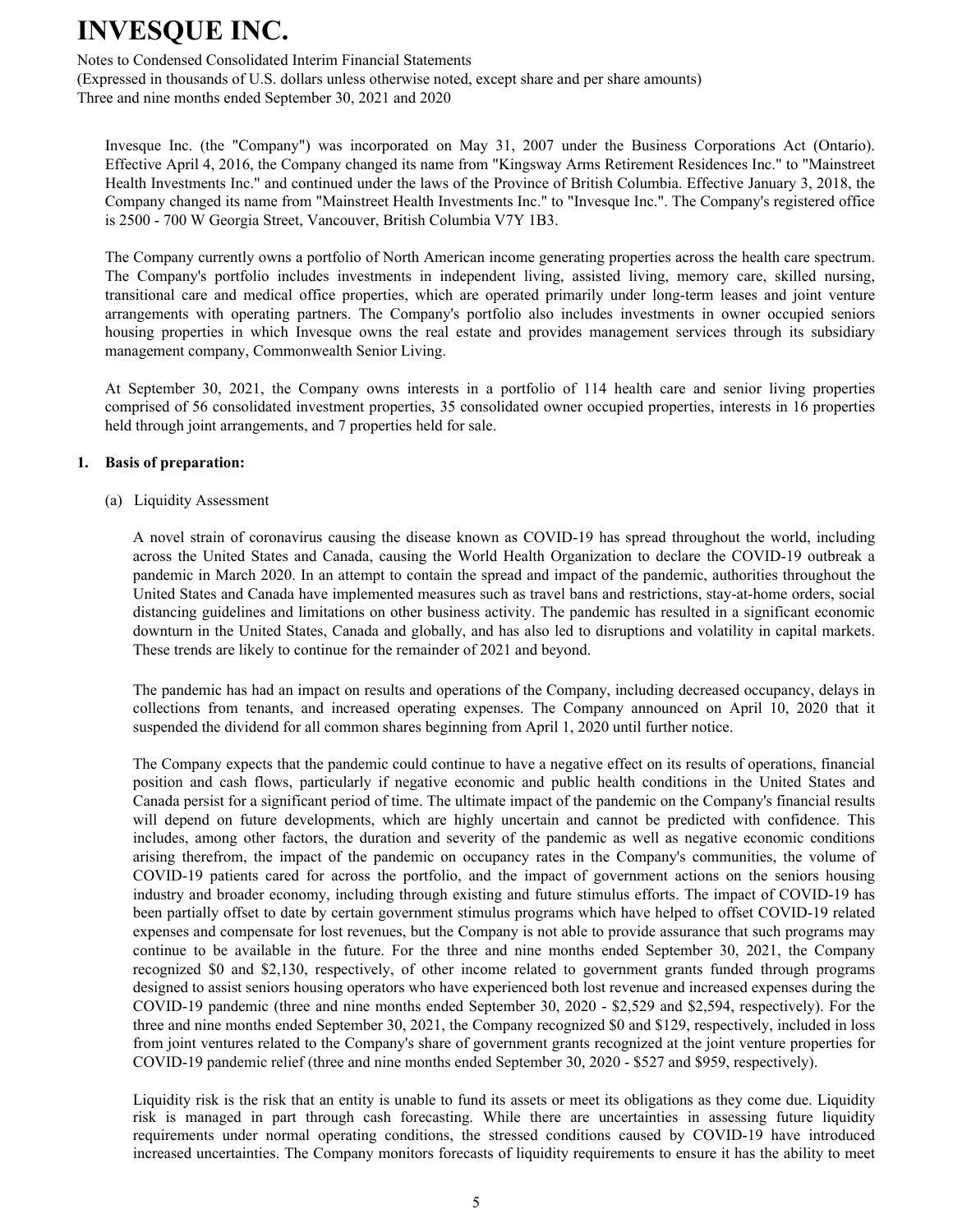Invesque Inc. (the "Company") was incorporated on May 31, 2007 under the Business Corporations Act (Ontario). Effective April 4, 2016, the Company changed its name from "Kingsway Arms Retirement Residences Inc." to "Mainstreet Health Investments Inc." and continued under the laws of the Province of British Columbia. Effective January 3, 2018, the Company changed its name from "Mainstreet Health Investments Inc." to "Invesque Inc.". The Company's registered office is 2500 - 700 W Georgia Street, Vancouver, British Columbia V7Y 1B3.

The Company currently owns a portfolio of North American income generating properties across the health care spectrum. The Company's portfolio includes investments in independent living, assisted living, memory care, skilled nursing, transitional care and medical office properties, which are operated primarily under long-term leases and joint venture arrangements with operating partners. The Company's portfolio also includes investments in owner occupied seniors housing properties in which Invesque owns the real estate and provides management services through its subsidiary management company, Commonwealth Senior Living.

At September 30, 2021, the Company owns interests in a portfolio of 114 health care and senior living properties comprised of 56 consolidated investment properties, 35 consolidated owner occupied properties, interests in 16 properties held through joint arrangements, and 7 properties held for sale.

## 1. Basis of preparation:

(a) Liquidity Assessment

A novel strain of coronavirus causing the disease known as COVID-19 has spread throughout the world, including across the United States and Canada, causing the World Health Organization to declare the COVID-19 outbreak a pandemic in March 2020. In an attempt to contain the spread and impact of the pandemic, authorities throughout the United States and Canada have implemented measures such as travel bans and restrictions, stay-at-home orders, social distancing guidelines and limitations on other business activity. The pandemic has resulted in a significant economic downturn in the United States, Canada and globally, and has also led to disruptions and volatility in capital markets. These trends are likely to continue for the remainder of 2021 and beyond.

The pandemic has had an impact on results and operations of the Company, including decreased occupancy, delays in collections from tenants, and increased operating expenses. The Company announced on April 10, 2020 that it suspended the dividend for all common shares beginning from April 1, 2020 until further notice.

The Company expects that the pandemic could continue to have a negative effect on its results of operations, financial position and cash flows, particularly if negative economic and public health conditions in the United States and Canada persist for a significant period of time. The ultimate impact of the pandemic on the Company's financial results will depend on future developments, which are highly uncertain and cannot be predicted with confidence. This includes, among other factors, the duration and severity of the pandemic as well as negative economic conditions arising therefrom, the impact of the pandemic on occupancy rates in the Company's communities, the volume of COVID-19 patients cared for across the portfolio, and the impact of government actions on the seniors housing industry and broader economy, including through existing and future stimulus efforts. The impact of COVID-19 has been partially offset to date by certain government stimulus programs which have helped to offset COVID-19 related expenses and compensate for lost revenues, but the Company is not able to provide assurance that such programs may continue to be available in the future. For the three and nine months ended September 30, 2021, the Company recognized $0 and $2,130, respectively, of other income related to government grants funded through programs designed to assist seniors housing operators who have experienced both lost revenue and increased expenses during the COVID-19 pandemic (three and nine months ended September 30, 2020 - $2,529 and $2,594, respectively). For the three and nine months ended September 30, 2021, the Company recognized $0 and $129, respectively, included in loss from joint ventures related to the Company's share of government grants recognized at the joint venture properties for COVID-19 pandemic relief (three and nine months ended September 30, 2020 - $527 and $959, respectively).

Liquidity risk is the risk that an entity is unable to fund its assets or meet its obligations as they come due. Liquidity risk is managed in part through cash forecasting. While there are uncertainties in assessing future liquidity requirements under normal operating conditions, the stressed conditions caused by COVID-19 have introduced increased uncertainties. The Company monitors forecasts of liquidity requirements to ensure it has the ability to meet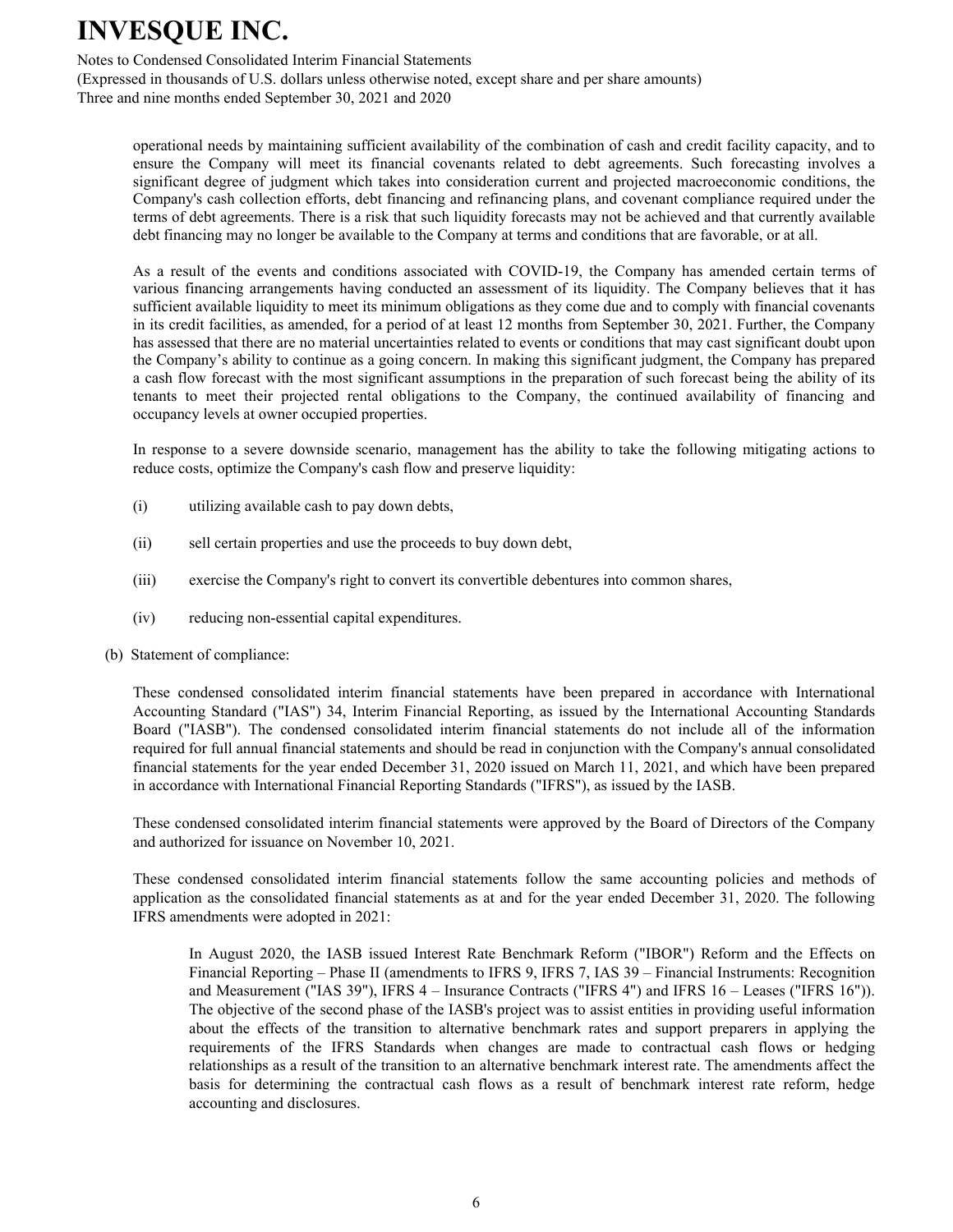operational needs by maintaining sufficient availability of the combination of cash and credit facility capacity, and to ensure the Company will meet its financial covenants related to debt agreements. Such forecasting involves a significant degree of judgment which takes into consideration current and projected macroeconomic conditions, the Company's cash collection efforts, debt financing and refinancing plans, and covenant compliance required under the terms of debt agreements. There is a risk that such liquidity forecasts may not be achieved and that currently available debt financing may no longer be available to the Company at terms and conditions that are favorable, or at all.

As a result of the events and conditions associated with COVID-19, the Company has amended certain terms of various financing arrangements having conducted an assessment of its liquidity. The Company believes that it has sufficient available liquidity to meet its minimum obligations as they come due and to comply with financial covenants in its credit facilities, as amended, for a period of at least 12 months from September 30, 2021. Further, the Company has assessed that there are no material uncertainties related to events or conditions that may cast significant doubt upon the Company's ability to continue as a going concern. In making this significant judgment, the Company has prepared a cash flow forecast with the most significant assumptions in the preparation of such forecast being the ability of its tenants to meet their projected rental obligations to the Company, the continued availability of financing and occupancy levels at owner occupied properties.

In response to a severe downside scenario, management has the ability to take the following mitigating actions to reduce costs, optimize the Company's cash flow and preserve liquidity:

(i) utilizing available cash to pay down debts,

(ii) sell certain properties and use the proceeds to buy down debt,

(iii) exercise the Company's right to convert its convertible debentures into common shares,

(iv) reducing non-essential capital expenditures.

(b) Statement of compliance:

These condensed consolidated interim financial statements have been prepared in accordance with International Accounting Standard ("IAS") 34, Interim Financial Reporting, as issued by the International Accounting Standards Board ("IASB"). The condensed consolidated interim financial statements do not include all of the information required for full annual financial statements and should be read in conjunction with the Company's annual consolidated financial statements for the year ended December 31, 2020 issued on March 11, 2021, and which have been prepared in accordance with International Financial Reporting Standards ("IFRS"), as issued by the IASB.

These condensed consolidated interim financial statements were approved by the Board of Directors of the Company and authorized for issuance on November 10, 2021.

These condensed consolidated interim financial statements follow the same accounting policies and methods of application as the consolidated financial statements as at and for the year ended December 31, 2020. The following IFRS amendments were adopted in 2021:

In August 2020, the IASB issued Interest Rate Benchmark Reform ("IBOR") Reform and the Effects on Financial Reporting – Phase II (amendments to IFRS 9, IFRS 7, IAS 39 – Financial Instruments: Recognition and Measurement ("IAS 39"), IFRS 4 – Insurance Contracts ("IFRS 4") and IFRS 16 – Leases ("IFRS 16")). The objective of the second phase of the IASB's project was to assist entities in providing useful information about the effects of the transition to alternative benchmark rates and support preparers in applying the requirements of the IFRS Standards when changes are made to contractual cash flows or hedging relationships as a result of the transition to an alternative benchmark interest rate. The amendments affect the basis for determining the contractual cash flows as a result of benchmark interest rate reform, hedge accounting and disclosures.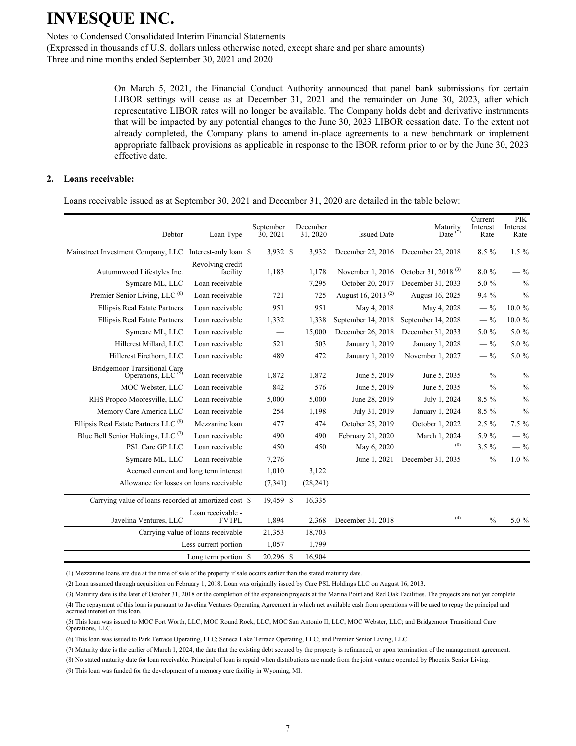On March 5, 2021, the Financial Conduct Authority announced that panel bank submissions for certain LIBOR settings will cease as at December 31, 2021 and the remainder on June 30, 2023, after which representative LIBOR rates will no longer be available. The Company holds debt and derivative instruments that will be impacted by any potential changes to the June 30, 2023 LIBOR cessation date. To the extent not already completed, the Company plans to amend in-place agreements to a new benchmark or implement appropriate fallback provisions as applicable in response to the IBOR reform prior to or by the June 30, 2023 effective date.

## 2. Loans receivable:

Loans receivable issued as at September 30, 2021 and December 31, 2020 are detailed in the table below:

| Debtor | Loan Type | September 30, 2021 | December 31, 2020 | Issued Date | Maturity Date [(1)] | Current Interest Rate | PIK Interest Rate |
|---|---|---|---|---|---|---|---|
| Mainstreet Investment Company, LLC | Interest-only loan | $ 3,932 | $ 3,932 | December 22, 2016 | December 22, 2018 | 8.5 % | 1.5 % |
| Autumnwood Lifestyles Inc. | Revolving credit facility | 1,183 | 1,178 | November 1, 2016 | October 31, 2018 [(3)] | 8.0 % | — % |
| Symcare ML, LLC | Loan receivable | — | 7,295 | October 20, 2017 | December 31, 2033 | 5.0 % | — % |
| Premier Senior Living, LLC [(6)] | Loan receivable | 721 | 725 | August 16, 2013 [(2)] | August 16, 2025 | 9.4 % | — % |
| Ellipsis Real Estate Partners | Loan receivable | 951 | 951 | May 4, 2018 | May 4, 2028 | — % | 10.0 % |
| Ellipsis Real Estate Partners | Loan receivable | 1,332 | 1,338 | September 14, 2018 | September 14, 2028 | — % | 10.0 % |
| Symcare ML, LLC | Loan receivable | — | 15,000 | December 26, 2018 | December 31, 2033 | 5.0 % | 5.0 % |
| Hillcrest Millard, LLC | Loan receivable | 521 | 503 | January 1, 2019 | January 1, 2028 | — % | 5.0 % |
| Hillcrest Firethorn, LLC | Loan receivable | 489 | 472 | January 1, 2019 | November 1, 2027 | — % | 5.0 % |
| Bridgemoor Transitional Care Operations, LLC [(5)] | Loan receivable | 1,872 | 1,872 | June 5, 2019 | June 5, 2035 | — % | — % |
| MOC Webster, LLC | Loan receivable | 842 | 576 | June 5, 2019 | June 5, 2035 | — % | — % |
| RHS Propco Mooresville, LLC | Loan receivable | 5,000 | 5,000 | June 28, 2019 | July 1, 2024 | 8.5 % | — % |
| Memory Care America LLC | Loan receivable | 254 | 1,198 | July 31, 2019 | January 1, 2024 | 8.5 % | — % |
| Ellipsis Real Estate Partners LLC [(9)] | Mezzanine loan | 477 | 474 | October 25, 2019 | October 1, 2022 | 2.5 % | 7.5 % |
| Blue Bell Senior Holdings, LLC [(7)] | Loan receivable | 490 | 490 | February 21, 2020 | March 1, 2024 | 5.9 % | — % |
| PSL Care GP LLC | Loan receivable | 450 | 450 | May 6, 2020 | [(8)] | 3.5 % | — % |
| Symcare ML, LLC | Loan receivable | 7,276 | — | June 1, 2021 | December 31, 2035 | — % | 1.0 % |
| Accrued current and long term interest | | 1,010 | 3,122 | | | | |
| Allowance for losses on loans receivable | | (7,341) | (28,241) | | | | |
| Carrying value of loans recorded at amortized cost | | $ 19,459 | $ 16,335 | | | | |
| Javelina Ventures, LLC | Loan receivable - FVTPL | 1,894 | 2,368 | December 31, 2018 | [(4)] | — % | 5.0 % |
| Carrying value of loans receivable | | 21,353 | 18,703 | | | | |
| Less current portion | | 1,057 | 1,799 | | | | |
| Long term portion | | $ 20,296 | $ 16,904 | | | | |

(1) Mezzanine loans are due at the time of sale of the property if sale occurs earlier than the stated maturity date.

(2) Loan assumed through acquisition on February 1, 2018. Loan was originally issued by Care PSL Holdings LLC on August 16, 2013.

(3) Maturity date is the later of October 31, 2018 or the completion of the expansion projects at the Marina Point and Red Oak Facilities. The projects are not yet complete.

(4) The repayment of this loan is pursuant to Javelina Ventures Operating Agreement in which net available cash from operations will be used to repay the principal and accrued interest on this loan.

(5) This loan was issued to MOC Fort Worth, LLC; MOC Round Rock, LLC; MOC San Antonio II, LLC; MOC Webster, LLC; and Bridgemoor Transitional Care Operations, LLC.

(6) This loan was issued to Park Terrace Operating, LLC; Seneca Lake Terrace Operating, LLC; and Premier Senior Living, LLC.

(7) Maturity date is the earlier of March 1, 2024, the date that the existing debt secured by the property is refinanced, or upon termination of the management agreement.

(8) No stated maturity date for loan receivable. Principal of loan is repaid when distributions are made from the joint venture operated by Phoenix Senior Living.

(9) This loan was funded for the development of a memory care facility in Wyoming, MI.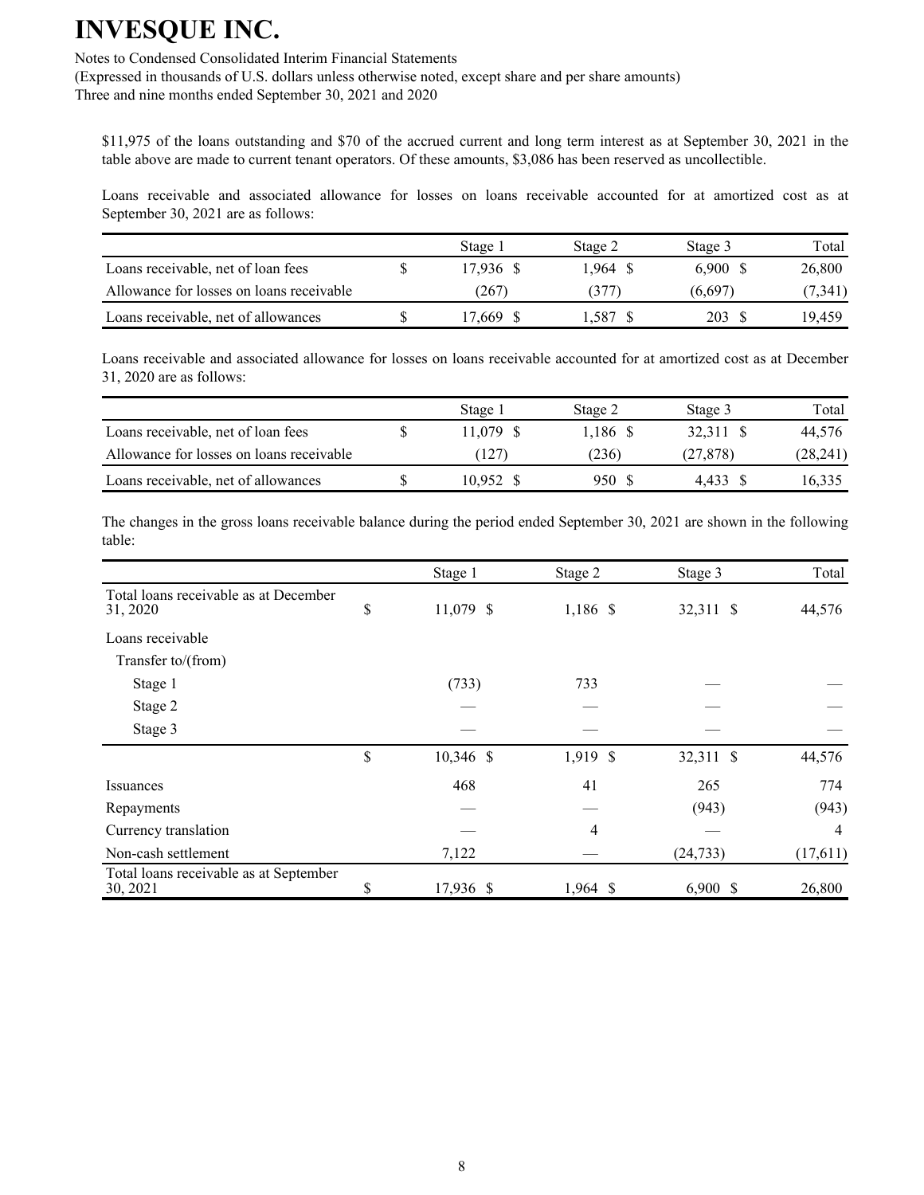$11,975 of the loans outstanding and $70 of the accrued current and long term interest as at September 30, 2021 in the table above are made to current tenant operators. Of these amounts, $3,086 has been reserved as uncollectible.

Loans receivable and associated allowance for losses on loans receivable accounted for at amortized cost as at September 30, 2021 are as follows:

| | Stage 1 | Stage 2 | Stage 3 | Total |
|---|---|---|---|---|
| Loans receivable, net of loan fees | $ 17,936 | $ 1,964 | $ 6,900 | $ 26,800 |
| Allowance for losses on loans receivable | (267) | (377) | (6,697) | (7,341) |
| Loans receivable, net of allowances | $ 17,669 | $ 1,587 | $ 203 | $ 19,459 |

Loans receivable and associated allowance for losses on loans receivable accounted for at amortized cost as at December 31, 2020 are as follows:

| | Stage 1 | Stage 2 | Stage 3 | Total |
|---|---|---|---|---|
| Loans receivable, net of loan fees | $ 11,079 | $ 1,186 | $ 32,311 | $ 44,576 |
| Allowance for losses on loans receivable | (127) | (236) | (27,878) | (28,241) |
| Loans receivable, net of allowances | $ 10,952 | $ 950 | $ 4,433 | $ 16,335 |

The changes in the gross loans receivable balance during the period ended September 30, 2021 are shown in the following table:

| | Stage 1 | Stage 2 | Stage 3 | Total |
|---|---|---|---|---|
| Total loans receivable as at December 31, 2020 | $ 11,079 | $ 1,186 | $ 32,311 | $ 44,576 |
| Loans receivable | | | | |
| Transfer to/(from) | | | | |
| Stage 1 | (733) | 733 | — | — |
| Stage 2 | — | — | — | — |
| Stage 3 | — | — | — | — |
| | $ 10,346 | $ 1,919 | $ 32,311 | $ 44,576 |
| Issuances | 468 | 41 | 265 | 774 |
| Repayments | — | — | (943) | (943) |
| Currency translation | — | 4 | — | 4 |
| Non-cash settlement | 7,122 | — | (24,733) | (17,611) |
| Total loans receivable as at September 30, 2021 | $ 17,936 | $ 1,964 | $ 6,900 | $ 26,800 |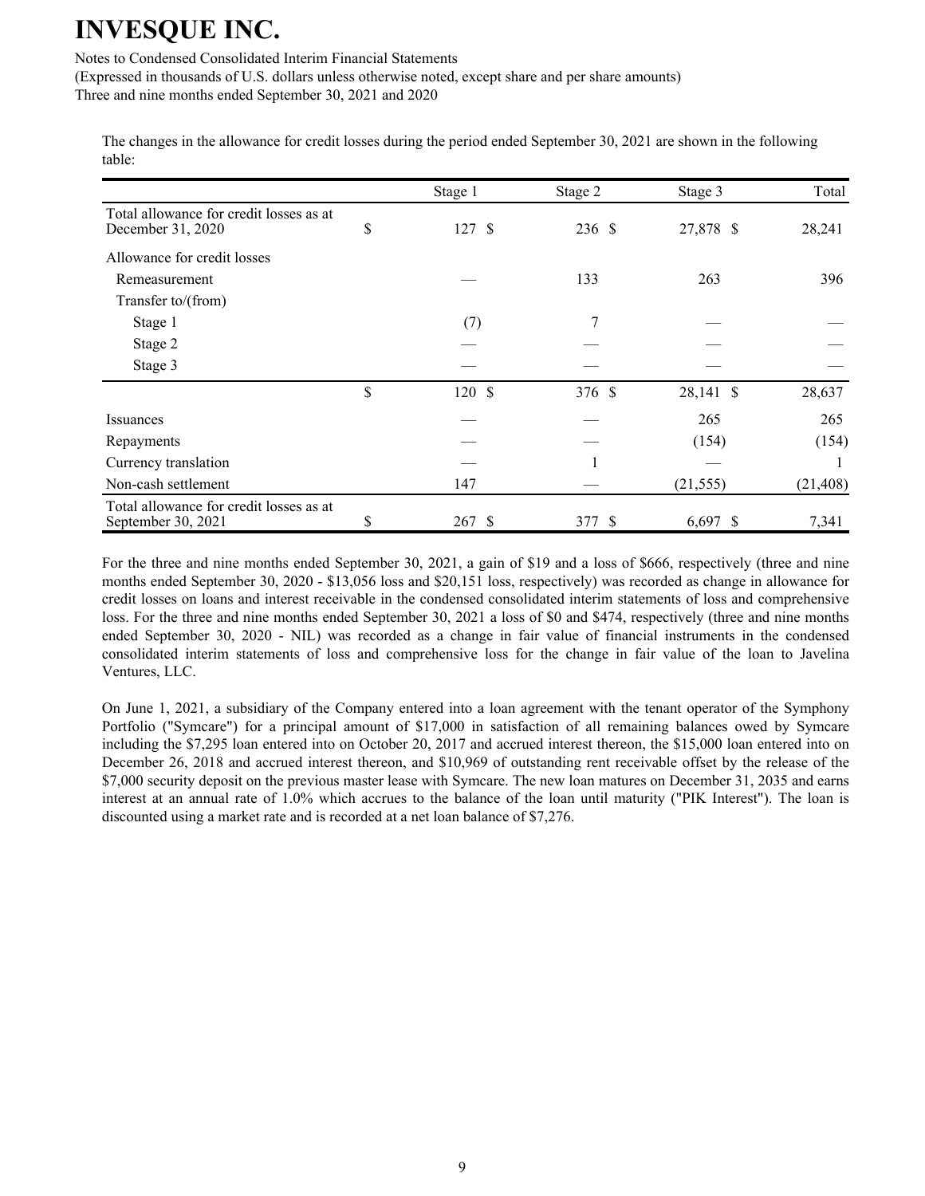The changes in the allowance for credit losses during the period ended September 30, 2021 are shown in the following table:

| | Stage 1 | Stage 2 | Stage 3 | Total |
|---|---|---|---|---|
| Total allowance for credit losses as at December 31, 2020 | $ 127 | $ 236 | $ 27,878 | $ 28,241 |
| Allowance for credit losses | | | | |
| Remeasurement | — | 133 | 263 | 396 |
| Transfer to/(from) | | | | |
| Stage 1 | (7) | 7 | — | — |
| Stage 2 | — | — | — | — |
| Stage 3 | — | — | — | — |
| | $ 120 | $ 376 | $ 28,141 | $ 28,637 |
| Issuances | — | — | 265 | 265 |
| Repayments | — | — | (154) | (154) |
| Currency translation | — | 1 | — | 1 |
| Non-cash settlement | 147 | — | (21,555) | (21,408) |
| Total allowance for credit losses as at September 30, 2021 | $ 267 | $ 377 | $ 6,697 | $ 7,341 |

For the three and nine months ended September 30, 2021, a gain of $19 and a loss of $666, respectively (three and nine months ended September 30, 2020 - $13,056 loss and $20,151 loss, respectively) was recorded as change in allowance for credit losses on loans and interest receivable in the condensed consolidated interim statements of loss and comprehensive loss. For the three and nine months ended September 30, 2021 a loss of $0 and $474, respectively (three and nine months ended September 30, 2020 - NIL) was recorded as a change in fair value of financial instruments in the condensed consolidated interim statements of loss and comprehensive loss for the change in fair value of the loan to Javelina Ventures, LLC.

On June 1, 2021, a subsidiary of the Company entered into a loan agreement with the tenant operator of the Symphony Portfolio ("Symcare") for a principal amount of $17,000 in satisfaction of all remaining balances owed by Symcare including the $7,295 loan entered into on October 20, 2017 and accrued interest thereon, the $15,000 loan entered into on December 26, 2018 and accrued interest thereon, and $10,969 of outstanding rent receivable offset by the release of the $7,000 security deposit on the previous master lease with Symcare. The new loan matures on December 31, 2035 and earns interest at an annual rate of 1.0% which accrues to the balance of the loan until maturity ("PIK Interest"). The loan is discounted using a market rate and is recorded at a net loan balance of $7,276.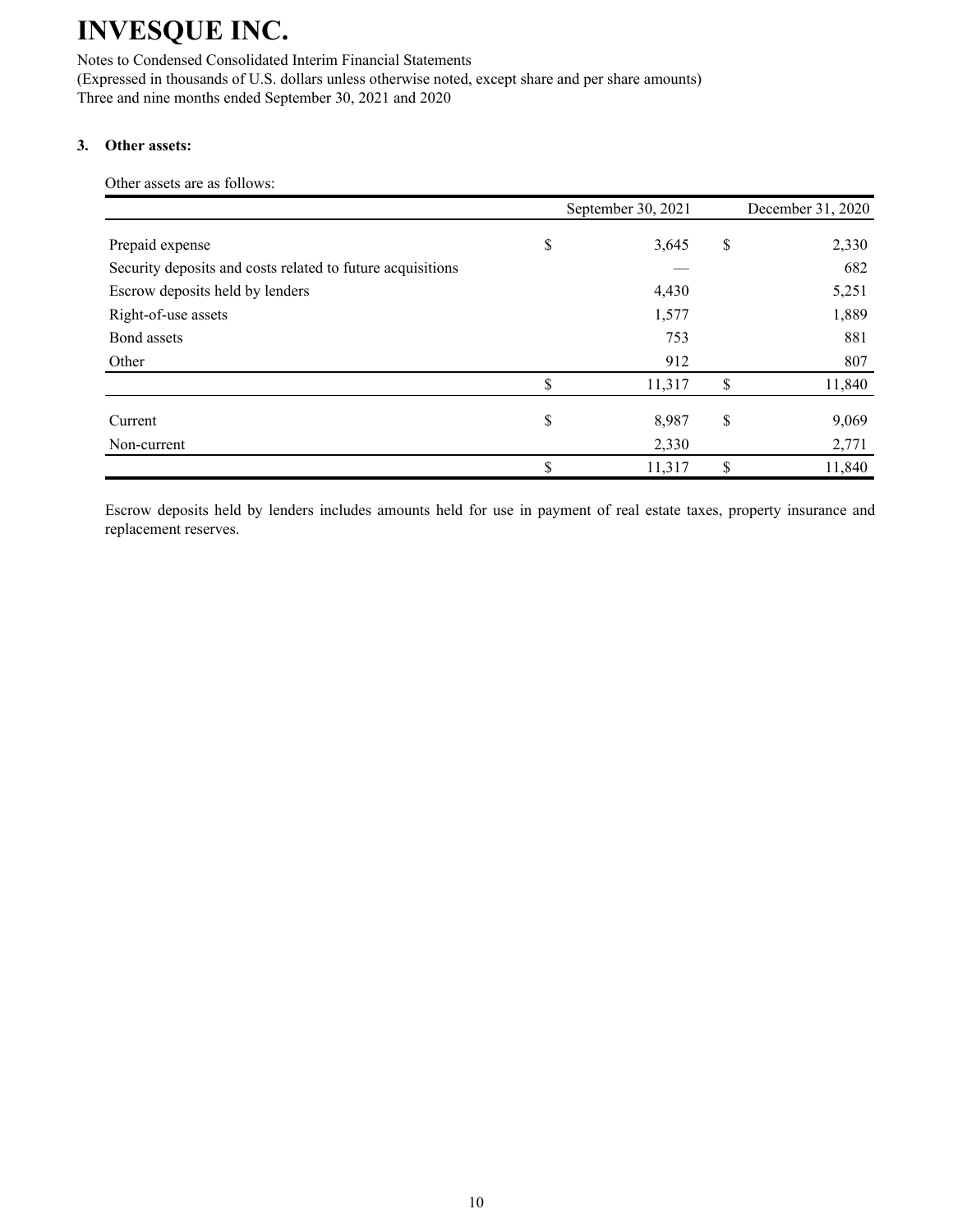# INVESQUE INC.

Notes to Condensed Consolidated Interim Financial Statements

(Expressed in thousands of U.S. dollars unless otherwise noted, except share and per share amounts)

Three and nine months ended September 30, 2021 and 2020

**3. Other assets:**

Other assets are as follows:

| | September 30, 2021 | December 31, 2020 |
|---|---|---|
| Prepaid expense | $ 3,645 | $ 2,330 |
| Security deposits and costs related to future acquisitions | — | 682 |
| Escrow deposits held by lenders | 4,430 | 5,251 |
| Right-of-use assets | 1,577 | 1,889 |
| Bond assets | 753 | 881 |
| Other | 912 | 807 |
| | $ 11,317 | $ 11,840 |
| Current | $ 8,987 | $ 9,069 |
| Non-current | 2,330 | 2,771 |
| | $ 11,317 | $ 11,840 |

Escrow deposits held by lenders includes amounts held for use in payment of real estate taxes, property insurance and replacement reserves.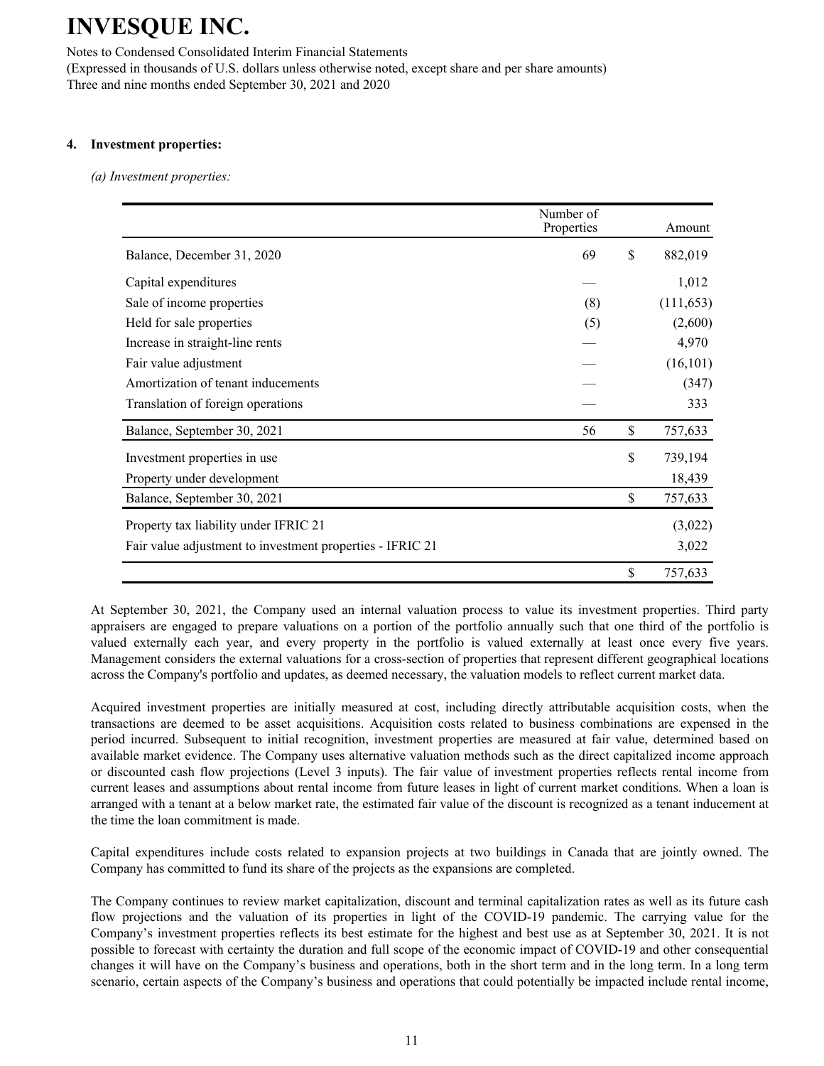# INVESQUE INC.

Notes to Condensed Consolidated Interim Financial Statements
(Expressed in thousands of U.S. dollars unless otherwise noted, except share and per share amounts)
Three and nine months ended September 30, 2021 and 2020

## 4. Investment properties:

*(a) Investment properties:*

| | Number of Properties | | Amount |
|---|---|---|---|
| Balance, December 31, 2020 | 69 | $ | 882,019 |
| Capital expenditures | — | | 1,012 |
| Sale of income properties | (8) | | (111,653) |
| Held for sale properties | (5) | | (2,600) |
| Increase in straight-line rents | — | | 4,970 |
| Fair value adjustment | — | | (16,101) |
| Amortization of tenant inducements | — | | (347) |
| Translation of foreign operations | — | | 333 |
| Balance, September 30, 2021 | 56 | $ | 757,633 |
| Investment properties in use | | $ | 739,194 |
| Property under development | | | 18,439 |
| Balance, September 30, 2021 | | $ | 757,633 |
| Property tax liability under IFRIC 21 | | | (3,022) |
| Fair value adjustment to investment properties - IFRIC 21 | | | 3,022 |
| | | $ | 757,633 |

At September 30, 2021, the Company used an internal valuation process to value its investment properties. Third party appraisers are engaged to prepare valuations on a portion of the portfolio annually such that one third of the portfolio is valued externally each year, and every property in the portfolio is valued externally at least once every five years. Management considers the external valuations for a cross-section of properties that represent different geographical locations across the Company's portfolio and updates, as deemed necessary, the valuation models to reflect current market data.

Acquired investment properties are initially measured at cost, including directly attributable acquisition costs, when the transactions are deemed to be asset acquisitions. Acquisition costs related to business combinations are expensed in the period incurred. Subsequent to initial recognition, investment properties are measured at fair value, determined based on available market evidence. The Company uses alternative valuation methods such as the direct capitalized income approach or discounted cash flow projections (Level 3 inputs). The fair value of investment properties reflects rental income from current leases and assumptions about rental income from future leases in light of current market conditions. When a loan is arranged with a tenant at a below market rate, the estimated fair value of the discount is recognized as a tenant inducement at the time the loan commitment is made.

Capital expenditures include costs related to expansion projects at two buildings in Canada that are jointly owned. The Company has committed to fund its share of the projects as the expansions are completed.

The Company continues to review market capitalization, discount and terminal capitalization rates as well as its future cash flow projections and the valuation of its properties in light of the COVID-19 pandemic. The carrying value for the Company's investment properties reflects its best estimate for the highest and best use as at September 30, 2021. It is not possible to forecast with certainty the duration and full scope of the economic impact of COVID-19 and other consequential changes it will have on the Company's business and operations, both in the short term and in the long term. In a long term scenario, certain aspects of the Company's business and operations that could potentially be impacted include rental income,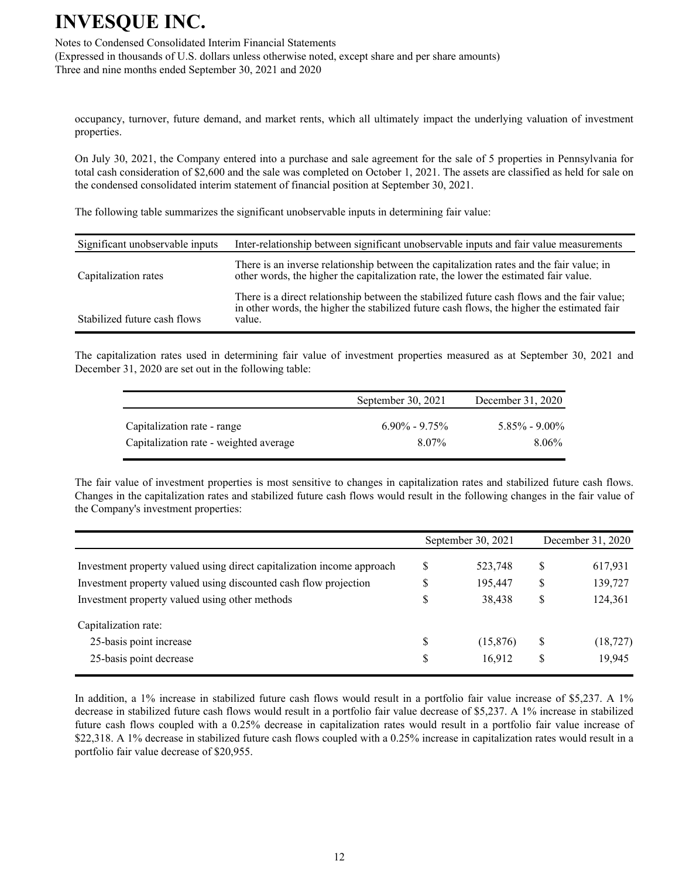occupancy, turnover, future demand, and market rents, which all ultimately impact the underlying valuation of investment properties.

On July 30, 2021, the Company entered into a purchase and sale agreement for the sale of 5 properties in Pennsylvania for total cash consideration of $2,600 and the sale was completed on October 1, 2021. The assets are classified as held for sale on the condensed consolidated interim statement of financial position at September 30, 2021.

The following table summarizes the significant unobservable inputs in determining fair value:

| Significant unobservable inputs | Inter-relationship between significant unobservable inputs and fair value measurements |
|---|---|
| Capitalization rates | There is an inverse relationship between the capitalization rates and the fair value; in other words, the higher the capitalization rate, the lower the estimated fair value. |
| Stabilized future cash flows | There is a direct relationship between the stabilized future cash flows and the fair value; in other words, the higher the stabilized future cash flows, the higher the estimated fair value. |

The capitalization rates used in determining fair value of investment properties measured as at September 30, 2021 and December 31, 2020 are set out in the following table:

| | September 30, 2021 | December 31, 2020 |
|---|---|---|
| Capitalization rate - range | 6.90% - 9.75% | 5.85% - 9.00% |
| Capitalization rate - weighted average | 8.07% | 8.06% |

The fair value of investment properties is most sensitive to changes in capitalization rates and stabilized future cash flows. Changes in the capitalization rates and stabilized future cash flows would result in the following changes in the fair value of the Company's investment properties:

| | September 30, 2021 | December 31, 2020 |
|---|---|---|
| Investment property valued using direct capitalization income approach | $ 523,748 | $ 617,931 |
| Investment property valued using discounted cash flow projection | $ 195,447 | $ 139,727 |
| Investment property valued using other methods | $ 38,438 | $ 124,361 |
| Capitalization rate: | | |
| 25-basis point increase | $ (15,876) | $ (18,727) |
| 25-basis point decrease | $ 16,912 | $ 19,945 |

In addition, a 1% increase in stabilized future cash flows would result in a portfolio fair value increase of $5,237. A 1% decrease in stabilized future cash flows would result in a portfolio fair value decrease of $5,237. A 1% increase in stabilized future cash flows coupled with a 0.25% decrease in capitalization rates would result in a portfolio fair value increase of $22,318. A 1% decrease in stabilized future cash flows coupled with a 0.25% increase in capitalization rates would result in a portfolio fair value decrease of $20,955.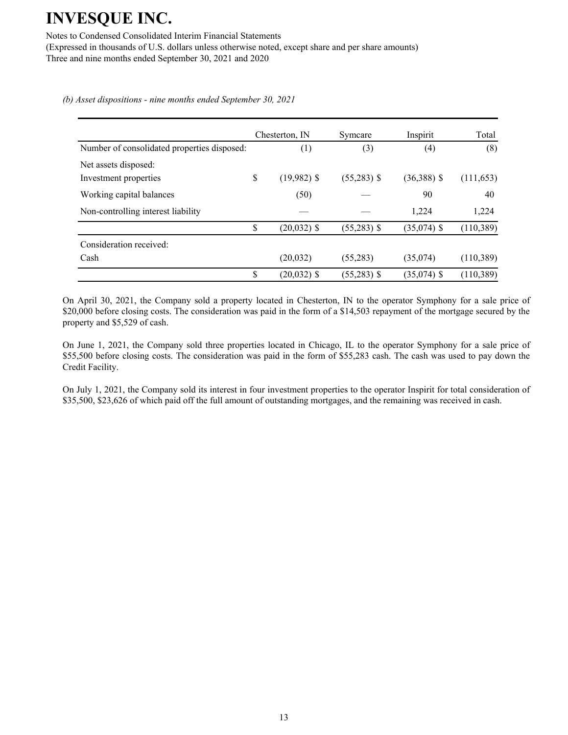*(b) Asset dispositions - nine months ended September 30, 2021*

| | Chesterton, IN | Symcare | Inspirit | Total |
|---|---|---|---|---|
| Number of consolidated properties disposed: | (1) | (3) | (4) | (8) |
| Net assets disposed: | | | | |
| Investment properties | $ (19,982) $ | (55,283) $ | (36,388) $ | (111,653) |
| Working capital balances | (50) | — | 90 | 40 |
| Non-controlling interest liability | — | — | 1,224 | 1,224 |
| | $ (20,032) $ | (55,283) $ | (35,074) $ | (110,389) |
| Consideration received: | | | | |
| Cash | (20,032) | (55,283) | (35,074) | (110,389) |
| | $ (20,032) $ | (55,283) $ | (35,074) $ | (110,389) |

On April 30, 2021, the Company sold a property located in Chesterton, IN to the operator Symphony for a sale price of $20,000 before closing costs. The consideration was paid in the form of a $14,503 repayment of the mortgage secured by the property and $5,529 of cash.

On June 1, 2021, the Company sold three properties located in Chicago, IL to the operator Symphony for a sale price of $55,500 before closing costs. The consideration was paid in the form of $55,283 cash. The cash was used to pay down the Credit Facility.

On July 1, 2021, the Company sold its interest in four investment properties to the operator Inspirit for total consideration of $35,500, $23,626 of which paid off the full amount of outstanding mortgages, and the remaining was received in cash.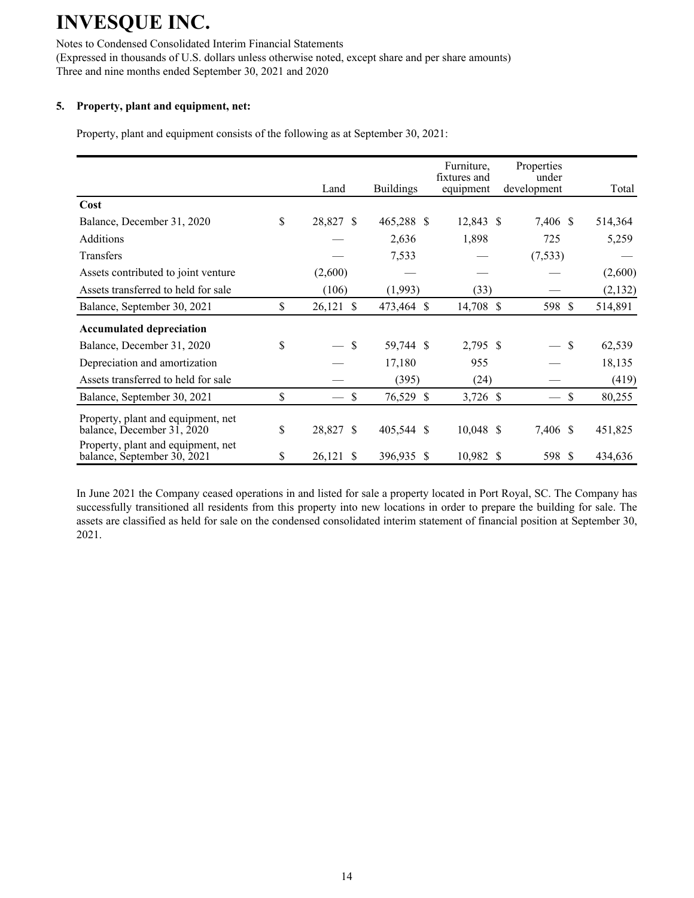# INVESQUE INC.

Notes to Condensed Consolidated Interim Financial Statements
(Expressed in thousands of U.S. dollars unless otherwise noted, except share and per share amounts)
Three and nine months ended September 30, 2021 and 2020

**5. Property, plant and equipment, net:**

Property, plant and equipment consists of the following as at September 30, 2021:

| | Land | Buildings | Furniture, fixtures and equipment | Properties under development | Total |
|---|---|---|---|---|---|
| **Cost** | | | | | |
| Balance, December 31, 2020 | $ 28,827 | $ 465,288 | $ 12,843 | $ 7,406 | $ 514,364 |
| Additions | — | 2,636 | 1,898 | 725 | 5,259 |
| Transfers | — | 7,533 | — | (7,533) | — |
| Assets contributed to joint venture | (2,600) | — | — | — | (2,600) |
| Assets transferred to held for sale | (106) | (1,993) | (33) | — | (2,132) |
| Balance, September 30, 2021 | $ 26,121 | $ 473,464 | $ 14,708 | $ 598 | $ 514,891 |
| **Accumulated depreciation** | | | | | |
| Balance, December 31, 2020 | $ — | $ 59,744 | $ 2,795 | $ — | $ 62,539 |
| Depreciation and amortization | — | 17,180 | 955 | — | 18,135 |
| Assets transferred to held for sale | — | (395) | (24) | — | (419) |
| Balance, September 30, 2021 | $ — | $ 76,529 | $ 3,726 | $ — | $ 80,255 |
| Property, plant and equipment, net balance, December 31, 2020 | $ 28,827 | $ 405,544 | $ 10,048 | $ 7,406 | $ 451,825 |
| Property, plant and equipment, net balance, September 30, 2021 | $ 26,121 | $ 396,935 | $ 10,982 | $ 598 | $ 434,636 |

In June 2021 the Company ceased operations in and listed for sale a property located in Port Royal, SC. The Company has successfully transitioned all residents from this property into new locations in order to prepare the building for sale. The assets are classified as held for sale on the condensed consolidated interim statement of financial position at September 30, 2021.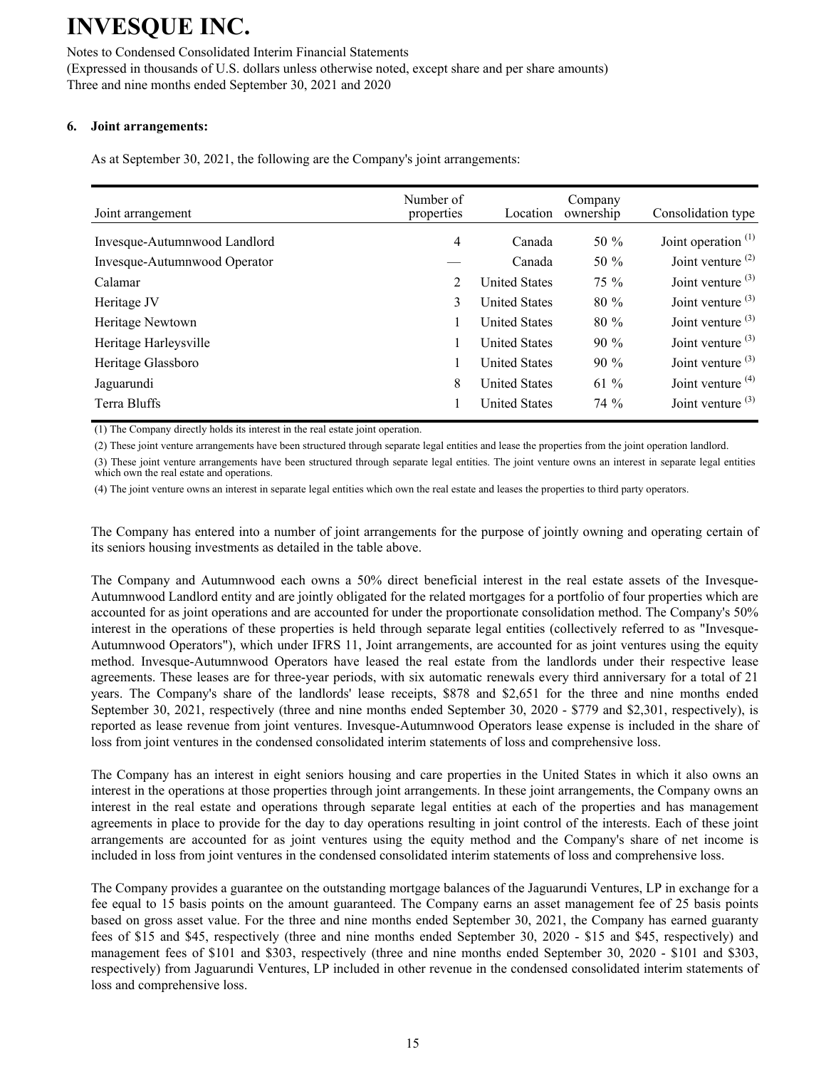**6. Joint arrangements:**

As at September 30, 2021, the following are the Company's joint arrangements:

| Joint arrangement | Number of properties | Location | Company ownership | Consolidation type |
|---|---|---|---|---|
| Invesque-Autumnwood Landlord | 4 | Canada | 50 % | Joint operation [1] |
| Invesque-Autumnwood Operator | — | Canada | 50 % | Joint venture [2] |
| Calamar | 2 | United States | 75 % | Joint venture [3] |
| Heritage JV | 3 | United States | 80 % | Joint venture [3] |
| Heritage Newtown | 1 | United States | 80 % | Joint venture [3] |
| Heritage Harleysville | 1 | United States | 90 % | Joint venture [3] |
| Heritage Glassboro | 1 | United States | 90 % | Joint venture [3] |
| Jaguarundi | 8 | United States | 61 % | Joint venture [4] |
| Terra Bluffs | 1 | United States | 74 % | Joint venture [3] |

(1) The Company directly holds its interest in the real estate joint operation.

(2) These joint venture arrangements have been structured through separate legal entities and lease the properties from the joint operation landlord.

(3) These joint venture arrangements have been structured through separate legal entities. The joint venture owns an interest in separate legal entities which own the real estate and operations.

(4) The joint venture owns an interest in separate legal entities which own the real estate and leases the properties to third party operators.

The Company has entered into a number of joint arrangements for the purpose of jointly owning and operating certain of its seniors housing investments as detailed in the table above.

The Company and Autumnwood each owns a 50% direct beneficial interest in the real estate assets of the Invesque-Autumnwood Landlord entity and are jointly obligated for the related mortgages for a portfolio of four properties which are accounted for as joint operations and are accounted for under the proportionate consolidation method. The Company's 50% interest in the operations of these properties is held through separate legal entities (collectively referred to as "Invesque-Autumnwood Operators"), which under IFRS 11, Joint arrangements, are accounted for as joint ventures using the equity method. Invesque-Autumnwood Operators have leased the real estate from the landlords under their respective lease agreements. These leases are for three-year periods, with six automatic renewals every third anniversary for a total of 21 years. The Company's share of the landlords' lease receipts, \$878 and \$2,651 for the three and nine months ended September 30, 2021, respectively (three and nine months ended September 30, 2020 - \$779 and \$2,301, respectively), is reported as lease revenue from joint ventures. Invesque-Autumnwood Operators lease expense is included in the share of loss from joint ventures in the condensed consolidated interim statements of loss and comprehensive loss.

The Company has an interest in eight seniors housing and care properties in the United States in which it also owns an interest in the operations at those properties through joint arrangements. In these joint arrangements, the Company owns an interest in the real estate and operations through separate legal entities at each of the properties and has management agreements in place to provide for the day to day operations resulting in joint control of the interests. Each of these joint arrangements are accounted for as joint ventures using the equity method and the Company's share of net income is included in loss from joint ventures in the condensed consolidated interim statements of loss and comprehensive loss.

The Company provides a guarantee on the outstanding mortgage balances of the Jaguarundi Ventures, LP in exchange for a fee equal to 15 basis points on the amount guaranteed. The Company earns an asset management fee of 25 basis points based on gross asset value. For the three and nine months ended September 30, 2021, the Company has earned guaranty fees of \$15 and \$45, respectively (three and nine months ended September 30, 2020 - \$15 and \$45, respectively) and management fees of \$101 and \$303, respectively (three and nine months ended September 30, 2020 - \$101 and \$303, respectively) from Jaguarundi Ventures, LP included in other revenue in the condensed consolidated interim statements of loss and comprehensive loss.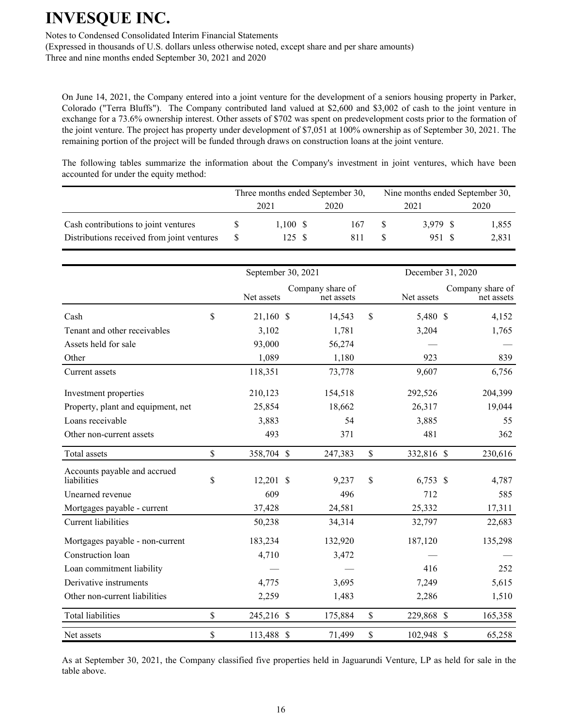On June 14, 2021, the Company entered into a joint venture for the development of a seniors housing property in Parker, Colorado ("Terra Bluffs"). The Company contributed land valued at $2,600 and $3,002 of cash to the joint venture in exchange for a 73.6% ownership interest. Other assets of $702 was spent on predevelopment costs prior to the formation of the joint venture. The project has property under development of $7,051 at 100% ownership as of September 30, 2021. The remaining portion of the project will be funded through draws on construction loans at the joint venture.

The following tables summarize the information about the Company's investment in joint ventures, which have been accounted for under the equity method:

| | Three months ended September 30, | | Nine months ended September 30, | |
|---|---|---|---|---|
| | 2021 | 2020 | 2021 | 2020 |
| Cash contributions to joint ventures | $ 1,100 | $ 167 | $ 3,979 | $ 1,855 |
| Distributions received from joint ventures | $ 125 | $ 811 | $ 951 | $ 2,831 |

| | September 30, 2021 | | December 31, 2020 | |
|---|---|---|---|---|
| | Net assets | Company share of net assets | Net assets | Company share of net assets |
| Cash | $ 21,160 | $ 14,543 | $ 5,480 | $ 4,152 |
| Tenant and other receivables | 3,102 | 1,781 | 3,204 | 1,765 |
| Assets held for sale | 93,000 | 56,274 | — | — |
| Other | 1,089 | 1,180 | 923 | 839 |
| Current assets | 118,351 | 73,778 | 9,607 | 6,756 |
| Investment properties | 210,123 | 154,518 | 292,526 | 204,399 |
| Property, plant and equipment, net | 25,854 | 18,662 | 26,317 | 19,044 |
| Loans receivable | 3,883 | 54 | 3,885 | 55 |
| Other non-current assets | 493 | 371 | 481 | 362 |
| Total assets | $ 358,704 | $ 247,383 | $ 332,816 | $ 230,616 |
| Accounts payable and accrued liabilities | $ 12,201 | $ 9,237 | $ 6,753 | $ 4,787 |
| Unearned revenue | 609 | 496 | 712 | 585 |
| Mortgages payable - current | 37,428 | 24,581 | 25,332 | 17,311 |
| Current liabilities | 50,238 | 34,314 | 32,797 | 22,683 |
| Mortgages payable - non-current | 183,234 | 132,920 | 187,120 | 135,298 |
| Construction loan | 4,710 | 3,472 | — | — |
| Loan commitment liability | — | — | 416 | 252 |
| Derivative instruments | 4,775 | 3,695 | 7,249 | 5,615 |
| Other non-current liabilities | 2,259 | 1,483 | 2,286 | 1,510 |
| Total liabilities | $ 245,216 | $ 175,884 | $ 229,868 | $ 165,358 |
| Net assets | $ 113,488 | $ 71,499 | $ 102,948 | $ 65,258 |

As at September 30, 2021, the Company classified five properties held in Jaguarundi Venture, LP as held for sale in the table above.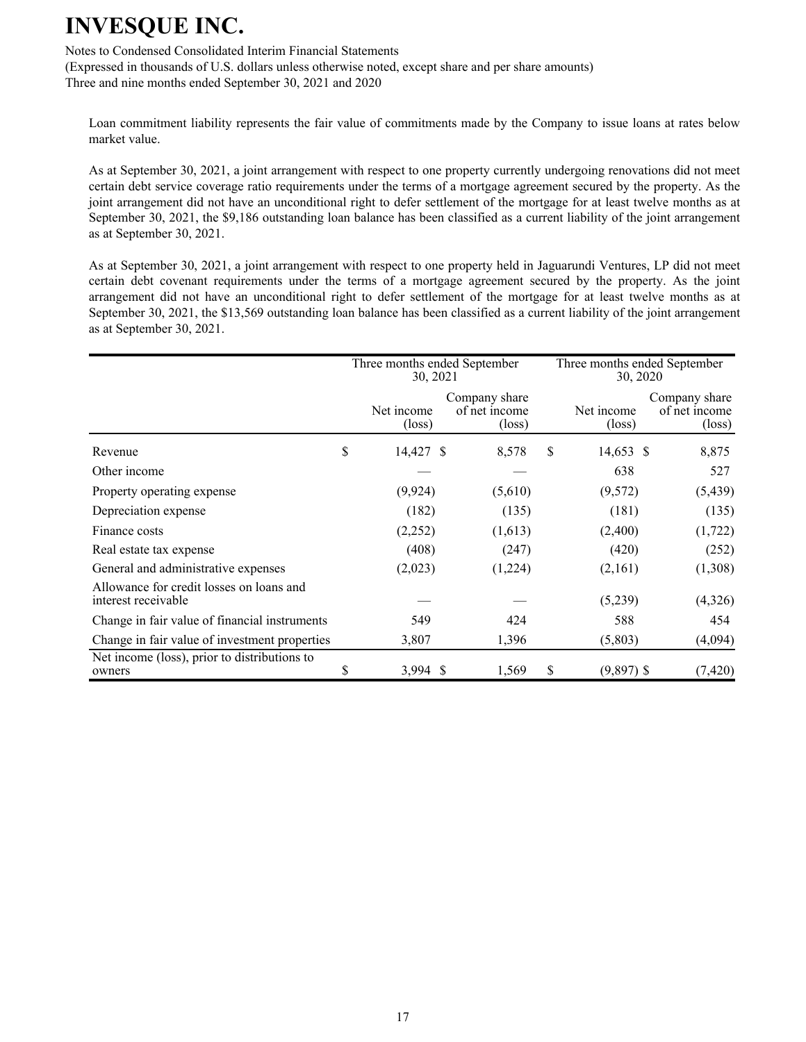Loan commitment liability represents the fair value of commitments made by the Company to issue loans at rates below market value.

As at September 30, 2021, a joint arrangement with respect to one property currently undergoing renovations did not meet certain debt service coverage ratio requirements under the terms of a mortgage agreement secured by the property. As the joint arrangement did not have an unconditional right to defer settlement of the mortgage for at least twelve months as at September 30, 2021, the $9,186 outstanding loan balance has been classified as a current liability of the joint arrangement as at September 30, 2021.

As at September 30, 2021, a joint arrangement with respect to one property held in Jaguarundi Ventures, LP did not meet certain debt covenant requirements under the terms of a mortgage agreement secured by the property. As the joint arrangement did not have an unconditional right to defer settlement of the mortgage for at least twelve months as at September 30, 2021, the $13,569 outstanding loan balance has been classified as a current liability of the joint arrangement as at September 30, 2021.

| | Three months ended September 30, 2021 | | Three months ended September 30, 2020 | |
|---|---|---|---|---|
| | Net income (loss) | Company share of net income (loss) | Net income (loss) | Company share of net income (loss) |
| Revenue | $ 14,427 | $ 8,578 | $ 14,653 | $ 8,875 |
| Other income | — | — | 638 | 527 |
| Property operating expense | (9,924) | (5,610) | (9,572) | (5,439) |
| Depreciation expense | (182) | (135) | (181) | (135) |
| Finance costs | (2,252) | (1,613) | (2,400) | (1,722) |
| Real estate tax expense | (408) | (247) | (420) | (252) |
| General and administrative expenses | (2,023) | (1,224) | (2,161) | (1,308) |
| Allowance for credit losses on loans and interest receivable | — | — | (5,239) | (4,326) |
| Change in fair value of financial instruments | 549 | 424 | 588 | 454 |
| Change in fair value of investment properties | 3,807 | 1,396 | (5,803) | (4,094) |
| Net income (loss), prior to distributions to owners | $ 3,994 | $ 1,569 | $ (9,897) | $ (7,420) |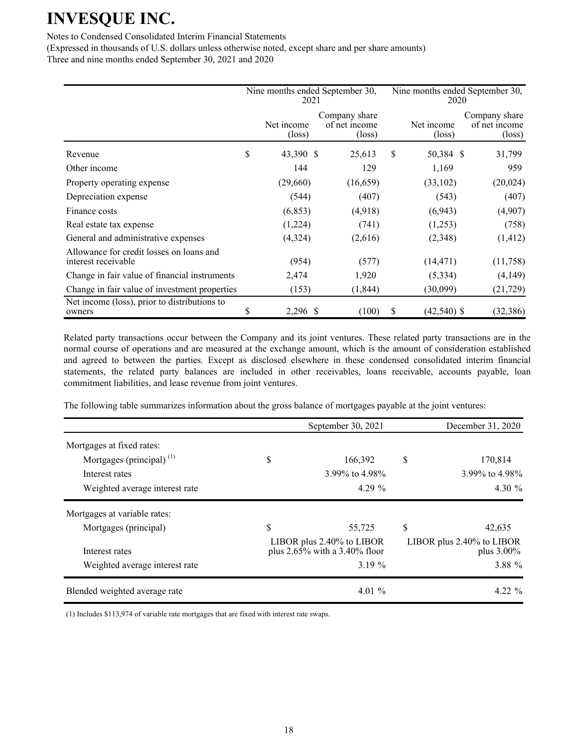| | Nine months ended September 30, 2021 | | Nine months ended September 30, 2020 | |
|---|---|---|---|---|
| | Net income (loss) | Company share of net income (loss) | Net income (loss) | Company share of net income (loss) |
| Revenue | $ 43,390 | $ 25,613 | $ 50,384 | $ 31,799 |
| Other income | 144 | 129 | 1,169 | 959 |
| Property operating expense | (29,660) | (16,659) | (33,102) | (20,024) |
| Depreciation expense | (544) | (407) | (543) | (407) |
| Finance costs | (6,853) | (4,918) | (6,943) | (4,907) |
| Real estate tax expense | (1,224) | (741) | (1,253) | (758) |
| General and administrative expenses | (4,324) | (2,616) | (2,348) | (1,412) |
| Allowance for credit losses on loans and interest receivable | (954) | (577) | (14,471) | (11,758) |
| Change in fair value of financial instruments | 2,474 | 1,920 | (5,334) | (4,149) |
| Change in fair value of investment properties | (153) | (1,844) | (30,099) | (21,729) |
| Net income (loss), prior to distributions to owners | $ 2,296 | $ (100) | $ (42,540) | $ (32,386) |

Related party transactions occur between the Company and its joint ventures. These related party transactions are in the normal course of operations and are measured at the exchange amount, which is the amount of consideration established and agreed to between the parties. Except as disclosed elsewhere in these condensed consolidated interim financial statements, the related party balances are included in other receivables, loans receivable, accounts payable, loan commitment liabilities, and lease revenue from joint ventures.

The following table summarizes information about the gross balance of mortgages payable at the joint ventures:

| | September 30, 2021 | December 31, 2020 |
|---|---|---|
| Mortgages at fixed rates: | | |
| Mortgages (principal) [(1)] | $ 166,392 | $ 170,814 |
| Interest rates | 3.99% to 4.98% | 3.99% to 4.98% |
| Weighted average interest rate | 4.29 % | 4.30 % |
| Mortgages at variable rates: | | |
| Mortgages (principal) | $ 55,725 | $ 42,635 |
| Interest rates | LIBOR plus 2.40% to LIBOR plus 2.65% with a 3.40% floor | LIBOR plus 2.40% to LIBOR plus 3.00% |
| Weighted average interest rate | 3.19 % | 3.88 % |
| Blended weighted average rate | 4.01 % | 4.22 % |

(1) Includes $113,974 of variable rate mortgages that are fixed with interest rate swaps.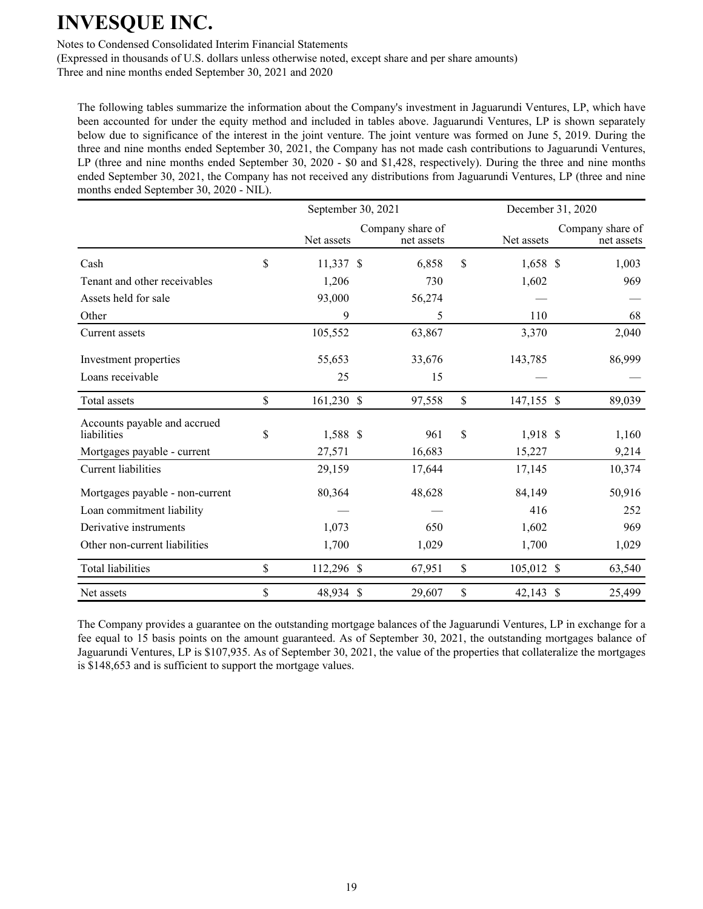The following tables summarize the information about the Company's investment in Jaguarundi Ventures, LP, which have been accounted for under the equity method and included in tables above. Jaguarundi Ventures, LP is shown separately below due to significance of the interest in the joint venture. The joint venture was formed on June 5, 2019. During the three and nine months ended September 30, 2021, the Company has not made cash contributions to Jaguarundi Ventures, LP (three and nine months ended September 30, 2020 - $0 and $1,428, respectively). During the three and nine months ended September 30, 2021, the Company has not received any distributions from Jaguarundi Ventures, LP (three and nine months ended September 30, 2020 - NIL).

| | September 30, 2021 | | December 31, 2020 | |
|---|---|---|---|---|
| | Net assets | Company share of net assets | Net assets | Company share of net assets |
| Cash | $ 11,337 | $ 6,858 | $ 1,658 | $ 1,003 |
| Tenant and other receivables | 1,206 | 730 | 1,602 | 969 |
| Assets held for sale | 93,000 | 56,274 | — | — |
| Other | 9 | 5 | 110 | 68 |
| Current assets | 105,552 | 63,867 | 3,370 | 2,040 |
| Investment properties | 55,653 | 33,676 | 143,785 | 86,999 |
| Loans receivable | 25 | 15 | — | — |
| Total assets | $ 161,230 | $ 97,558 | $ 147,155 | $ 89,039 |
| Accounts payable and accrued liabilities | $ 1,588 | $ 961 | $ 1,918 | $ 1,160 |
| Mortgages payable - current | 27,571 | 16,683 | 15,227 | 9,214 |
| Current liabilities | 29,159 | 17,644 | 17,145 | 10,374 |
| Mortgages payable - non-current | 80,364 | 48,628 | 84,149 | 50,916 |
| Loan commitment liability | — | — | 416 | 252 |
| Derivative instruments | 1,073 | 650 | 1,602 | 969 |
| Other non-current liabilities | 1,700 | 1,029 | 1,700 | 1,029 |
| Total liabilities | $ 112,296 | $ 67,951 | $ 105,012 | $ 63,540 |
| Net assets | $ 48,934 | $ 29,607 | $ 42,143 | $ 25,499 |

The Company provides a guarantee on the outstanding mortgage balances of the Jaguarundi Ventures, LP in exchange for a fee equal to 15 basis points on the amount guaranteed. As of September 30, 2021, the outstanding mortgages balance of Jaguarundi Ventures, LP is $107,935. As of September 30, 2021, the value of the properties that collateralize the mortgages is $148,653 and is sufficient to support the mortgage values.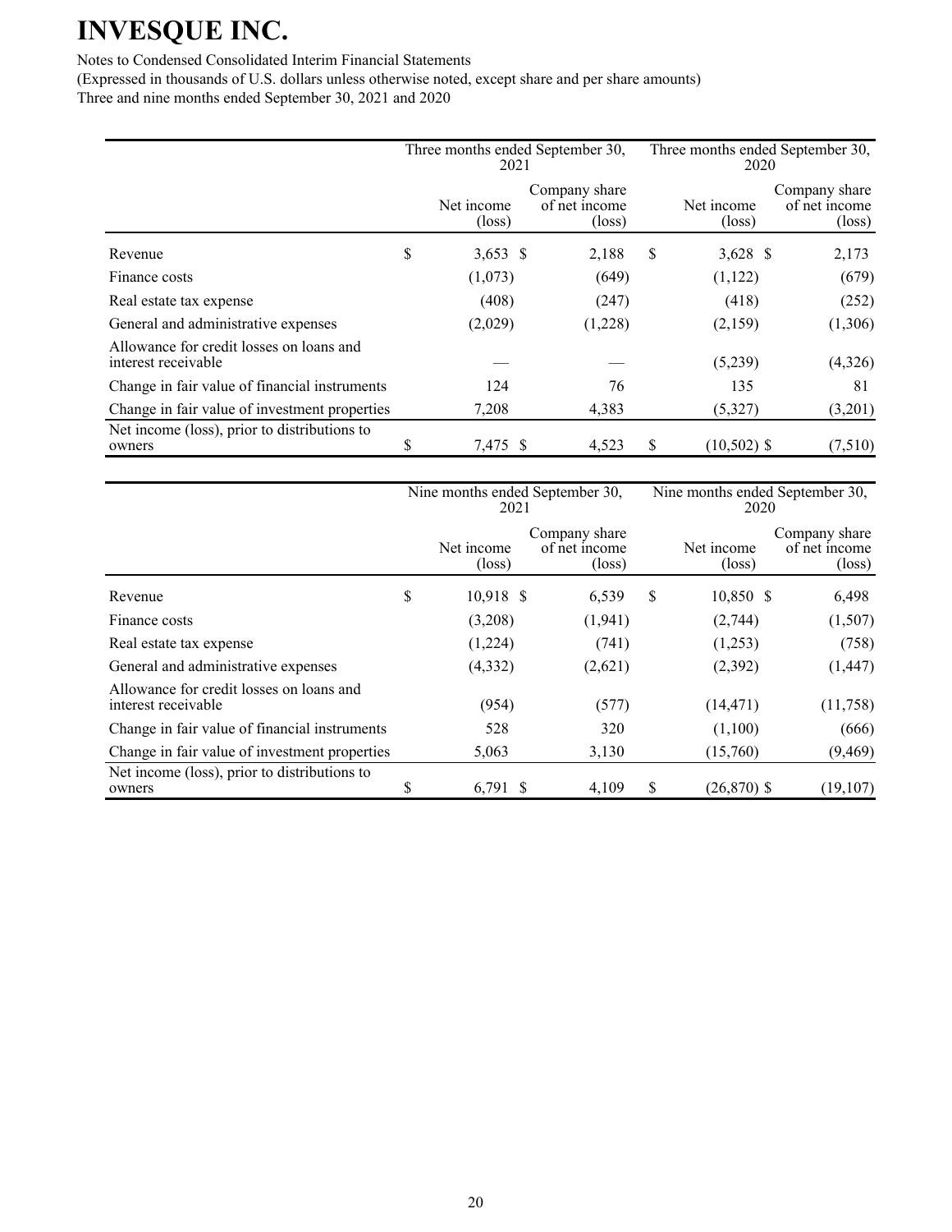# INVESQUE INC.

Notes to Condensed Consolidated Interim Financial Statements
(Expressed in thousands of U.S. dollars unless otherwise noted, except share and per share amounts)
Three and nine months ended September 30, 2021 and 2020

| | Three months ended September 30, 2021 | | Three months ended September 30, 2020 | |
|---|---|---|---|---|
| | Net income (loss) | Company share of net income (loss) | Net income (loss) | Company share of net income (loss) |
| Revenue | $ 3,653 | $ 2,188 | $ 3,628 | $ 2,173 |
| Finance costs | (1,073) | (649) | (1,122) | (679) |
| Real estate tax expense | (408) | (247) | (418) | (252) |
| General and administrative expenses | (2,029) | (1,228) | (2,159) | (1,306) |
| Allowance for credit losses on loans and interest receivable | — | — | (5,239) | (4,326) |
| Change in fair value of financial instruments | 124 | 76 | 135 | 81 |
| Change in fair value of investment properties | 7,208 | 4,383 | (5,327) | (3,201) |
| Net income (loss), prior to distributions to owners | $ 7,475 | $ 4,523 | $ (10,502) | $ (7,510) |

| | Nine months ended September 30, 2021 | | Nine months ended September 30, 2020 | |
|---|---|---|---|---|
| | Net income (loss) | Company share of net income (loss) | Net income (loss) | Company share of net income (loss) |
| Revenue | $ 10,918 | $ 6,539 | $ 10,850 | $ 6,498 |
| Finance costs | (3,208) | (1,941) | (2,744) | (1,507) |
| Real estate tax expense | (1,224) | (741) | (1,253) | (758) |
| General and administrative expenses | (4,332) | (2,621) | (2,392) | (1,447) |
| Allowance for credit losses on loans and interest receivable | (954) | (577) | (14,471) | (11,758) |
| Change in fair value of financial instruments | 528 | 320 | (1,100) | (666) |
| Change in fair value of investment properties | 5,063 | 3,130 | (15,760) | (9,469) |
| Net income (loss), prior to distributions to owners | $ 6,791 | $ 4,109 | $ (26,870) | $ (19,107) |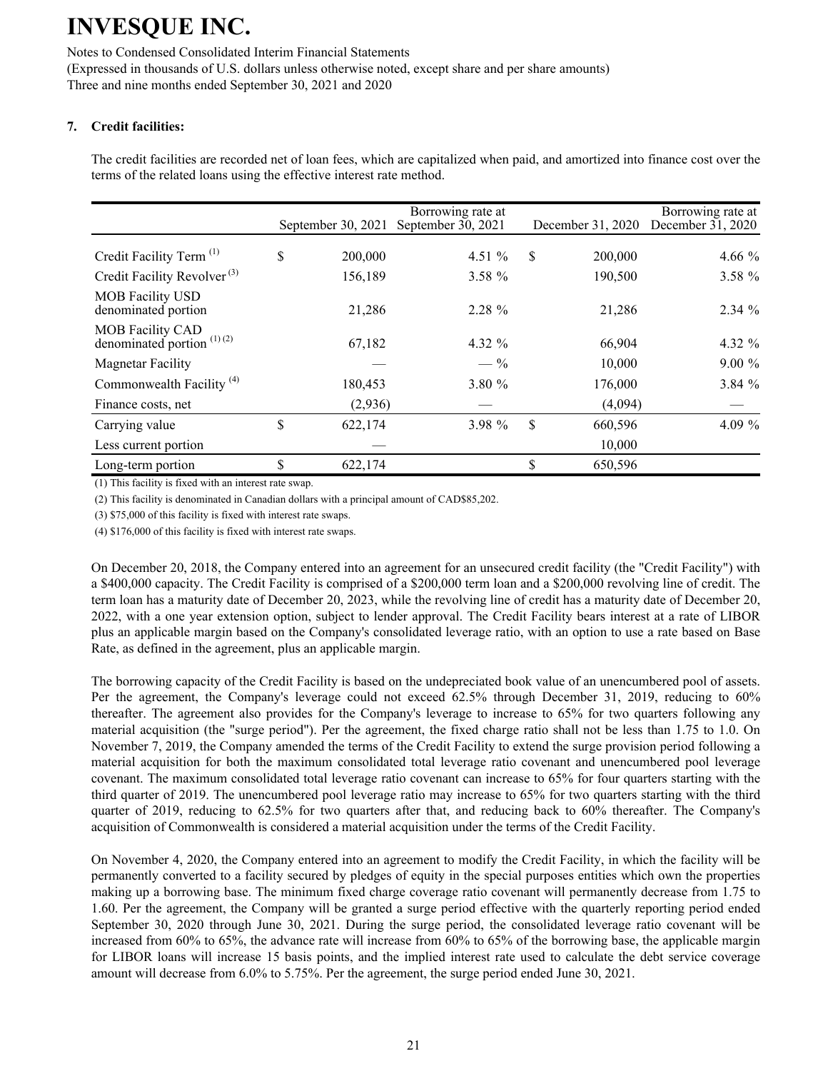# INVESQUE INC.

Notes to Condensed Consolidated Interim Financial Statements
(Expressed in thousands of U.S. dollars unless otherwise noted, except share and per share amounts)
Three and nine months ended September 30, 2021 and 2020

**7. Credit facilities:**

The credit facilities are recorded net of loan fees, which are capitalized when paid, and amortized into finance cost over the terms of the related loans using the effective interest rate method.

| | September 30, 2021 | Borrowing rate at September 30, 2021 | December 31, 2020 | Borrowing rate at December 31, 2020 |
|---|---|---|---|---|
| Credit Facility Term [(1)] | $ 200,000 | 4.51 % | $ 200,000 | 4.66 % |
| Credit Facility Revolver [(3)] | 156,189 | 3.58 % | 190,500 | 3.58 % |
| MOB Facility USD denominated portion | 21,286 | 2.28 % | 21,286 | 2.34 % |
| MOB Facility CAD denominated portion [(1) (2)] | 67,182 | 4.32 % | 66,904 | 4.32 % |
| Magnetar Facility | — | — % | 10,000 | 9.00 % |
| Commonwealth Facility [(4)] | 180,453 | 3.80 % | 176,000 | 3.84 % |
| Finance costs, net | (2,936) | — | (4,094) | — |
| Carrying value | $ 622,174 | 3.98 % | $ 660,596 | 4.09 % |
| Less current portion | — | | 10,000 | |
| Long-term portion | $ 622,174 | | $ 650,596 | |

(1) This facility is fixed with an interest rate swap.

(2) This facility is denominated in Canadian dollars with a principal amount of CAD$85,202.

(3) $75,000 of this facility is fixed with interest rate swaps.

(4) $176,000 of this facility is fixed with interest rate swaps.

On December 20, 2018, the Company entered into an agreement for an unsecured credit facility (the "Credit Facility") with a $400,000 capacity. The Credit Facility is comprised of a $200,000 term loan and a $200,000 revolving line of credit. The term loan has a maturity date of December 20, 2023, while the revolving line of credit has a maturity date of December 20, 2022, with a one year extension option, subject to lender approval. The Credit Facility bears interest at a rate of LIBOR plus an applicable margin based on the Company's consolidated leverage ratio, with an option to use a rate based on Base Rate, as defined in the agreement, plus an applicable margin.

The borrowing capacity of the Credit Facility is based on the undepreciated book value of an unencumbered pool of assets. Per the agreement, the Company's leverage could not exceed 62.5% through December 31, 2019, reducing to 60% thereafter. The agreement also provides for the Company's leverage to increase to 65% for two quarters following any material acquisition (the "surge period"). Per the agreement, the fixed charge ratio shall not be less than 1.75 to 1.0. On November 7, 2019, the Company amended the terms of the Credit Facility to extend the surge provision period following a material acquisition for both the maximum consolidated total leverage ratio covenant and unencumbered pool leverage covenant. The maximum consolidated total leverage ratio covenant can increase to 65% for four quarters starting with the third quarter of 2019. The unencumbered pool leverage ratio may increase to 65% for two quarters starting with the third quarter of 2019, reducing to 62.5% for two quarters after that, and reducing back to 60% thereafter. The Company's acquisition of Commonwealth is considered a material acquisition under the terms of the Credit Facility.

On November 4, 2020, the Company entered into an agreement to modify the Credit Facility, in which the facility will be permanently converted to a facility secured by pledges of equity in the special purposes entities which own the properties making up a borrowing base. The minimum fixed charge coverage ratio covenant will permanently decrease from 1.75 to 1.60. Per the agreement, the Company will be granted a surge period effective with the quarterly reporting period ended September 30, 2020 through June 30, 2021. During the surge period, the consolidated leverage ratio covenant will be increased from 60% to 65%, the advance rate will increase from 60% to 65% of the borrowing base, the applicable margin for LIBOR loans will increase 15 basis points, and the implied interest rate used to calculate the debt service coverage amount will decrease from 6.0% to 5.75%. Per the agreement, the surge period ended June 30, 2021.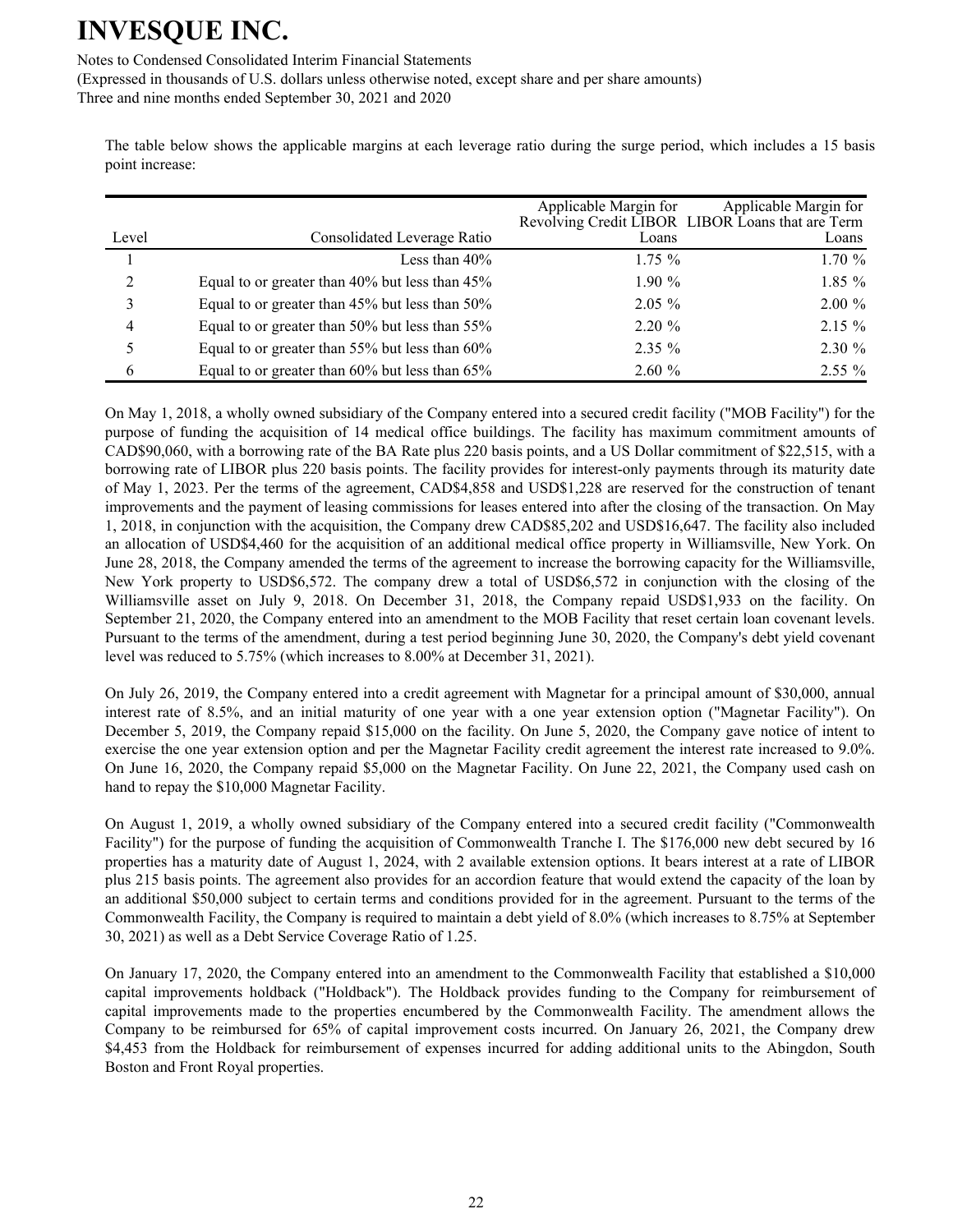The table below shows the applicable margins at each leverage ratio during the surge period, which includes a 15 basis point increase:

| Level | Consolidated Leverage Ratio | Applicable Margin for Revolving Credit LIBOR Loans | Applicable Margin for LIBOR Loans that are Term Loans |
|---|---|---|---|
| 1 | Less than 40% | 1.75 % | 1.70 % |
| 2 | Equal to or greater than 40% but less than 45% | 1.90 % | 1.85 % |
| 3 | Equal to or greater than 45% but less than 50% | 2.05 % | 2.00 % |
| 4 | Equal to or greater than 50% but less than 55% | 2.20 % | 2.15 % |
| 5 | Equal to or greater than 55% but less than 60% | 2.35 % | 2.30 % |
| 6 | Equal to or greater than 60% but less than 65% | 2.60 % | 2.55 % |

On May 1, 2018, a wholly owned subsidiary of the Company entered into a secured credit facility ("MOB Facility") for the purpose of funding the acquisition of 14 medical office buildings. The facility has maximum commitment amounts of CAD$90,060, with a borrowing rate of the BA Rate plus 220 basis points, and a US Dollar commitment of $22,515, with a borrowing rate of LIBOR plus 220 basis points. The facility provides for interest-only payments through its maturity date of May 1, 2023. Per the terms of the agreement, CAD$4,858 and USD$1,228 are reserved for the construction of tenant improvements and the payment of leasing commissions for leases entered into after the closing of the transaction. On May 1, 2018, in conjunction with the acquisition, the Company drew CAD$85,202 and USD$16,647. The facility also included an allocation of USD$4,460 for the acquisition of an additional medical office property in Williamsville, New York. On June 28, 2018, the Company amended the terms of the agreement to increase the borrowing capacity for the Williamsville, New York property to USD$6,572. The company drew a total of USD$6,572 in conjunction with the closing of the Williamsville asset on July 9, 2018. On December 31, 2018, the Company repaid USD$1,933 on the facility. On September 21, 2020, the Company entered into an amendment to the MOB Facility that reset certain loan covenant levels. Pursuant to the terms of the amendment, during a test period beginning June 30, 2020, the Company's debt yield covenant level was reduced to 5.75% (which increases to 8.00% at December 31, 2021).

On July 26, 2019, the Company entered into a credit agreement with Magnetar for a principal amount of $30,000, annual interest rate of 8.5%, and an initial maturity of one year with a one year extension option ("Magnetar Facility"). On December 5, 2019, the Company repaid $15,000 on the facility. On June 5, 2020, the Company gave notice of intent to exercise the one year extension option and per the Magnetar Facility credit agreement the interest rate increased to 9.0%. On June 16, 2020, the Company repaid $5,000 on the Magnetar Facility. On June 22, 2021, the Company used cash on hand to repay the $10,000 Magnetar Facility.

On August 1, 2019, a wholly owned subsidiary of the Company entered into a secured credit facility ("Commonwealth Facility") for the purpose of funding the acquisition of Commonwealth Tranche I. The $176,000 new debt secured by 16 properties has a maturity date of August 1, 2024, with 2 available extension options. It bears interest at a rate of LIBOR plus 215 basis points. The agreement also provides for an accordion feature that would extend the capacity of the loan by an additional $50,000 subject to certain terms and conditions provided for in the agreement. Pursuant to the terms of the Commonwealth Facility, the Company is required to maintain a debt yield of 8.0% (which increases to 8.75% at September 30, 2021) as well as a Debt Service Coverage Ratio of 1.25.

On January 17, 2020, the Company entered into an amendment to the Commonwealth Facility that established a $10,000 capital improvements holdback ("Holdback"). The Holdback provides funding to the Company for reimbursement of capital improvements made to the properties encumbered by the Commonwealth Facility. The amendment allows the Company to be reimbursed for 65% of capital improvement costs incurred. On January 26, 2021, the Company drew $4,453 from the Holdback for reimbursement of expenses incurred for adding additional units to the Abingdon, South Boston and Front Royal properties.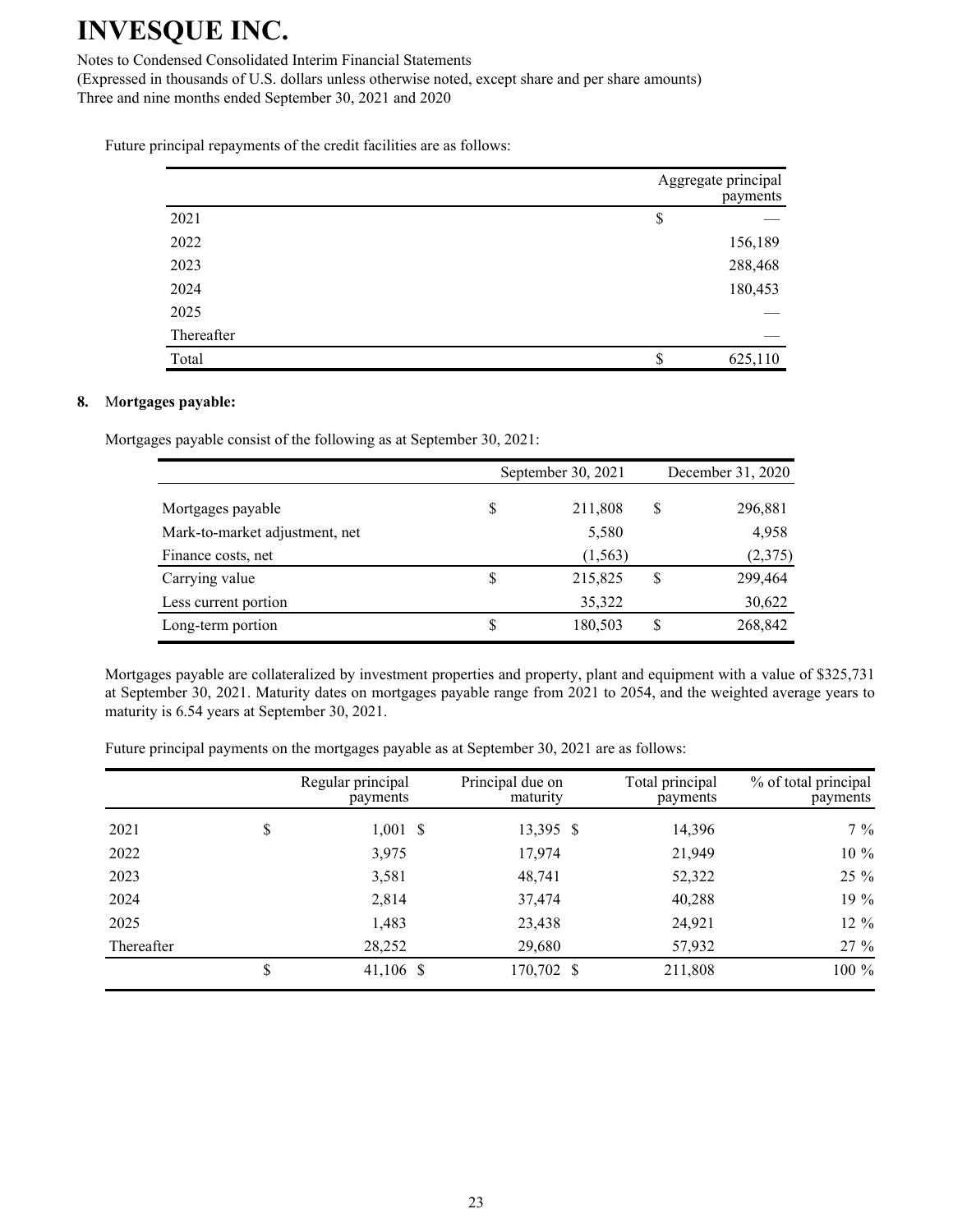Future principal repayments of the credit facilities are as follows:

| | Aggregate principal payments |
|---|---|
| 2021 | $ — |
| 2022 | 156,189 |
| 2023 | 288,468 |
| 2024 | 180,453 |
| 2025 | — |
| Thereafter | — |
| Total | $ 625,110 |

**8. Mortgages payable:**

Mortgages payable consist of the following as at September 30, 2021:

| | September 30, 2021 | December 31, 2020 |
|---|---|---|
| Mortgages payable | $ 211,808 | $ 296,881 |
| Mark-to-market adjustment, net | 5,580 | 4,958 |
| Finance costs, net | (1,563) | (2,375) |
| Carrying value | $ 215,825 | $ 299,464 |
| Less current portion | 35,322 | 30,622 |
| Long-term portion | $ 180,503 | $ 268,842 |

Mortgages payable are collateralized by investment properties and property, plant and equipment with a value of $325,731 at September 30, 2021. Maturity dates on mortgages payable range from 2021 to 2054, and the weighted average years to maturity is 6.54 years at September 30, 2021.

Future principal payments on the mortgages payable as at September 30, 2021 are as follows:

| | Regular principal payments | Principal due on maturity | Total principal payments | % of total principal payments |
|---|---|---|---|---|
| 2021 | $ 1,001 | $ 13,395 | $ 14,396 | 7 % |
| 2022 | 3,975 | 17,974 | 21,949 | 10 % |
| 2023 | 3,581 | 48,741 | 52,322 | 25 % |
| 2024 | 2,814 | 37,474 | 40,288 | 19 % |
| 2025 | 1,483 | 23,438 | 24,921 | 12 % |
| Thereafter | 28,252 | 29,680 | 57,932 | 27 % |
| | $ 41,106 | $ 170,702 | $ 211,808 | 100 % |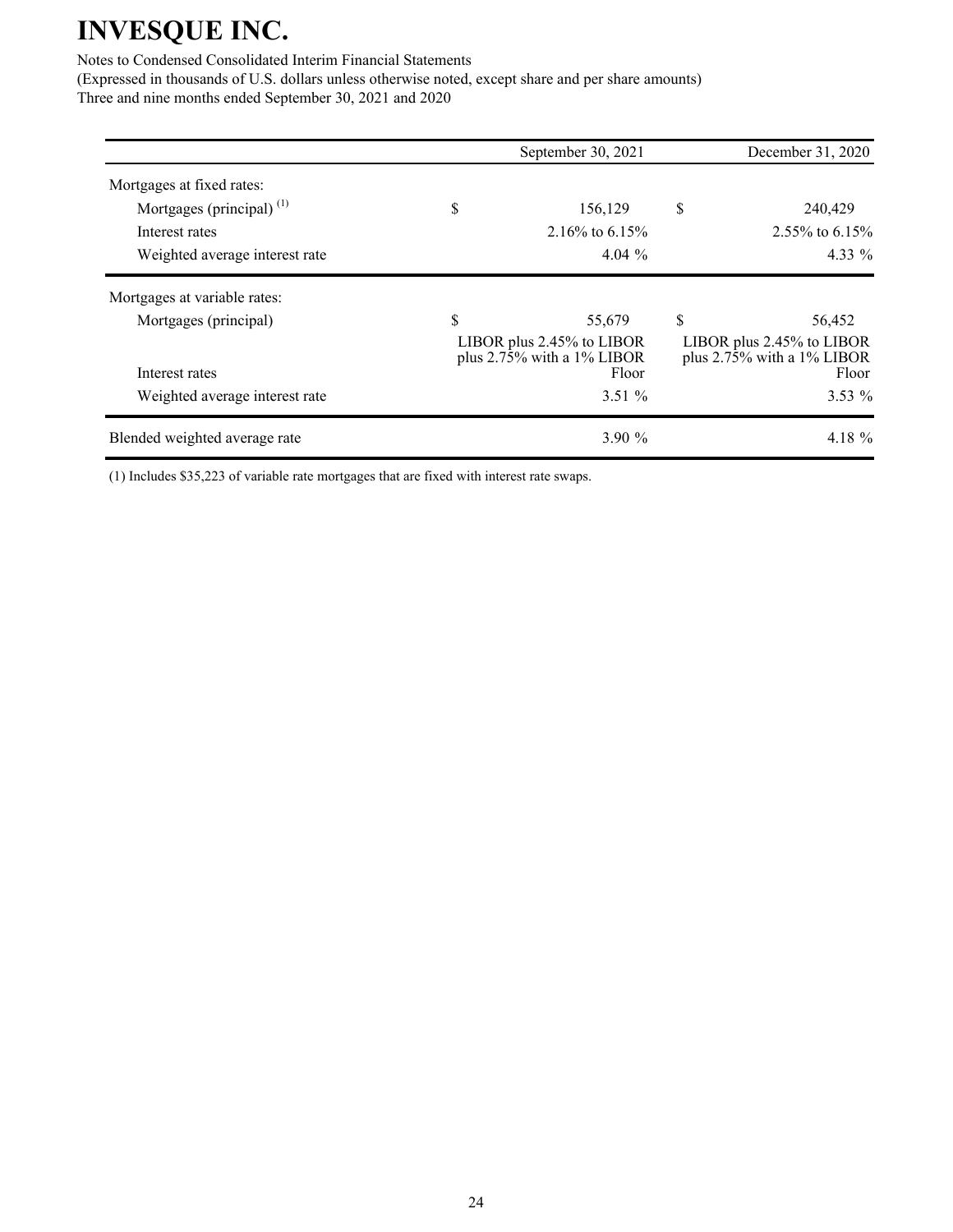|  | September 30, 2021 | December 31, 2020 |
|---|---|---|
| Mortgages at fixed rates: |  |  |
| Mortgages (principal) [(1)] | $ 156,129 | $ 240,429 |
| Interest rates | 2.16% to 6.15% | 2.55% to 6.15% |
| Weighted average interest rate | 4.04 % | 4.33 % |
| Mortgages at variable rates: |  |  |
| Mortgages (principal) | $ 55,679 | $ 56,452 |
| Interest rates | LIBOR plus 2.45% to LIBOR plus 2.75% with a 1% LIBOR Floor | LIBOR plus 2.45% to LIBOR plus 2.75% with a 1% LIBOR Floor |
| Weighted average interest rate | 3.51 % | 3.53 % |
| Blended weighted average rate | 3.90 % | 4.18 % |

(1) Includes $35,223 of variable rate mortgages that are fixed with interest rate swaps.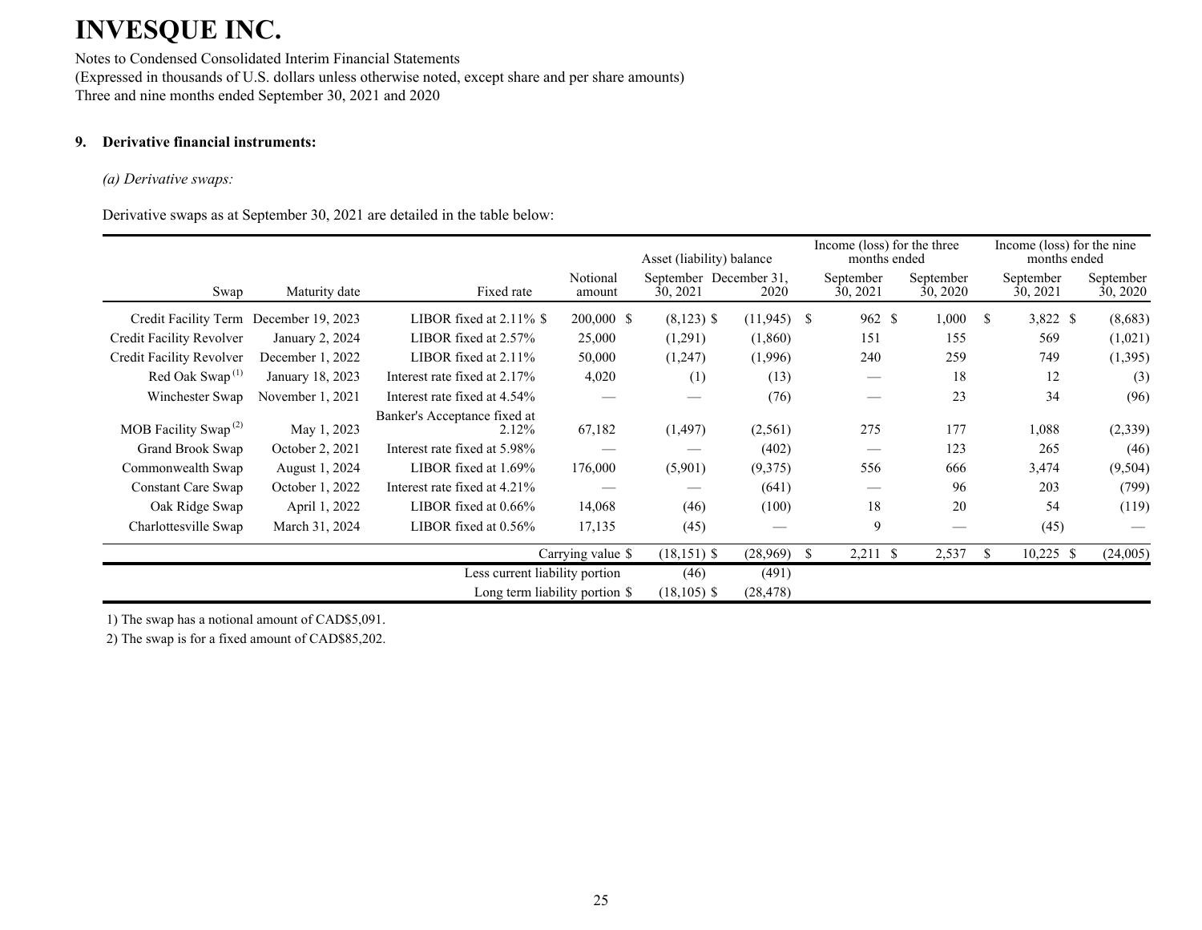# INVESQUE INC.

Notes to Condensed Consolidated Interim Financial Statements
(Expressed in thousands of U.S. dollars unless otherwise noted, except share and per share amounts)
Three and nine months ended September 30, 2021 and 2020

## 9. Derivative financial instruments:

*(a) Derivative swaps:*

Derivative swaps as at September 30, 2021 are detailed in the table below:

| | | | | Asset (liability) balance | | Income (loss) for the three months ended | | Income (loss) for the nine months ended | |
|---|---|---|---|---|---|---|---|---|---|
| Swap | Maturity date | Fixed rate | Notional amount | September 30, 2021 | December 31, 2020 | September 30, 2021 | September 30, 2020 | September 30, 2021 | September 30, 2020 |
| Credit Facility Term | December 19, 2023 | LIBOR fixed at 2.11% | $ 200,000 | $ (8,123) | $ (11,945) | $ 962 | $ 1,000 | $ 3,822 | $ (8,683) |
| Credit Facility Revolver | January 2, 2024 | LIBOR fixed at 2.57% | 25,000 | (1,291) | (1,860) | 151 | 155 | 569 | (1,021) |
| Credit Facility Revolver | December 1, 2022 | LIBOR fixed at 2.11% | 50,000 | (1,247) | (1,996) | 240 | 259 | 749 | (1,395) |
| Red Oak Swap [1] | January 18, 2023 | Interest rate fixed at 2.17% | 4,020 | (1) | (13) | — | 18 | 12 | (3) |
| Winchester Swap | November 1, 2021 | Interest rate fixed at 4.54% | — | — | (76) | — | 23 | 34 | (96) |
| MOB Facility Swap [2] | May 1, 2023 | Banker's Acceptance fixed at 2.12% | 67,182 | (1,497) | (2,561) | 275 | 177 | 1,088 | (2,339) |
| Grand Brook Swap | October 2, 2021 | Interest rate fixed at 5.98% | — | — | (402) | — | 123 | 265 | (46) |
| Commonwealth Swap | August 1, 2024 | LIBOR fixed at 1.69% | 176,000 | (5,901) | (9,375) | 556 | 666 | 3,474 | (9,504) |
| Constant Care Swap | October 1, 2022 | Interest rate fixed at 4.21% | — | — | (641) | — | 96 | 203 | (799) |
| Oak Ridge Swap | April 1, 2022 | LIBOR fixed at 0.66% | 14,068 | (46) | (100) | 18 | 20 | 54 | (119) |
| Charlottesville Swap | March 31, 2024 | LIBOR fixed at 0.56% | 17,135 | (45) | — | 9 | — | (45) | — |
| | | | Carrying value | $ (18,151) | $ (28,969) | $ 2,211 | $ 2,537 | $ 10,225 | $ (24,005) |
| | | | Less current liability portion | (46) | (491) | | | | |
| | | | Long term liability portion | $ (18,105) | $ (28,478) | | | | |

1) The swap has a notional amount of CAD$5,091.

2) The swap is for a fixed amount of CAD$85,202.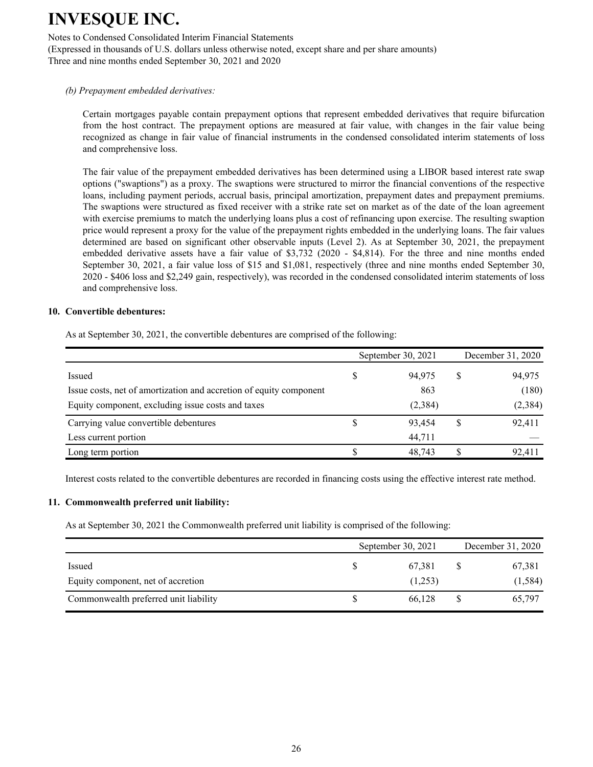*(b) Prepayment embedded derivatives:*

Certain mortgages payable contain prepayment options that represent embedded derivatives that require bifurcation from the host contract. The prepayment options are measured at fair value, with changes in the fair value being recognized as change in fair value of financial instruments in the condensed consolidated interim statements of loss and comprehensive loss.

The fair value of the prepayment embedded derivatives has been determined using a LIBOR based interest rate swap options ("swaptions") as a proxy. The swaptions were structured to mirror the financial conventions of the respective loans, including payment periods, accrual basis, principal amortization, prepayment dates and prepayment premiums. The swaptions were structured as fixed receiver with a strike rate set on market as of the date of the loan agreement with exercise premiums to match the underlying loans plus a cost of refinancing upon exercise. The resulting swaption price would represent a proxy for the value of the prepayment rights embedded in the underlying loans. The fair values determined are based on significant other observable inputs (Level 2). As at September 30, 2021, the prepayment embedded derivative assets have a fair value of $3,732 (2020 - $4,814). For the three and nine months ended September 30, 2021, a fair value loss of $15 and $1,081, respectively (three and nine months ended September 30, 2020 - $406 loss and $2,249 gain, respectively), was recorded in the condensed consolidated interim statements of loss and comprehensive loss.

## 10. Convertible debentures:

As at September 30, 2021, the convertible debentures are comprised of the following:

| | September 30, 2021 | December 31, 2020 |
|---|---|---|
| Issued | $ 94,975 | $ 94,975 |
| Issue costs, net of amortization and accretion of equity component | 863 | (180) |
| Equity component, excluding issue costs and taxes | (2,384) | (2,384) |
| Carrying value convertible debentures | $ 93,454 | $ 92,411 |
| Less current portion | 44,711 | — |
| Long term portion | $ 48,743 | $ 92,411 |

Interest costs related to the convertible debentures are recorded in financing costs using the effective interest rate method.

## 11. Commonwealth preferred unit liability:

As at September 30, 2021 the Commonwealth preferred unit liability is comprised of the following:

| | September 30, 2021 | December 31, 2020 |
|---|---|---|
| Issued | $ 67,381 | $ 67,381 |
| Equity component, net of accretion | (1,253) | (1,584) |
| Commonwealth preferred unit liability | $ 66,128 | $ 65,797 |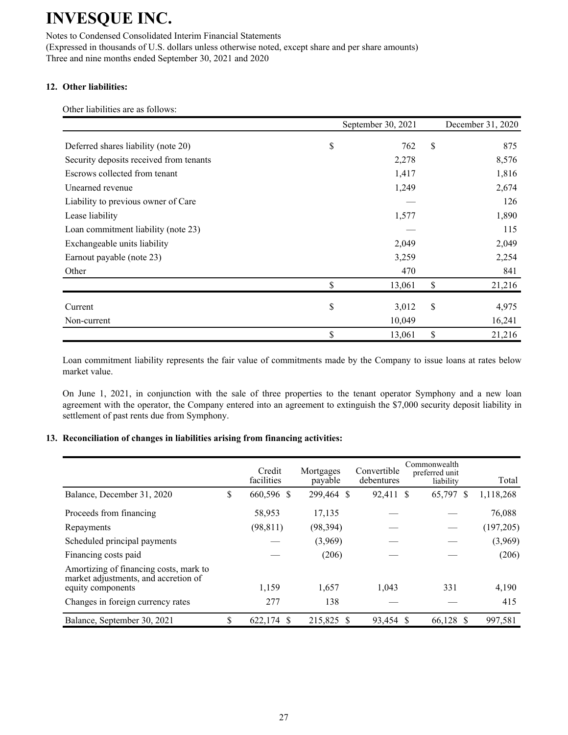# INVESQUE INC.

Notes to Condensed Consolidated Interim Financial Statements
(Expressed in thousands of U.S. dollars unless otherwise noted, except share and per share amounts)
Three and nine months ended September 30, 2021 and 2020

## 12. Other liabilities:

Other liabilities are as follows:

| | September 30, 2021 | December 31, 2020 |
|---|---|---|
| Deferred shares liability (note 20) | $ 762 | $ 875 |
| Security deposits received from tenants | 2,278 | 8,576 |
| Escrows collected from tenant | 1,417 | 1,816 |
| Unearned revenue | 1,249 | 2,674 |
| Liability to previous owner of Care | — | 126 |
| Lease liability | 1,577 | 1,890 |
| Loan commitment liability (note 23) | — | 115 |
| Exchangeable units liability | 2,049 | 2,049 |
| Earnout payable (note 23) | 3,259 | 2,254 |
| Other | 470 | 841 |
| | $ 13,061 | $ 21,216 |
| Current | $ 3,012 | $ 4,975 |
| Non-current | 10,049 | 16,241 |
| | $ 13,061 | $ 21,216 |

Loan commitment liability represents the fair value of commitments made by the Company to issue loans at rates below market value.

On June 1, 2021, in conjunction with the sale of three properties to the tenant operator Symphony and a new loan agreement with the operator, the Company entered into an agreement to extinguish the $7,000 security deposit liability in settlement of past rents due from Symphony.

## 13. Reconciliation of changes in liabilities arising from financing activities:

| | Credit facilities | Mortgages payable | Convertible debentures | Commonwealth preferred unit liability | Total |
|---|---|---|---|---|---|
| Balance, December 31, 2020 | $ 660,596 | $ 299,464 | $ 92,411 | $ 65,797 | $ 1,118,268 |
| Proceeds from financing | 58,953 | 17,135 | — | — | 76,088 |
| Repayments | (98,811) | (98,394) | — | — | (197,205) |
| Scheduled principal payments | — | (3,969) | — | — | (3,969) |
| Financing costs paid | — | (206) | — | — | (206) |
| Amortizing of financing costs, mark to market adjustments, and accretion of equity components | 1,159 | 1,657 | 1,043 | 331 | 4,190 |
| Changes in foreign currency rates | 277 | 138 | — | — | 415 |
| Balance, September 30, 2021 | $ 622,174 | $ 215,825 | $ 93,454 | $ 66,128 | $ 997,581 |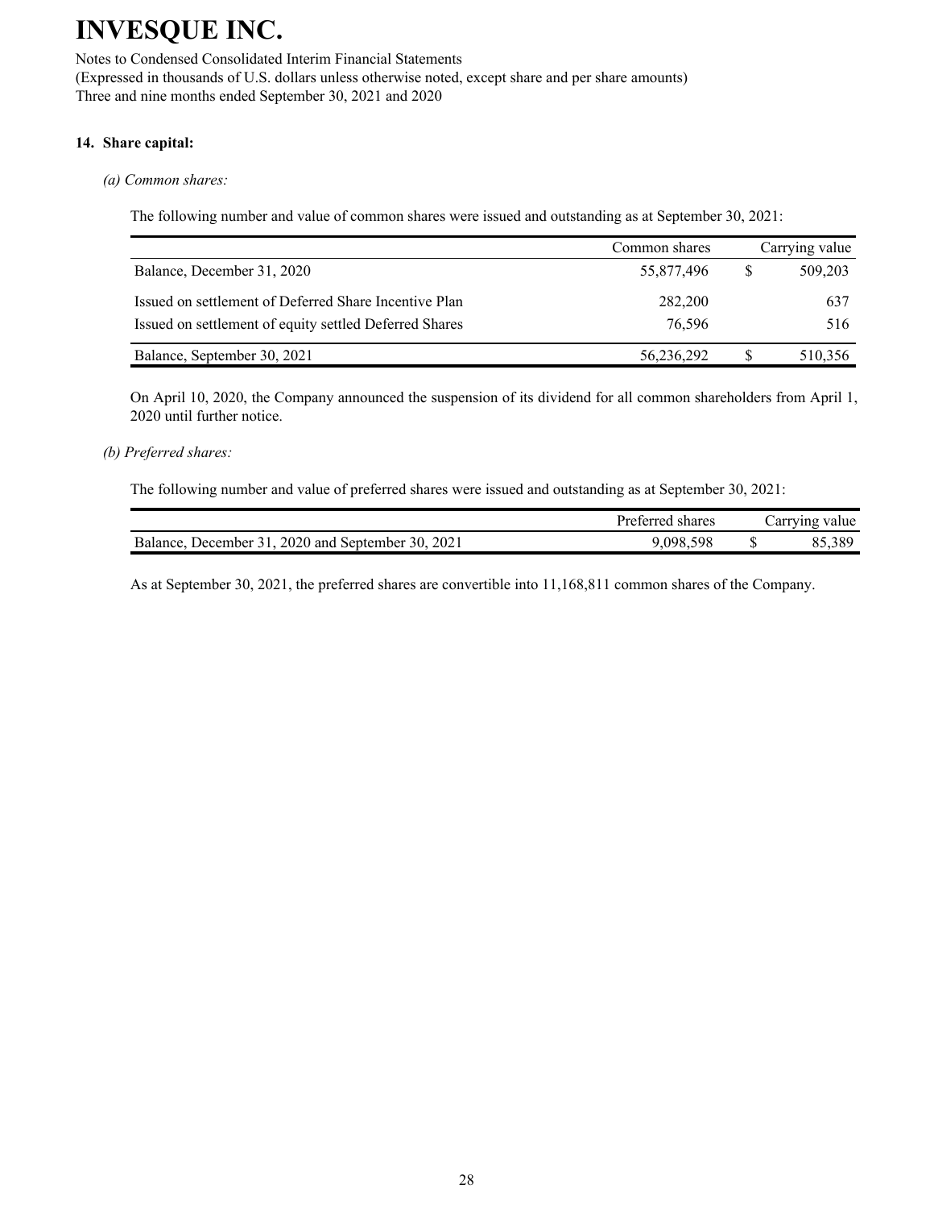# INVESQUE INC.

Notes to Condensed Consolidated Interim Financial Statements
(Expressed in thousands of U.S. dollars unless otherwise noted, except share and per share amounts)
Three and nine months ended September 30, 2021 and 2020

### 14. Share capital:

*(a) Common shares:*

The following number and value of common shares were issued and outstanding as at September 30, 2021:

| | Common shares | | Carrying value |
|---|---|---|---|
| Balance, December 31, 2020 | 55,877,496 | $ | 509,203 |
| Issued on settlement of Deferred Share Incentive Plan | 282,200 | | 637 |
| Issued on settlement of equity settled Deferred Shares | 76,596 | | 516 |
| Balance, September 30, 2021 | 56,236,292 | $ | 510,356 |

On April 10, 2020, the Company announced the suspension of its dividend for all common shareholders from April 1, 2020 until further notice.

*(b) Preferred shares:*

The following number and value of preferred shares were issued and outstanding as at September 30, 2021:

| | Preferred shares | | Carrying value |
|---|---|---|---|
| Balance, December 31, 2020 and September 30, 2021 | 9,098,598 | $ | 85,389 |

As at September 30, 2021, the preferred shares are convertible into 11,168,811 common shares of the Company.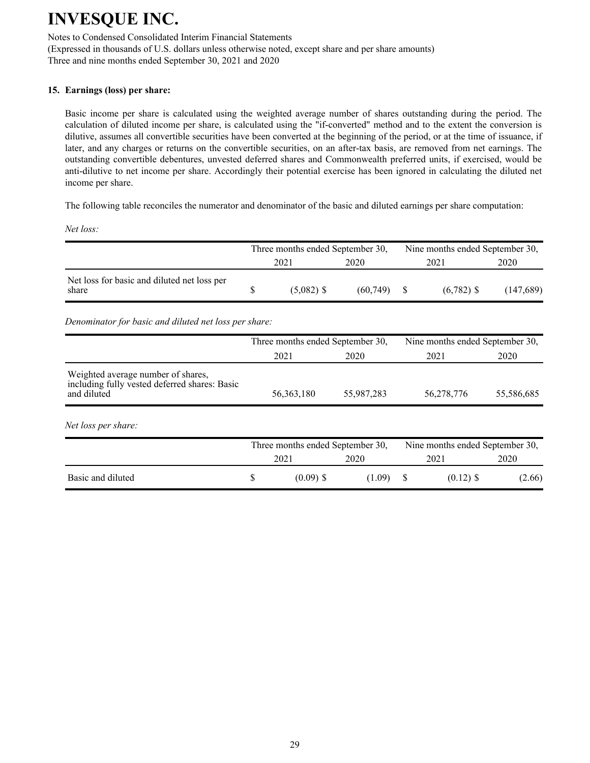# INVESQUE INC.

Notes to Condensed Consolidated Interim Financial Statements
(Expressed in thousands of U.S. dollars unless otherwise noted, except share and per share amounts)
Three and nine months ended September 30, 2021 and 2020

**15. Earnings (loss) per share:**

Basic income per share is calculated using the weighted average number of shares outstanding during the period. The calculation of diluted income per share, is calculated using the "if-converted" method and to the extent the conversion is dilutive, assumes all convertible securities have been converted at the beginning of the period, or at the time of issuance, if later, and any charges or returns on the convertible securities, on an after-tax basis, are removed from net earnings. The outstanding convertible debentures, unvested deferred shares and Commonwealth preferred units, if exercised, would be anti-dilutive to net income per share. Accordingly their potential exercise has been ignored in calculating the diluted net income per share.

The following table reconciles the numerator and denominator of the basic and diluted earnings per share computation:

*Net loss:*

| | Three months ended September 30, | | Nine months ended September 30, | |
|---|---|---|---|---|
| | 2021 | 2020 | 2021 | 2020 |
| Net loss for basic and diluted net loss per share | $ (5,082) | $ (60,749) | $ (6,782) | $ (147,689) |

*Denominator for basic and diluted net loss per share:*

| | Three months ended September 30, | | Nine months ended September 30, | |
|---|---|---|---|---|
| | 2021 | 2020 | 2021 | 2020 |
| Weighted average number of shares, including fully vested deferred shares: Basic and diluted | 56,363,180 | 55,987,283 | 56,278,776 | 55,586,685 |

*Net loss per share:*

| | Three months ended September 30, | | Nine months ended September 30, | |
|---|---|---|---|---|
| | 2021 | 2020 | 2021 | 2020 |
| Basic and diluted | $ (0.09) | $ (1.09) | $ (0.12) | $ (2.66) |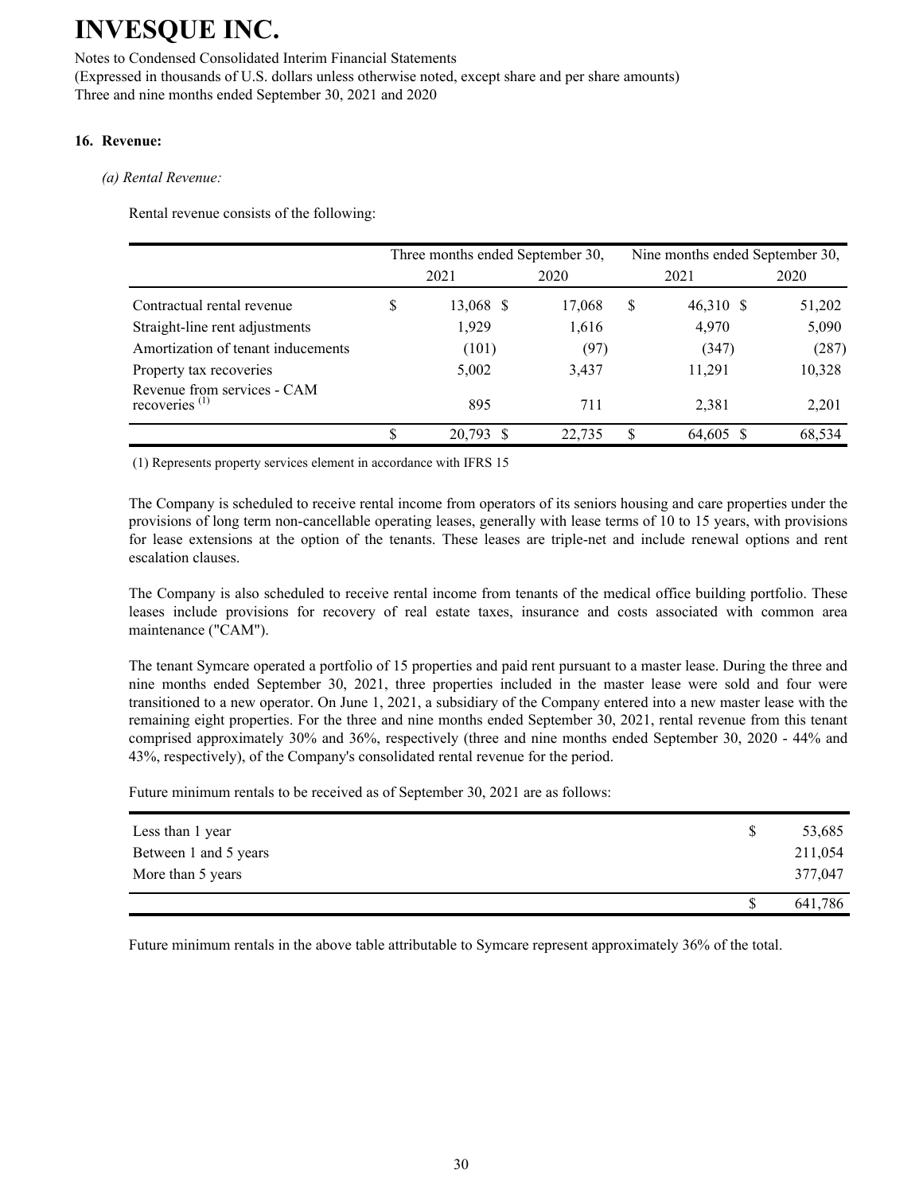# INVESQUE INC.

Notes to Condensed Consolidated Interim Financial Statements
(Expressed in thousands of U.S. dollars unless otherwise noted, except share and per share amounts)
Three and nine months ended September 30, 2021 and 2020

## 16. Revenue:

*(a) Rental Revenue:*

Rental revenue consists of the following:

| | Three months ended September 30, | | Nine months ended September 30, | |
|---|---|---|---|---|
| | 2021 | 2020 | 2021 | 2020 |
| Contractual rental revenue | $ 13,068 | $ 17,068 | $ 46,310 | $ 51,202 |
| Straight-line rent adjustments | 1,929 | 1,616 | 4,970 | 5,090 |
| Amortization of tenant inducements | (101) | (97) | (347) | (287) |
| Property tax recoveries | 5,002 | 3,437 | 11,291 | 10,328 |
| Revenue from services - CAM recoveries [(1)] | 895 | 711 | 2,381 | 2,201 |
| | $ 20,793 | $ 22,735 | $ 64,605 | $ 68,534 |

(1) Represents property services element in accordance with IFRS 15

The Company is scheduled to receive rental income from operators of its seniors housing and care properties under the provisions of long term non-cancellable operating leases, generally with lease terms of 10 to 15 years, with provisions for lease extensions at the option of the tenants. These leases are triple-net and include renewal options and rent escalation clauses.

The Company is also scheduled to receive rental income from tenants of the medical office building portfolio. These leases include provisions for recovery of real estate taxes, insurance and costs associated with common area maintenance ("CAM").

The tenant Symcare operated a portfolio of 15 properties and paid rent pursuant to a master lease. During the three and nine months ended September 30, 2021, three properties included in the master lease were sold and four were transitioned to a new operator. On June 1, 2021, a subsidiary of the Company entered into a new master lease with the remaining eight properties. For the three and nine months ended September 30, 2021, rental revenue from this tenant comprised approximately 30% and 36%, respectively (three and nine months ended September 30, 2020 - 44% and 43%, respectively), of the Company's consolidated rental revenue for the period.

Future minimum rentals to be received as of September 30, 2021 are as follows:

| | |
|---|---|
| Less than 1 year | $ 53,685 |
| Between 1 and 5 years | 211,054 |
| More than 5 years | 377,047 |
| | $ 641,786 |

Future minimum rentals in the above table attributable to Symcare represent approximately 36% of the total.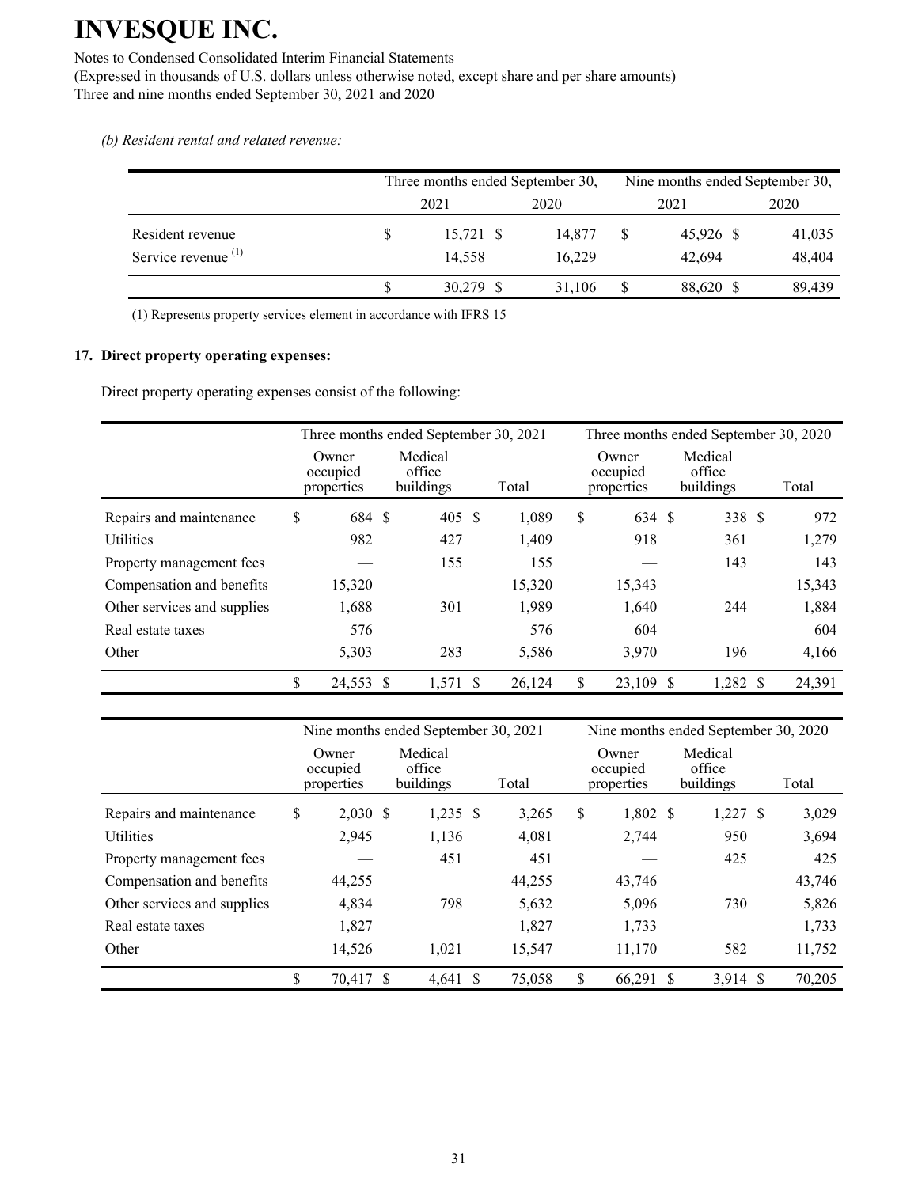# INVESQUE INC.

Notes to Condensed Consolidated Interim Financial Statements
(Expressed in thousands of U.S. dollars unless otherwise noted, except share and per share amounts)
Three and nine months ended September 30, 2021 and 2020

*(b) Resident rental and related revenue:*

| | Three months ended September 30, | | Nine months ended September 30, | |
|---|---|---|---|---|
| | 2021 | 2020 | 2021 | 2020 |
| Resident revenue | $ 15,721 | $ 14,877 | $ 45,926 | $ 41,035 |
| Service revenue [(1)] | 14,558 | 16,229 | 42,694 | 48,404 |
| | $ 30,279 | $ 31,106 | $ 88,620 | $ 89,439 |

(1) Represents property services element in accordance with IFRS 15

**17. Direct property operating expenses:**

Direct property operating expenses consist of the following:

| | Three months ended September 30, 2021 | | | Three months ended September 30, 2020 | | |
|---|---|---|---|---|---|---|
| | Owner occupied properties | Medical office buildings | Total | Owner occupied properties | Medical office buildings | Total |
| Repairs and maintenance | $ 684 | $ 405 | $ 1,089 | $ 634 | $ 338 | $ 972 |
| Utilities | 982 | 427 | 1,409 | 918 | 361 | 1,279 |
| Property management fees | — | 155 | 155 | — | 143 | 143 |
| Compensation and benefits | 15,320 | — | 15,320 | 15,343 | — | 15,343 |
| Other services and supplies | 1,688 | 301 | 1,989 | 1,640 | 244 | 1,884 |
| Real estate taxes | 576 | — | 576 | 604 | — | 604 |
| Other | 5,303 | 283 | 5,586 | 3,970 | 196 | 4,166 |
| | $ 24,553 | $ 1,571 | $ 26,124 | $ 23,109 | $ 1,282 | $ 24,391 |

| | Nine months ended September 30, 2021 | | | Nine months ended September 30, 2020 | | |
|---|---|---|---|---|---|---|
| | Owner occupied properties | Medical office buildings | Total | Owner occupied properties | Medical office buildings | Total |
| Repairs and maintenance | $ 2,030 | $ 1,235 | $ 3,265 | $ 1,802 | $ 1,227 | $ 3,029 |
| Utilities | 2,945 | 1,136 | 4,081 | 2,744 | 950 | 3,694 |
| Property management fees | — | 451 | 451 | — | 425 | 425 |
| Compensation and benefits | 44,255 | — | 44,255 | 43,746 | — | 43,746 |
| Other services and supplies | 4,834 | 798 | 5,632 | 5,096 | 730 | 5,826 |
| Real estate taxes | 1,827 | — | 1,827 | 1,733 | — | 1,733 |
| Other | 14,526 | 1,021 | 15,547 | 11,170 | 582 | 11,752 |
| | $ 70,417 | $ 4,641 | $ 75,058 | $ 66,291 | $ 3,914 | $ 70,205 |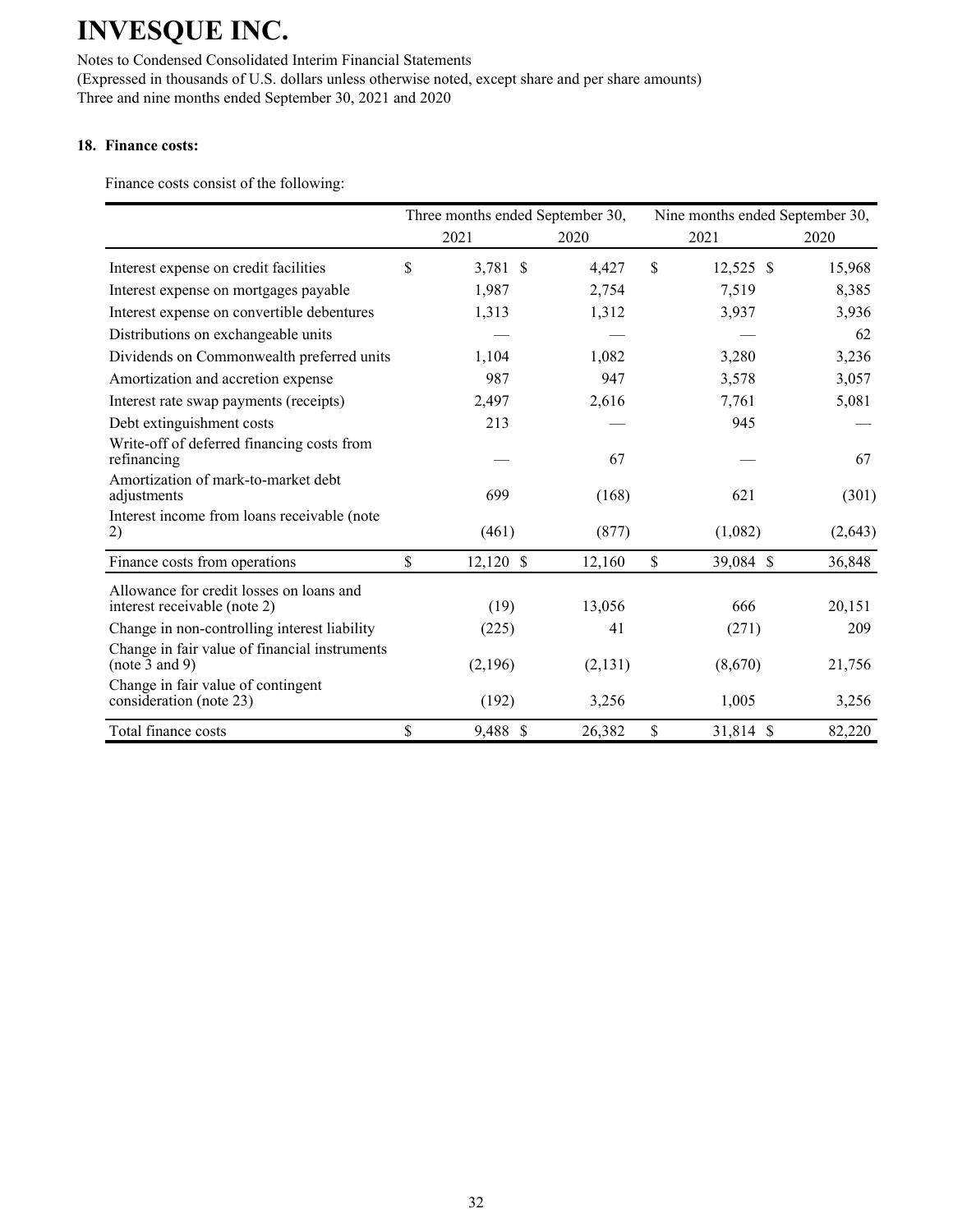# INVESQUE INC.

Notes to Condensed Consolidated Interim Financial Statements
(Expressed in thousands of U.S. dollars unless otherwise noted, except share and per share amounts)
Three and nine months ended September 30, 2021 and 2020

## 18. Finance costs:

Finance costs consist of the following:

| | Three months ended September 30, | | Nine months ended September 30, | |
|---|---|---|---|---|
| | 2021 | 2020 | 2021 | 2020 |
| Interest expense on credit facilities | $ 3,781 | $ 4,427 | $ 12,525 | $ 15,968 |
| Interest expense on mortgages payable | 1,987 | 2,754 | 7,519 | 8,385 |
| Interest expense on convertible debentures | 1,313 | 1,312 | 3,937 | 3,936 |
| Distributions on exchangeable units | — | — | — | 62 |
| Dividends on Commonwealth preferred units | 1,104 | 1,082 | 3,280 | 3,236 |
| Amortization and accretion expense | 987 | 947 | 3,578 | 3,057 |
| Interest rate swap payments (receipts) | 2,497 | 2,616 | 7,761 | 5,081 |
| Debt extinguishment costs | 213 | — | 945 | — |
| Write-off of deferred financing costs from refinancing | — | 67 | — | 67 |
| Amortization of mark-to-market debt adjustments | 699 | (168) | 621 | (301) |
| Interest income from loans receivable (note 2) | (461) | (877) | (1,082) | (2,643) |
| Finance costs from operations | $ 12,120 | $ 12,160 | $ 39,084 | $ 36,848 |
| Allowance for credit losses on loans and interest receivable (note 2) | (19) | 13,056 | 666 | 20,151 |
| Change in non-controlling interest liability | (225) | 41 | (271) | 209 |
| Change in fair value of financial instruments (note 3 and 9) | (2,196) | (2,131) | (8,670) | 21,756 |
| Change in fair value of contingent consideration (note 23) | (192) | 3,256 | 1,005 | 3,256 |
| Total finance costs | $ 9,488 | $ 26,382 | $ 31,814 | $ 82,220 |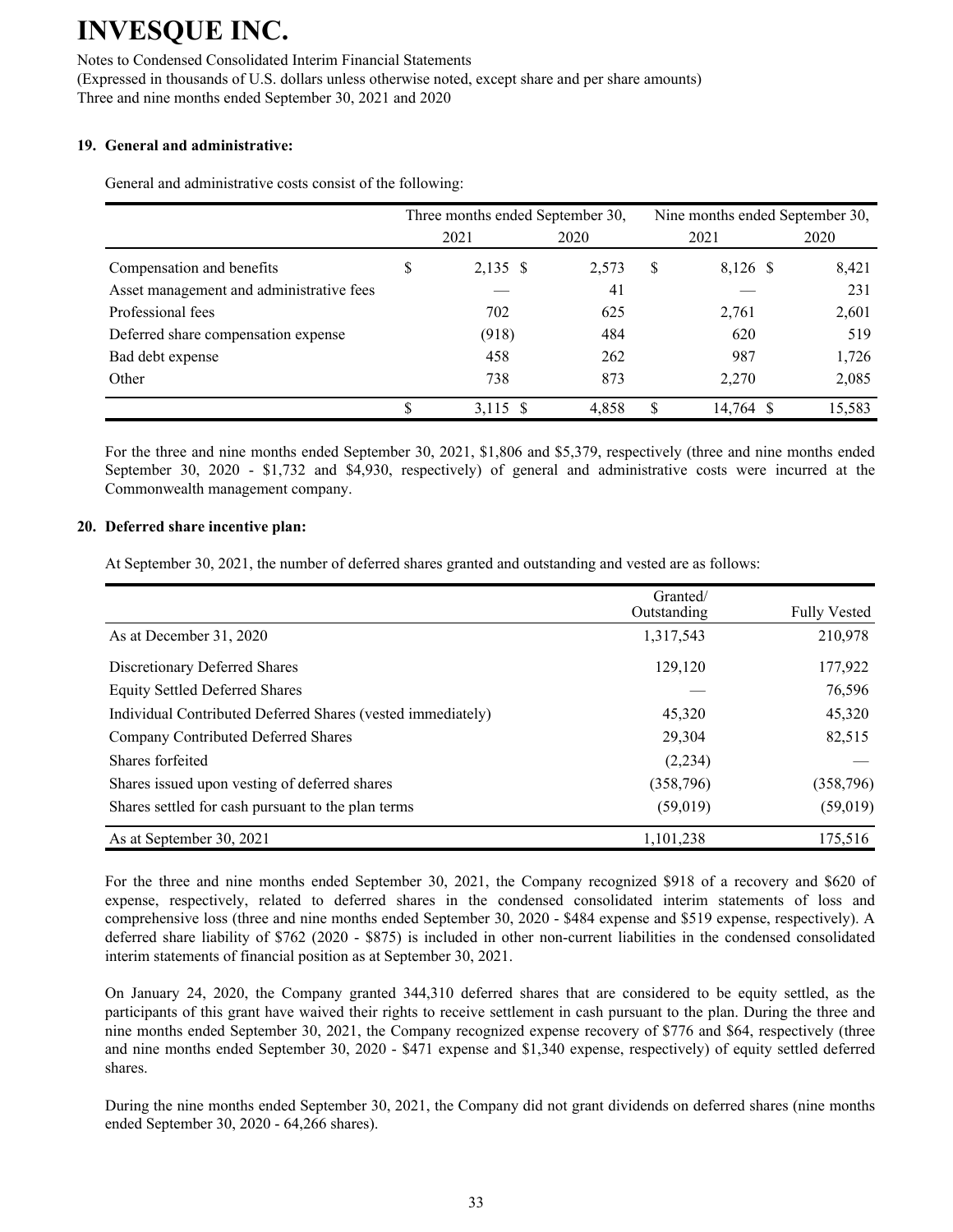## 19. General and administrative:

General and administrative costs consist of the following:

| | Three months ended September 30, | | Nine months ended September 30, | |
|---|---|---|---|---|
| | 2021 | 2020 | 2021 | 2020 |
| Compensation and benefits | $ 2,135 | $ 2,573 | $ 8,126 | $ 8,421 |
| Asset management and administrative fees | — | 41 | — | 231 |
| Professional fees | 702 | 625 | 2,761 | 2,601 |
| Deferred share compensation expense | (918) | 484 | 620 | 519 |
| Bad debt expense | 458 | 262 | 987 | 1,726 |
| Other | 738 | 873 | 2,270 | 2,085 |
| | $ 3,115 | $ 4,858 | $ 14,764 | $ 15,583 |

For the three and nine months ended September 30, 2021, $1,806 and $5,379, respectively (three and nine months ended September 30, 2020 - $1,732 and $4,930, respectively) of general and administrative costs were incurred at the Commonwealth management company.

## 20. Deferred share incentive plan:

At September 30, 2021, the number of deferred shares granted and outstanding and vested are as follows:

| | Granted/ Outstanding | Fully Vested |
|---|---|---|
| As at December 31, 2020 | 1,317,543 | 210,978 |
| Discretionary Deferred Shares | 129,120 | 177,922 |
| Equity Settled Deferred Shares | — | 76,596 |
| Individual Contributed Deferred Shares (vested immediately) | 45,320 | 45,320 |
| Company Contributed Deferred Shares | 29,304 | 82,515 |
| Shares forfeited | (2,234) | — |
| Shares issued upon vesting of deferred shares | (358,796) | (358,796) |
| Shares settled for cash pursuant to the plan terms | (59,019) | (59,019) |
| As at September 30, 2021 | 1,101,238 | 175,516 |

For the three and nine months ended September 30, 2021, the Company recognized $918 of a recovery and $620 of expense, respectively, related to deferred shares in the condensed consolidated interim statements of loss and comprehensive loss (three and nine months ended September 30, 2020 - $484 expense and $519 expense, respectively). A deferred share liability of $762 (2020 - $875) is included in other non-current liabilities in the condensed consolidated interim statements of financial position as at September 30, 2021.

On January 24, 2020, the Company granted 344,310 deferred shares that are considered to be equity settled, as the participants of this grant have waived their rights to receive settlement in cash pursuant to the plan. During the three and nine months ended September 30, 2021, the Company recognized expense recovery of $776 and $64, respectively (three and nine months ended September 30, 2020 - $471 expense and $1,340 expense, respectively) of equity settled deferred shares.

During the nine months ended September 30, 2021, the Company did not grant dividends on deferred shares (nine months ended September 30, 2020 - 64,266 shares).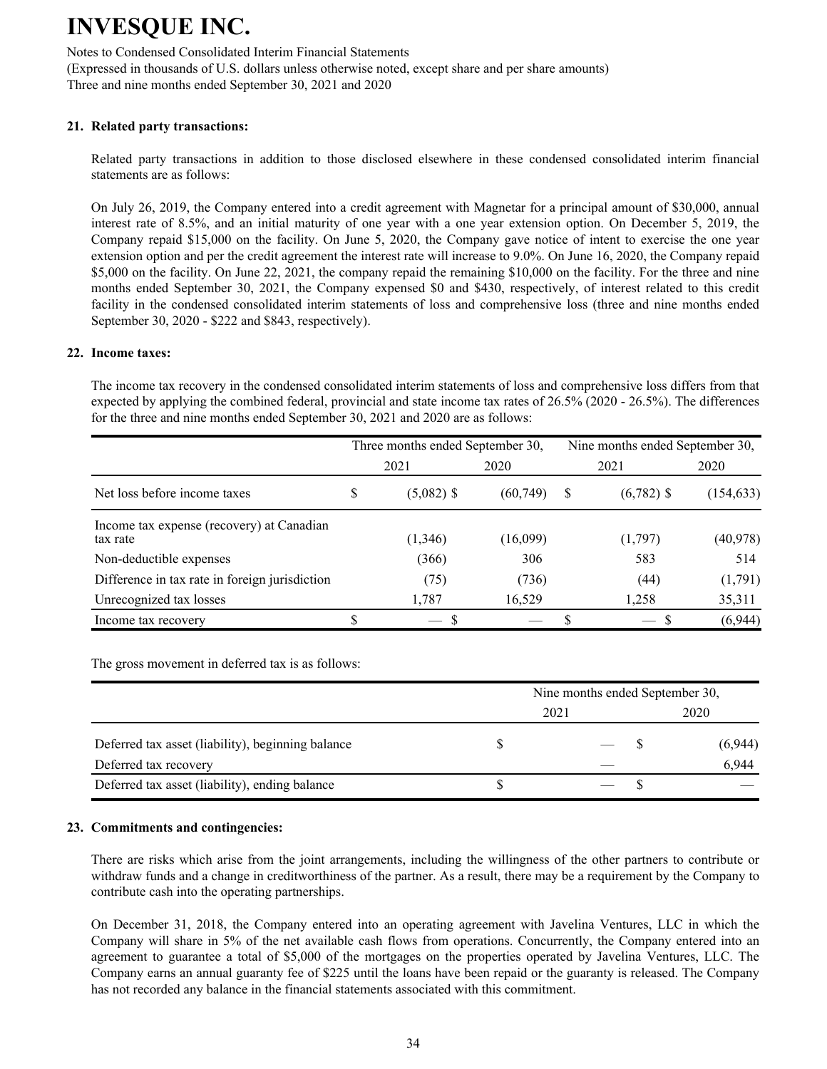# INVESQUE INC.

Notes to Condensed Consolidated Interim Financial Statements
(Expressed in thousands of U.S. dollars unless otherwise noted, except share and per share amounts)
Three and nine months ended September 30, 2021 and 2020

## 21. Related party transactions:

Related party transactions in addition to those disclosed elsewhere in these condensed consolidated interim financial statements are as follows:

On July 26, 2019, the Company entered into a credit agreement with Magnetar for a principal amount of $30,000, annual interest rate of 8.5%, and an initial maturity of one year with a one year extension option. On December 5, 2019, the Company repaid $15,000 on the facility. On June 5, 2020, the Company gave notice of intent to exercise the one year extension option and per the credit agreement the interest rate will increase to 9.0%. On June 16, 2020, the Company repaid $5,000 on the facility. On June 22, 2021, the company repaid the remaining $10,000 on the facility. For the three and nine months ended September 30, 2021, the Company expensed $0 and $430, respectively, of interest related to this credit facility in the condensed consolidated interim statements of loss and comprehensive loss (three and nine months ended September 30, 2020 - $222 and $843, respectively).

## 22. Income taxes:

The income tax recovery in the condensed consolidated interim statements of loss and comprehensive loss differs from that expected by applying the combined federal, provincial and state income tax rates of 26.5% (2020 - 26.5%). The differences for the three and nine months ended September 30, 2021 and 2020 are as follows:

| | Three months ended September 30, | | Nine months ended September 30, | |
|---|---|---|---|---|
| | 2021 | 2020 | 2021 | 2020 |
| Net loss before income taxes | $ (5,082) | $ (60,749) | $ (6,782) | $ (154,633) |
| Income tax expense (recovery) at Canadian tax rate | (1,346) | (16,099) | (1,797) | (40,978) |
| Non-deductible expenses | (366) | 306 | 583 | 514 |
| Difference in tax rate in foreign jurisdiction | (75) | (736) | (44) | (1,791) |
| Unrecognized tax losses | 1,787 | 16,529 | 1,258 | 35,311 |
| Income tax recovery | $ — | $ — | $ — | $ (6,944) |

The gross movement in deferred tax is as follows:

| | Nine months ended September 30, | |
|---|---|---|
| | 2021 | 2020 |
| Deferred tax asset (liability), beginning balance | $ — | $ (6,944) |
| Deferred tax recovery | — | 6,944 |
| Deferred tax asset (liability), ending balance | $ — | $ — |

## 23. Commitments and contingencies:

There are risks which arise from the joint arrangements, including the willingness of the other partners to contribute or withdraw funds and a change in creditworthiness of the partner. As a result, there may be a requirement by the Company to contribute cash into the operating partnerships.

On December 31, 2018, the Company entered into an operating agreement with Javelina Ventures, LLC in which the Company will share in 5% of the net available cash flows from operations. Concurrently, the Company entered into an agreement to guarantee a total of $5,000 of the mortgages on the properties operated by Javelina Ventures, LLC. The Company earns an annual guaranty fee of $225 until the loans have been repaid or the guaranty is released. The Company has not recorded any balance in the financial statements associated with this commitment.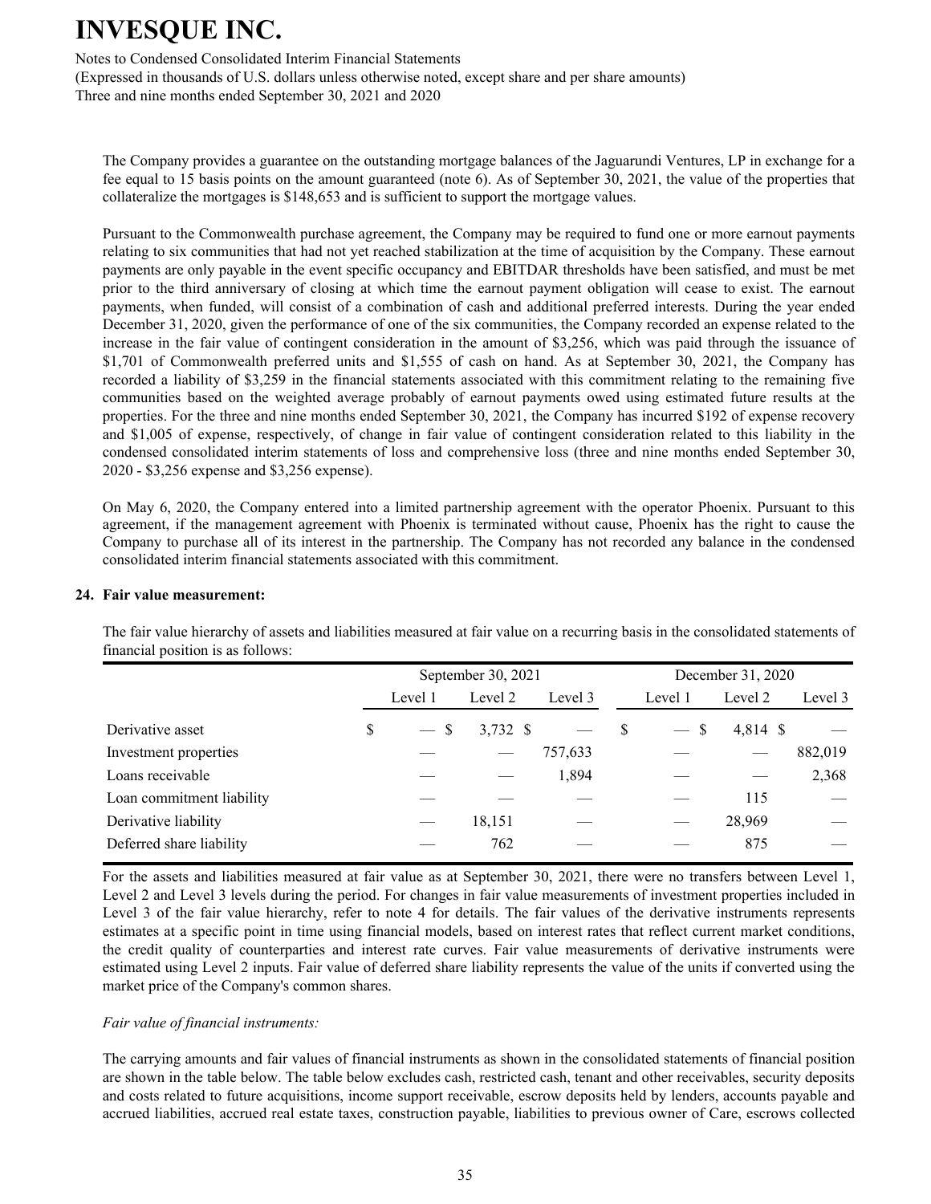The Company provides a guarantee on the outstanding mortgage balances of the Jaguarundi Ventures, LP in exchange for a fee equal to 15 basis points on the amount guaranteed (note 6). As of September 30, 2021, the value of the properties that collateralize the mortgages is $148,653 and is sufficient to support the mortgage values.

Pursuant to the Commonwealth purchase agreement, the Company may be required to fund one or more earnout payments relating to six communities that had not yet reached stabilization at the time of acquisition by the Company. These earnout payments are only payable in the event specific occupancy and EBITDAR thresholds have been satisfied, and must be met prior to the third anniversary of closing at which time the earnout payment obligation will cease to exist. The earnout payments, when funded, will consist of a combination of cash and additional preferred interests. During the year ended December 31, 2020, given the performance of one of the six communities, the Company recorded an expense related to the increase in the fair value of contingent consideration in the amount of $3,256, which was paid through the issuance of $1,701 of Commonwealth preferred units and $1,555 of cash on hand. As at September 30, 2021, the Company has recorded a liability of $3,259 in the financial statements associated with this commitment relating to the remaining five communities based on the weighted average probably of earnout payments owed using estimated future results at the properties. For the three and nine months ended September 30, 2021, the Company has incurred $192 of expense recovery and $1,005 of expense, respectively, of change in fair value of contingent consideration related to this liability in the condensed consolidated interim statements of loss and comprehensive loss (three and nine months ended September 30, 2020 - $3,256 expense and $3,256 expense).

On May 6, 2020, the Company entered into a limited partnership agreement with the operator Phoenix. Pursuant to this agreement, if the management agreement with Phoenix is terminated without cause, Phoenix has the right to cause the Company to purchase all of its interest in the partnership. The Company has not recorded any balance in the condensed consolidated interim financial statements associated with this commitment.

## 24. Fair value measurement:

The fair value hierarchy of assets and liabilities measured at fair value on a recurring basis in the consolidated statements of financial position is as follows:

| | September 30, 2021 | | | December 31, 2020 | | |
|---|---|---|---|---|---|---|
| | Level 1 | Level 2 | Level 3 | Level 1 | Level 2 | Level 3 |
| Derivative asset | $ — | $ 3,732 | $ — | $ — | $ 4,814 | $ — |
| Investment properties | — | — | 757,633 | — | — | 882,019 |
| Loans receivable | — | — | 1,894 | — | — | 2,368 |
| Loan commitment liability | — | — | — | — | 115 | — |
| Derivative liability | — | 18,151 | — | — | 28,969 | — |
| Deferred share liability | — | 762 | — | — | 875 | — |

For the assets and liabilities measured at fair value as at September 30, 2021, there were no transfers between Level 1, Level 2 and Level 3 levels during the period. For changes in fair value measurements of investment properties included in Level 3 of the fair value hierarchy, refer to note 4 for details. The fair values of the derivative instruments represents estimates at a specific point in time using financial models, based on interest rates that reflect current market conditions, the credit quality of counterparties and interest rate curves. Fair value measurements of derivative instruments were estimated using Level 2 inputs. Fair value of deferred share liability represents the value of the units if converted using the market price of the Company's common shares.

*Fair value of financial instruments:*

The carrying amounts and fair values of financial instruments as shown in the consolidated statements of financial position are shown in the table below. The table below excludes cash, restricted cash, tenant and other receivables, security deposits and costs related to future acquisitions, income support receivable, escrow deposits held by lenders, accounts payable and accrued liabilities, accrued real estate taxes, construction payable, liabilities to previous owner of Care, escrows collected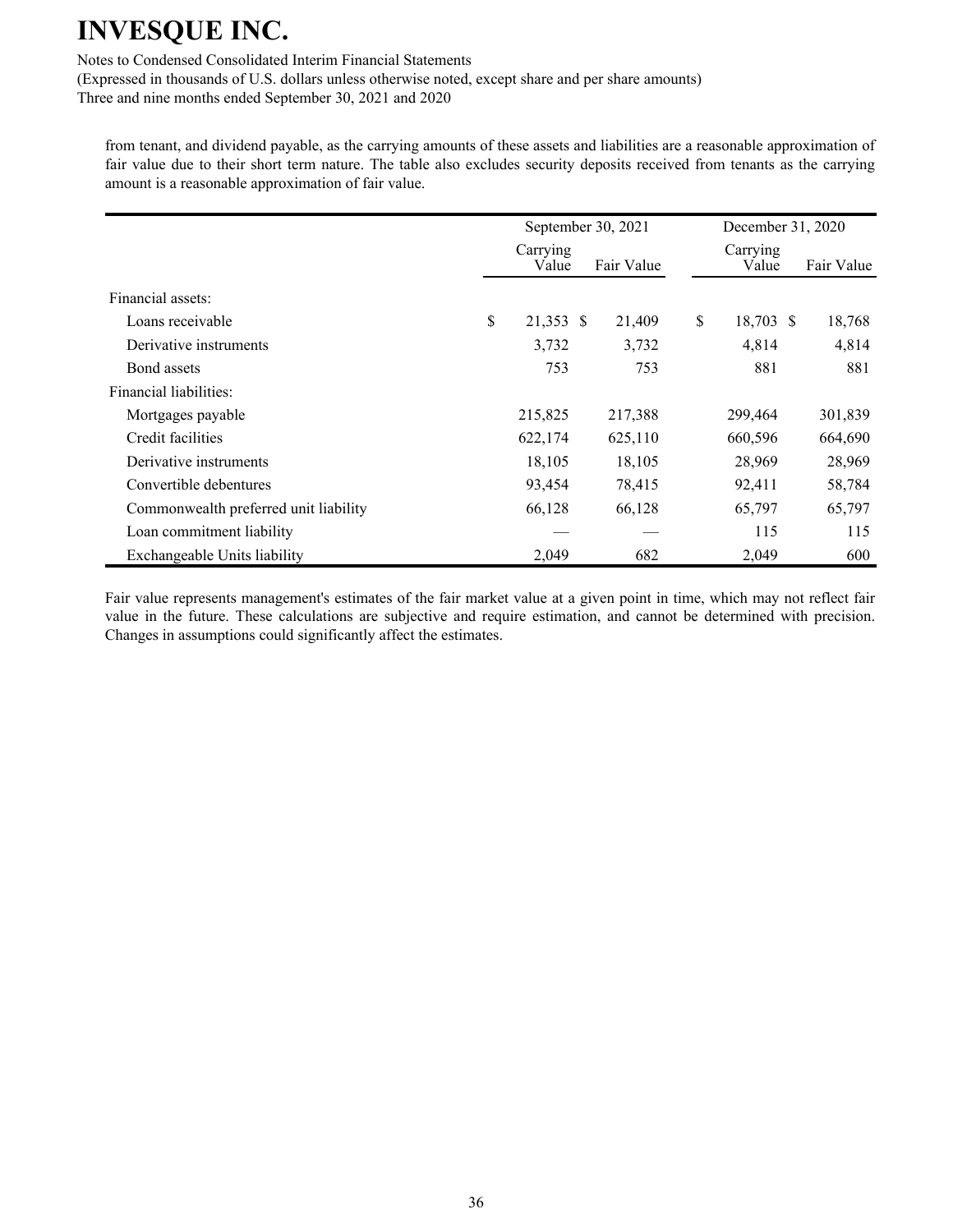from tenant, and dividend payable, as the carrying amounts of these assets and liabilities are a reasonable approximation of fair value due to their short term nature. The table also excludes security deposits received from tenants as the carrying amount is a reasonable approximation of fair value.

| | September 30, 2021 | | December 31, 2020 | |
|---|---|---|---|---|
| | Carrying Value | Fair Value | Carrying Value | Fair Value |
| Financial assets: | | | | |
| Loans receivable | $ 21,353 | $ 21,409 | $ 18,703 | $ 18,768 |
| Derivative instruments | 3,732 | 3,732 | 4,814 | 4,814 |
| Bond assets | 753 | 753 | 881 | 881 |
| Financial liabilities: | | | | |
| Mortgages payable | 215,825 | 217,388 | 299,464 | 301,839 |
| Credit facilities | 622,174 | 625,110 | 660,596 | 664,690 |
| Derivative instruments | 18,105 | 18,105 | 28,969 | 28,969 |
| Convertible debentures | 93,454 | 78,415 | 92,411 | 58,784 |
| Commonwealth preferred unit liability | 66,128 | 66,128 | 65,797 | 65,797 |
| Loan commitment liability | — | — | 115 | 115 |
| Exchangeable Units liability | 2,049 | 682 | 2,049 | 600 |

Fair value represents management's estimates of the fair market value at a given point in time, which may not reflect fair value in the future. These calculations are subjective and require estimation, and cannot be determined with precision. Changes in assumptions could significantly affect the estimates.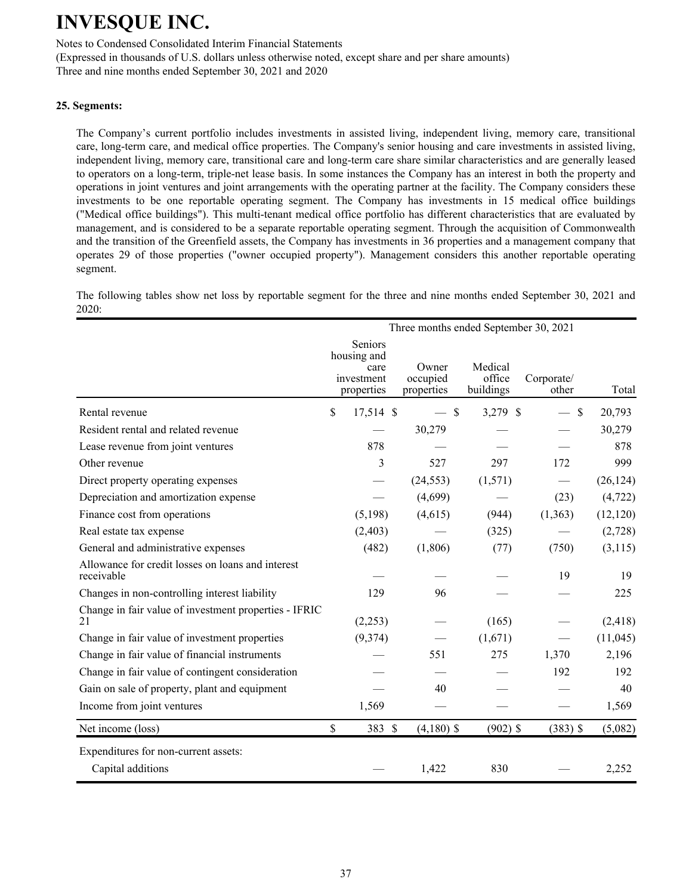# INVESQUE INC.

Notes to Condensed Consolidated Interim Financial Statements
(Expressed in thousands of U.S. dollars unless otherwise noted, except share and per share amounts)
Three and nine months ended September 30, 2021 and 2020

**25. Segments:**

The Company's current portfolio includes investments in assisted living, independent living, memory care, transitional care, long-term care, and medical office properties. The Company's senior housing and care investments in assisted living, independent living, memory care, transitional care and long-term care share similar characteristics and are generally leased to operators on a long-term, triple-net lease basis. In some instances the Company has an interest in both the property and operations in joint ventures and joint arrangements with the operating partner at the facility. The Company considers these investments to be one reportable operating segment. The Company has investments in 15 medical office buildings ("Medical office buildings"). This multi-tenant medical office portfolio has different characteristics that are evaluated by management, and is considered to be a separate reportable operating segment. Through the acquisition of Commonwealth and the transition of the Greenfield assets, the Company has investments in 36 properties and a management company that operates 29 of those properties ("owner occupied property"). Management considers this another reportable operating segment.

The following tables show net loss by reportable segment for the three and nine months ended September 30, 2021 and 2020:

| | Three months ended September 30, 2021 | | | | |
|---|---|---|---|---|---|
| | Seniors housing and care investment properties | Owner occupied properties | Medical office buildings | Corporate/ other | Total |
| Rental revenue | $ 17,514 | $ — | $ 3,279 | $ — | $ 20,793 |
| Resident rental and related revenue | — | 30,279 | — | — | 30,279 |
| Lease revenue from joint ventures | 878 | — | — | — | 878 |
| Other revenue | 3 | 527 | 297 | 172 | 999 |
| Direct property operating expenses | — | (24,553) | (1,571) | — | (26,124) |
| Depreciation and amortization expense | — | (4,699) | — | (23) | (4,722) |
| Finance cost from operations | (5,198) | (4,615) | (944) | (1,363) | (12,120) |
| Real estate tax expense | (2,403) | — | (325) | — | (2,728) |
| General and administrative expenses | (482) | (1,806) | (77) | (750) | (3,115) |
| Allowance for credit losses on loans and interest receivable | — | — | — | 19 | 19 |
| Changes in non-controlling interest liability | 129 | 96 | — | — | 225 |
| Change in fair value of investment properties - IFRIC 21 | (2,253) | — | (165) | — | (2,418) |
| Change in fair value of investment properties | (9,374) | — | (1,671) | — | (11,045) |
| Change in fair value of financial instruments | — | 551 | 275 | 1,370 | 2,196 |
| Change in fair value of contingent consideration | — | — | — | 192 | 192 |
| Gain on sale of property, plant and equipment | — | 40 | — | — | 40 |
| Income from joint ventures | 1,569 | — | — | — | 1,569 |
| Net income (loss) | $ 383 | $ (4,180) | $ (902) | $ (383) | $ (5,082) |
| Expenditures for non-current assets: | | | | | |
| Capital additions | — | 1,422 | 830 | — | 2,252 |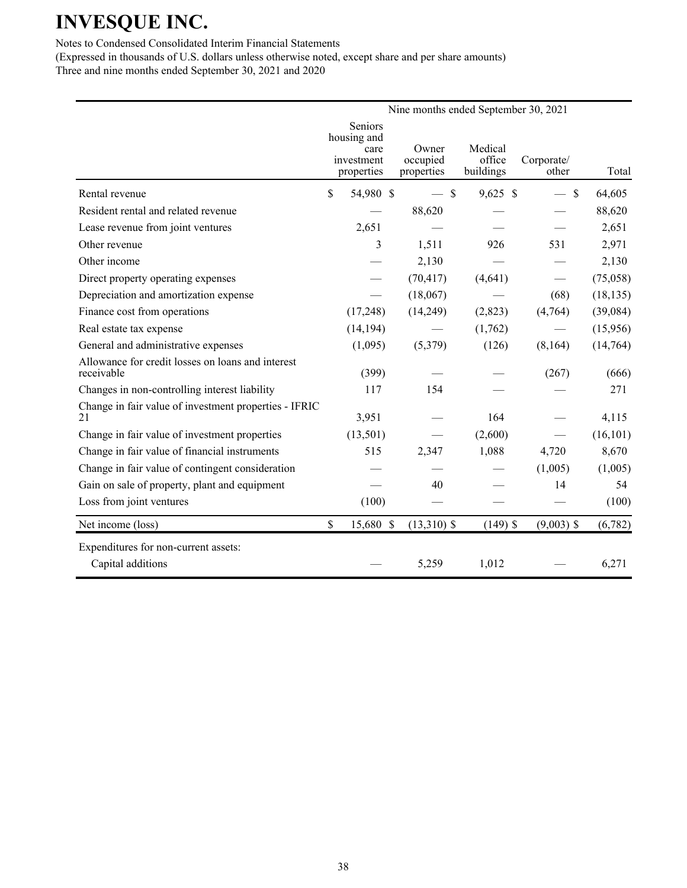# INVESQUE INC.

Notes to Condensed Consolidated Interim Financial Statements
(Expressed in thousands of U.S. dollars unless otherwise noted, except share and per share amounts)
Three and nine months ended September 30, 2021 and 2020

| | Nine months ended September 30, 2021 | | | | |
|---|---|---|---|---|---|
| | Seniors housing and care investment properties | Owner occupied properties | Medical office buildings | Corporate/ other | Total |
| Rental revenue | $ 54,980 | $ — | $ 9,625 | $ — | $ 64,605 |
| Resident rental and related revenue | — | 88,620 | — | — | 88,620 |
| Lease revenue from joint ventures | 2,651 | — | — | — | 2,651 |
| Other revenue | 3 | 1,511 | 926 | 531 | 2,971 |
| Other income | — | 2,130 | — | — | 2,130 |
| Direct property operating expenses | — | (70,417) | (4,641) | — | (75,058) |
| Depreciation and amortization expense | — | (18,067) | — | (68) | (18,135) |
| Finance cost from operations | (17,248) | (14,249) | (2,823) | (4,764) | (39,084) |
| Real estate tax expense | (14,194) | — | (1,762) | — | (15,956) |
| General and administrative expenses | (1,095) | (5,379) | (126) | (8,164) | (14,764) |
| Allowance for credit losses on loans and interest receivable | (399) | — | — | (267) | (666) |
| Changes in non-controlling interest liability | 117 | 154 | — | — | 271 |
| Change in fair value of investment properties - IFRIC 21 | 3,951 | — | 164 | — | 4,115 |
| Change in fair value of investment properties | (13,501) | — | (2,600) | — | (16,101) |
| Change in fair value of financial instruments | 515 | 2,347 | 1,088 | 4,720 | 8,670 |
| Change in fair value of contingent consideration | — | — | — | (1,005) | (1,005) |
| Gain on sale of property, plant and equipment | — | 40 | — | 14 | 54 |
| Loss from joint ventures | (100) | — | — | — | (100) |
| Net income (loss) | $ 15,680 | $ (13,310) | $ (149) | $ (9,003) | $ (6,782) |
| Expenditures for non-current assets: | | | | | |
| Capital additions | — | 5,259 | 1,012 | — | 6,271 |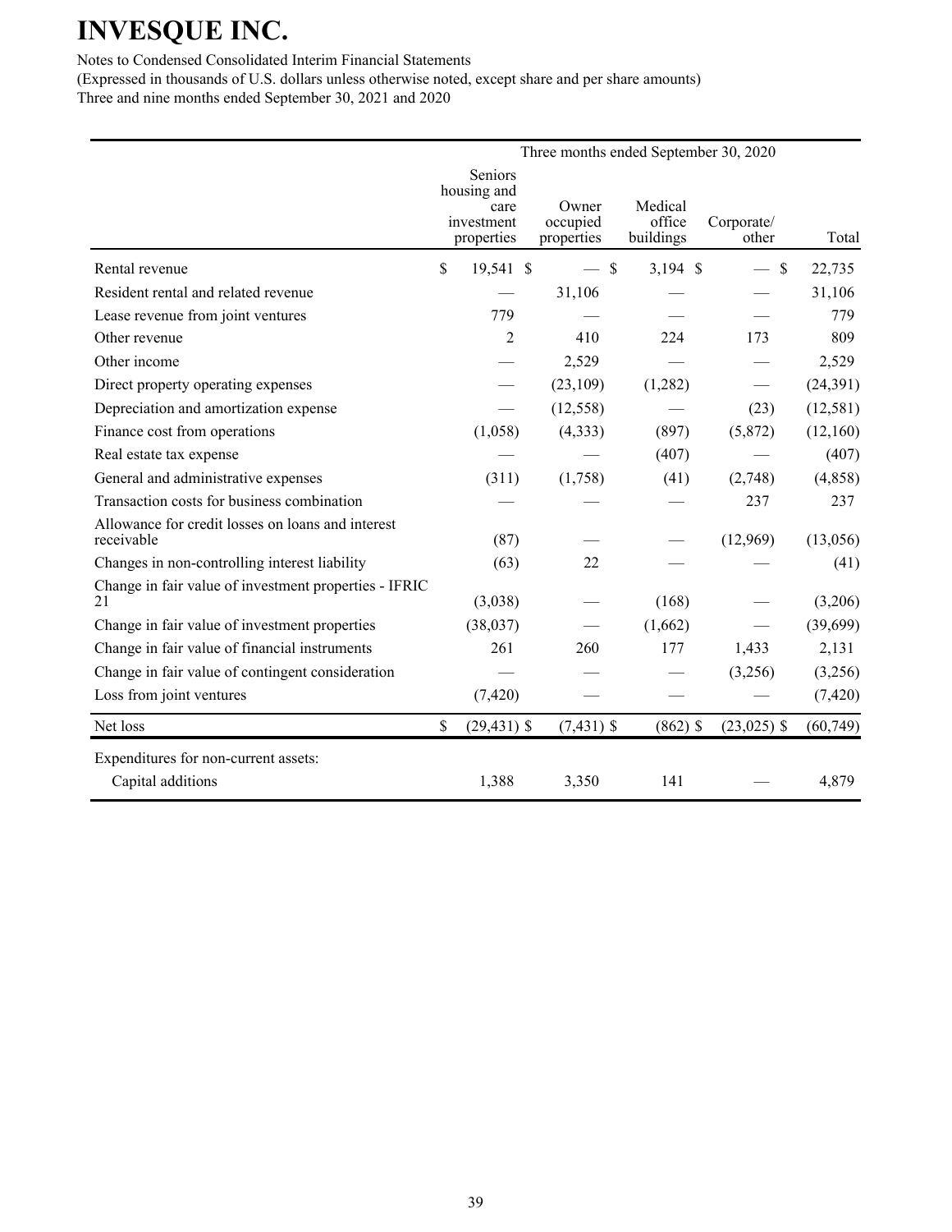# INVESQUE INC.

Notes to Condensed Consolidated Interim Financial Statements
(Expressed in thousands of U.S. dollars unless otherwise noted, except share and per share amounts)
Three and nine months ended September 30, 2021 and 2020

| | Three months ended September 30, 2020 | | | | |
|---|---|---|---|---|---|
| | Seniors housing and care investment properties | Owner occupied properties | Medical office buildings | Corporate/ other | Total |
| Rental revenue | $ 19,541 | $ — | $ 3,194 | $ — | $ 22,735 |
| Resident rental and related revenue | — | 31,106 | — | — | 31,106 |
| Lease revenue from joint ventures | 779 | — | — | — | 779 |
| Other revenue | 2 | 410 | 224 | 173 | 809 |
| Other income | — | 2,529 | — | — | 2,529 |
| Direct property operating expenses | — | (23,109) | (1,282) | — | (24,391) |
| Depreciation and amortization expense | — | (12,558) | — | (23) | (12,581) |
| Finance cost from operations | (1,058) | (4,333) | (897) | (5,872) | (12,160) |
| Real estate tax expense | — | — | (407) | — | (407) |
| General and administrative expenses | (311) | (1,758) | (41) | (2,748) | (4,858) |
| Transaction costs for business combination | — | — | — | 237 | 237 |
| Allowance for credit losses on loans and interest receivable | (87) | — | — | (12,969) | (13,056) |
| Changes in non-controlling interest liability | (63) | 22 | — | — | (41) |
| Change in fair value of investment properties - IFRIC 21 | (3,038) | — | (168) | — | (3,206) |
| Change in fair value of investment properties | (38,037) | — | (1,662) | — | (39,699) |
| Change in fair value of financial instruments | 261 | 260 | 177 | 1,433 | 2,131 |
| Change in fair value of contingent consideration | — | — | — | (3,256) | (3,256) |
| Loss from joint ventures | (7,420) | — | — | — | (7,420) |
| Net loss | $ (29,431) | $ (7,431) | $ (862) | $ (23,025) | $ (60,749) |
| Expenditures for non-current assets: | | | | | |
| Capital additions | 1,388 | 3,350 | 141 | — | 4,879 |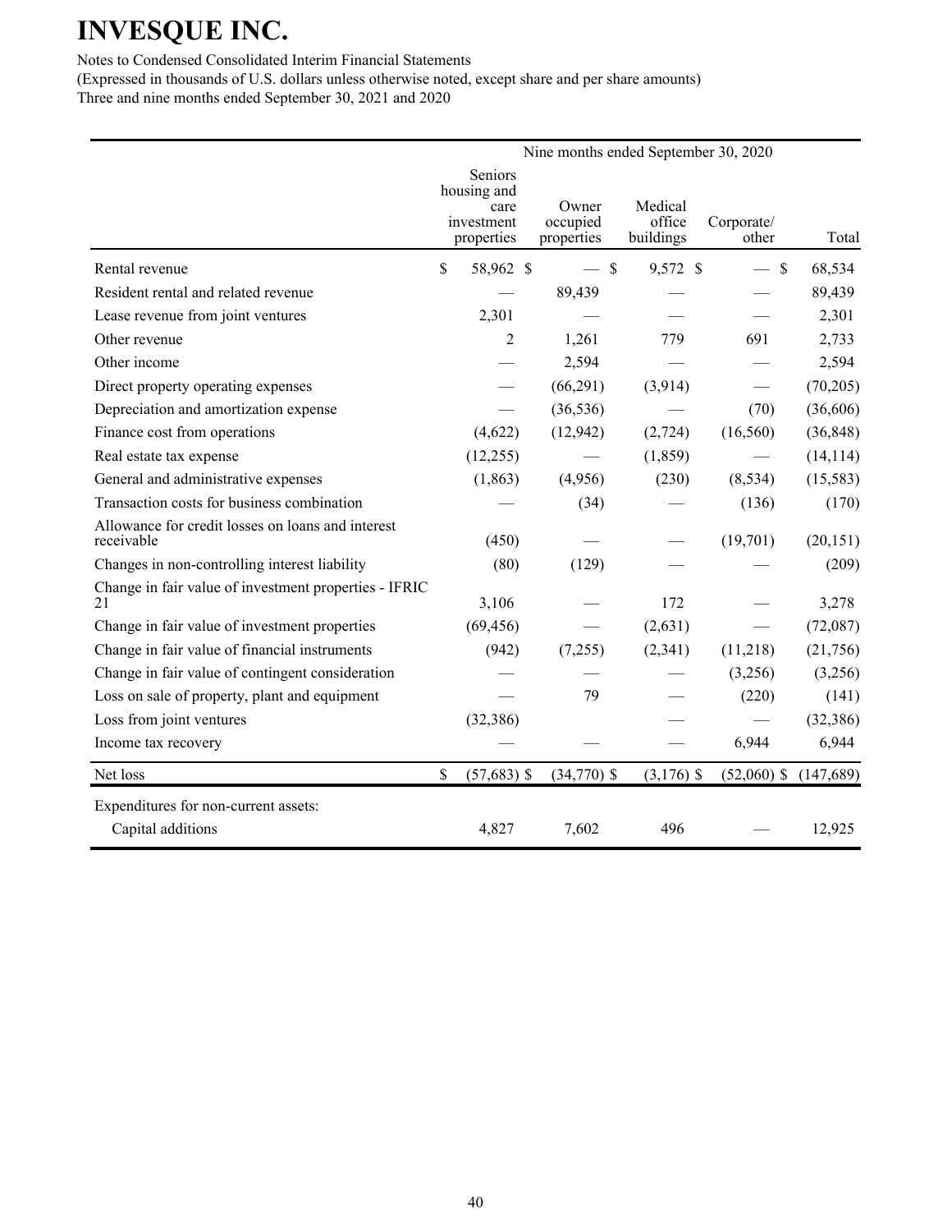# INVESQUE INC.

Notes to Condensed Consolidated Interim Financial Statements

(Expressed in thousands of U.S. dollars unless otherwise noted, except share and per share amounts)

Three and nine months ended September 30, 2021 and 2020

| | Nine months ended September 30, 2020 | | | | |
|---|---|---|---|---|---|
| | Seniors housing and care investment properties | Owner occupied properties | Medical office buildings | Corporate/ other | Total |
| Rental revenue | $ 58,962 | $ — | $ 9,572 | $ — | $ 68,534 |
| Resident rental and related revenue | — | 89,439 | — | — | 89,439 |
| Lease revenue from joint ventures | 2,301 | — | — | — | 2,301 |
| Other revenue | 2 | 1,261 | 779 | 691 | 2,733 |
| Other income | — | 2,594 | — | — | 2,594 |
| Direct property operating expenses | — | (66,291) | (3,914) | — | (70,205) |
| Depreciation and amortization expense | — | (36,536) | — | (70) | (36,606) |
| Finance cost from operations | (4,622) | (12,942) | (2,724) | (16,560) | (36,848) |
| Real estate tax expense | (12,255) | — | (1,859) | — | (14,114) |
| General and administrative expenses | (1,863) | (4,956) | (230) | (8,534) | (15,583) |
| Transaction costs for business combination | — | (34) | — | (136) | (170) |
| Allowance for credit losses on loans and interest receivable | (450) | — | — | (19,701) | (20,151) |
| Changes in non-controlling interest liability | (80) | (129) | — | — | (209) |
| Change in fair value of investment properties - IFRIC 21 | 3,106 | — | 172 | — | 3,278 |
| Change in fair value of investment properties | (69,456) | — | (2,631) | — | (72,087) |
| Change in fair value of financial instruments | (942) | (7,255) | (2,341) | (11,218) | (21,756) |
| Change in fair value of contingent consideration | — | — | — | (3,256) | (3,256) |
| Loss on sale of property, plant and equipment | — | 79 | — | (220) | (141) |
| Loss from joint ventures | (32,386) | | — | — | (32,386) |
| Income tax recovery | — | — | — | 6,944 | 6,944 |
| Net loss | $ (57,683) | $ (34,770) | $ (3,176) | $ (52,060) | $ (147,689) |
| Expenditures for non-current assets: | | | | | |
| Capital additions | 4,827 | 7,602 | 496 | — | 12,925 |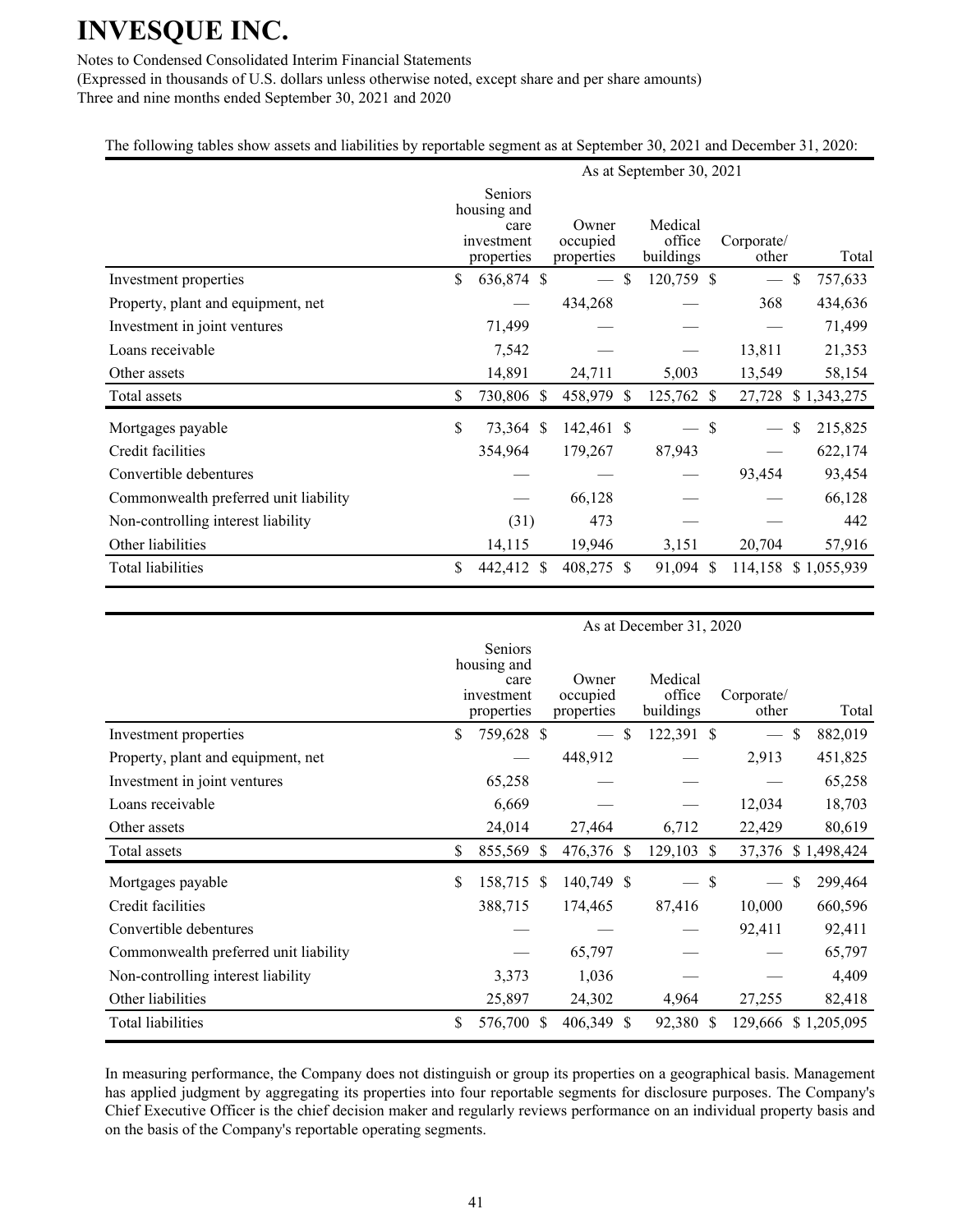The following tables show assets and liabilities by reportable segment as at September 30, 2021 and December 31, 2020:

| | As at September 30, 2021 | | | | |
|---|---|---|---|---|---|
| | Seniors housing and care investment properties | Owner occupied properties | Medical office buildings | Corporate/ other | Total |
| Investment properties | $ 636,874 | $ — | $ 120,759 | $ — | $ 757,633 |
| Property, plant and equipment, net | — | 434,268 | — | 368 | 434,636 |
| Investment in joint ventures | 71,499 | — | — | — | 71,499 |
| Loans receivable | 7,542 | — | — | 13,811 | 21,353 |
| Other assets | 14,891 | 24,711 | 5,003 | 13,549 | 58,154 |
| Total assets | $ 730,806 | $ 458,979 | $ 125,762 | $ 27,728 | $ 1,343,275 |
| Mortgages payable | $ 73,364 | $ 142,461 | $ — | $ — | $ 215,825 |
| Credit facilities | 354,964 | 179,267 | 87,943 | — | 622,174 |
| Convertible debentures | — | — | — | 93,454 | 93,454 |
| Commonwealth preferred unit liability | — | 66,128 | — | — | 66,128 |
| Non-controlling interest liability | (31) | 473 | — | — | 442 |
| Other liabilities | 14,115 | 19,946 | 3,151 | 20,704 | 57,916 |
| Total liabilities | $ 442,412 | $ 408,275 | $ 91,094 | $ 114,158 | $ 1,055,939 |

| | As at December 31, 2020 | | | | |
|---|---|---|---|---|---|
| | Seniors housing and care investment properties | Owner occupied properties | Medical office buildings | Corporate/ other | Total |
| Investment properties | $ 759,628 | $ — | $ 122,391 | $ — | $ 882,019 |
| Property, plant and equipment, net | — | 448,912 | — | 2,913 | 451,825 |
| Investment in joint ventures | 65,258 | — | — | — | 65,258 |
| Loans receivable | 6,669 | — | — | 12,034 | 18,703 |
| Other assets | 24,014 | 27,464 | 6,712 | 22,429 | 80,619 |
| Total assets | $ 855,569 | $ 476,376 | $ 129,103 | $ 37,376 | $ 1,498,424 |
| Mortgages payable | $ 158,715 | $ 140,749 | $ — | $ — | $ 299,464 |
| Credit facilities | 388,715 | 174,465 | 87,416 | 10,000 | 660,596 |
| Convertible debentures | — | — | — | 92,411 | 92,411 |
| Commonwealth preferred unit liability | — | 65,797 | — | — | 65,797 |
| Non-controlling interest liability | 3,373 | 1,036 | — | — | 4,409 |
| Other liabilities | 25,897 | 24,302 | 4,964 | 27,255 | 82,418 |
| Total liabilities | $ 576,700 | $ 406,349 | $ 92,380 | $ 129,666 | $ 1,205,095 |

In measuring performance, the Company does not distinguish or group its properties on a geographical basis. Management has applied judgment by aggregating its properties into four reportable segments for disclosure purposes. The Company's Chief Executive Officer is the chief decision maker and regularly reviews performance on an individual property basis and on the basis of the Company's reportable operating segments.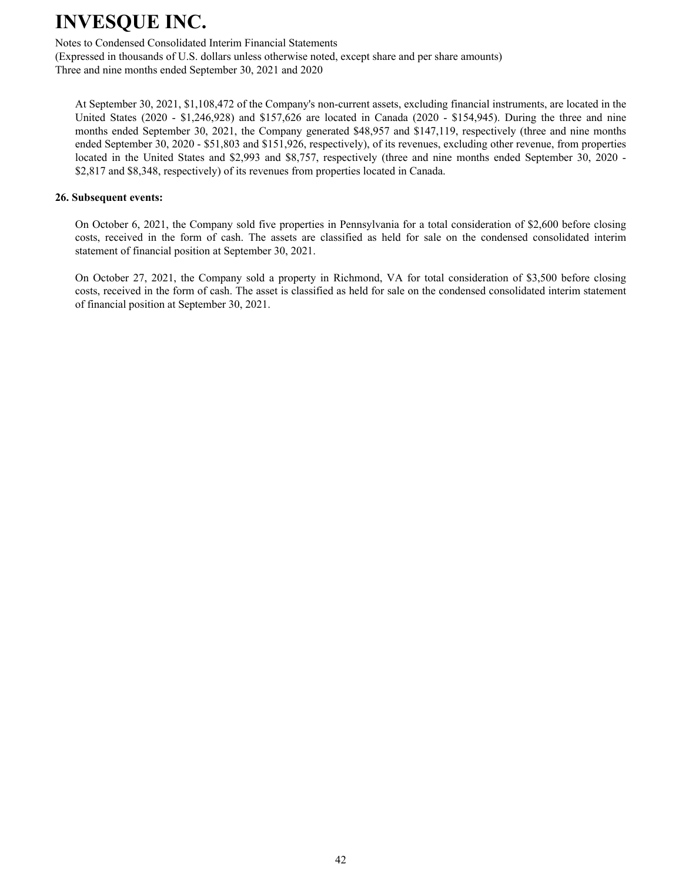At September 30, 2021, $1,108,472 of the Company's non-current assets, excluding financial instruments, are located in the United States (2020 - $1,246,928) and $157,626 are located in Canada (2020 - $154,945). During the three and nine months ended September 30, 2021, the Company generated $48,957 and $147,119, respectively (three and nine months ended September 30, 2020 - $51,803 and $151,926, respectively), of its revenues, excluding other revenue, from properties located in the United States and $2,993 and $8,757, respectively (three and nine months ended September 30, 2020 - $2,817 and $8,348, respectively) of its revenues from properties located in Canada.

**26. Subsequent events:**

On October 6, 2021, the Company sold five properties in Pennsylvania for a total consideration of $2,600 before closing costs, received in the form of cash. The assets are classified as held for sale on the condensed consolidated interim statement of financial position at September 30, 2021.

On October 27, 2021, the Company sold a property in Richmond, VA for total consideration of $3,500 before closing costs, received in the form of cash. The asset is classified as held for sale on the condensed consolidated interim statement of financial position at September 30, 2021.